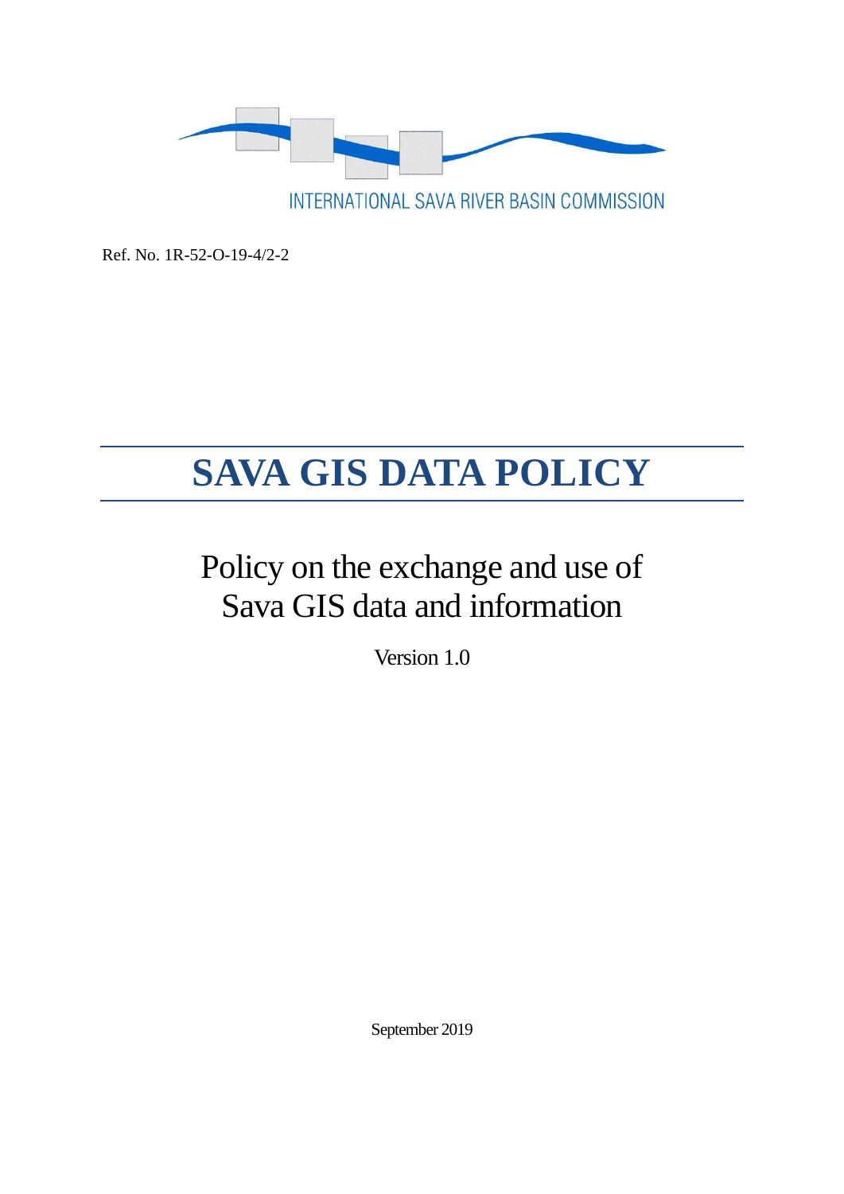INTERNATIONAL SAVA RIVER BASIN COMMISSION

Ref. No. 1R-52-O-19-4/2-2

# SAVA GIS DATA POLICY

## Policy on the exchange and use of Sava GIS data and information

Version 1.0

September 2019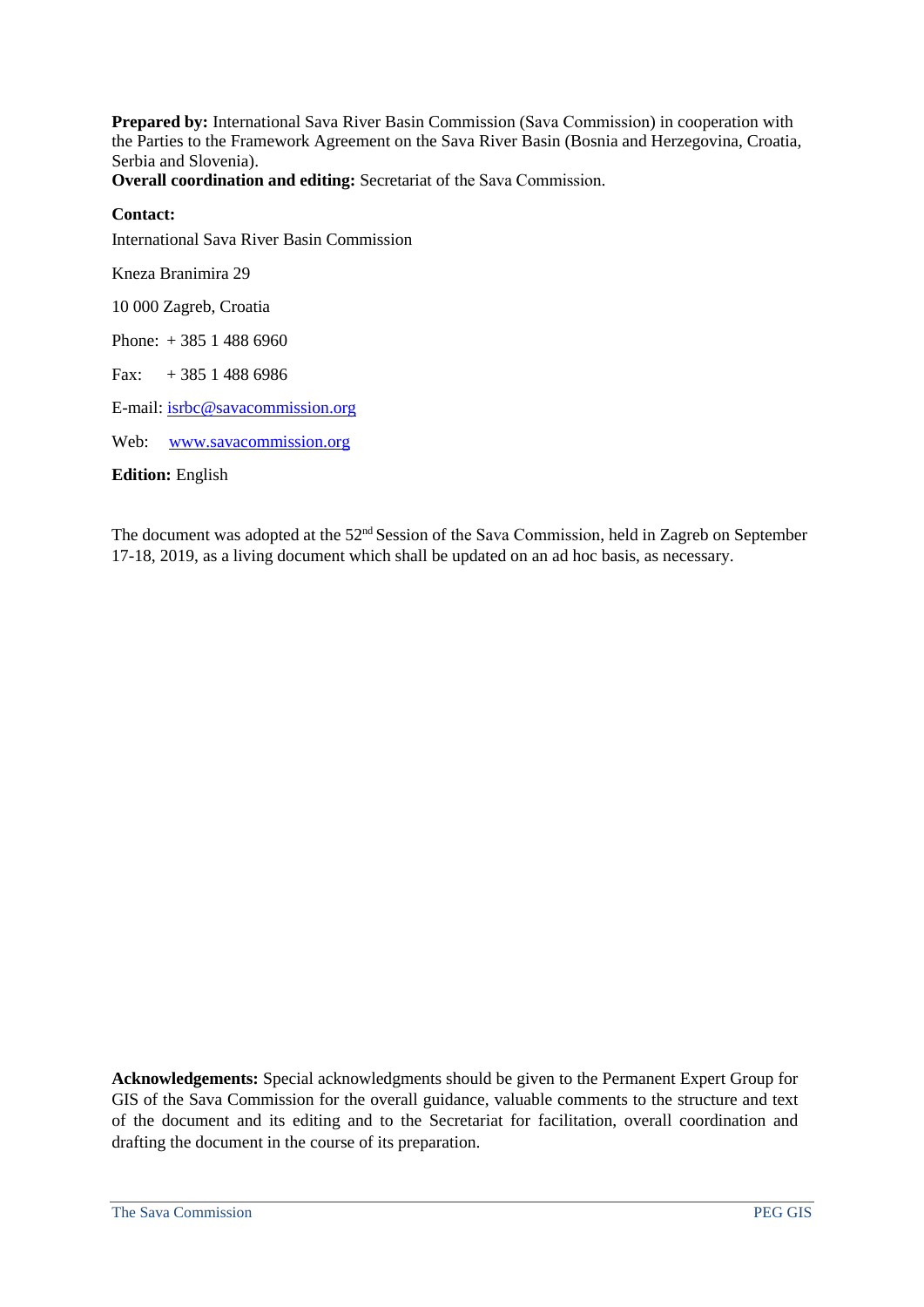**Prepared by:** International Sava River Basin Commission (Sava Commission) in cooperation with the Parties to the Framework Agreement on the Sava River Basin (Bosnia and Herzegovina, Croatia, Serbia and Slovenia).

**Overall coordination and editing:** Secretariat of the Sava Commission.

**Contact:**

International Sava River Basin Commission

Kneza Branimira 29

10 000 Zagreb, Croatia

Phone: + 385 1 488 6960

Fax: + 385 1 488 6986

E-mail: isrbc@savacommission.org

Web: www.savacommission.org

**Edition:** English

The document was adopted at the 52nd Session of the Sava Commission, held in Zagreb on September 17-18, 2019, as a living document which shall be updated on an ad hoc basis, as necessary.

**Acknowledgements:** Special acknowledgments should be given to the Permanent Expert Group for GIS of the Sava Commission for the overall guidance, valuable comments to the structure and text of the document and its editing and to the Secretariat for facilitation, overall coordination and drafting the document in the course of its preparation.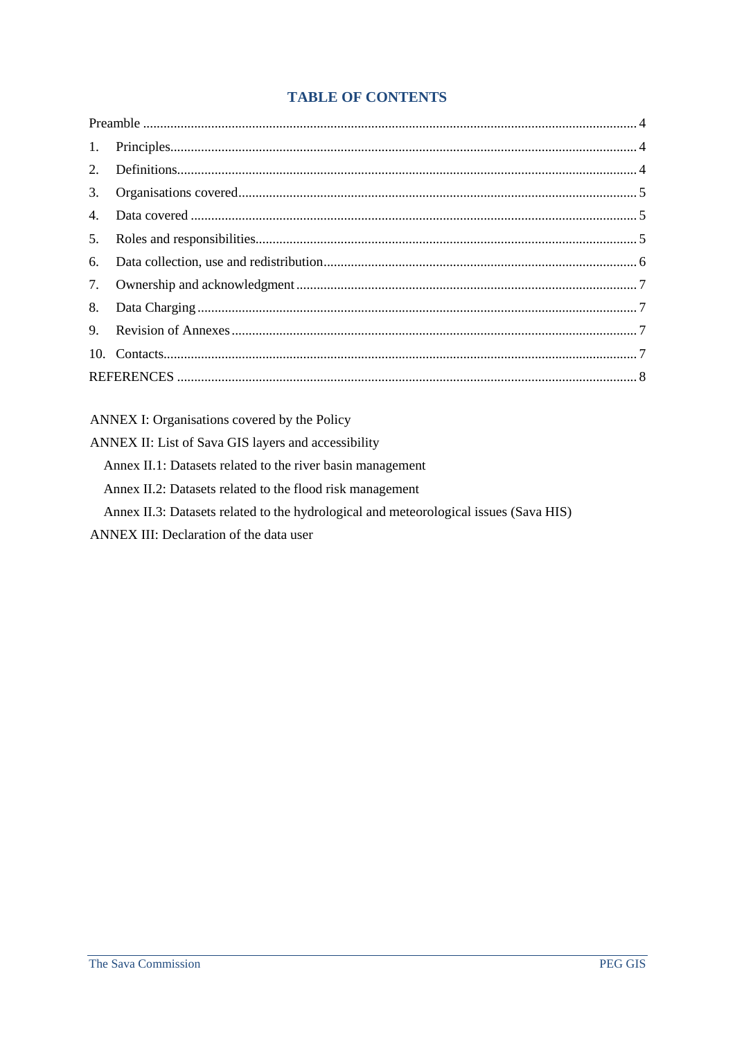# TABLE OF CONTENTS

Preamble ..... 4

1. Principles ..... 4
2. Definitions ..... 4
3. Organisations covered ..... 5
4. Data covered ..... 5
5. Roles and responsibilities ..... 5
6. Data collection, use and redistribution ..... 6
7. Ownership and acknowledgment ..... 7
8. Data Charging ..... 7
9. Revision of Annexes ..... 7
10. Contacts ..... 7

REFERENCES ..... 8

ANNEX I: Organisations covered by the Policy

ANNEX II: List of Sava GIS layers and accessibility

- Annex II.1: Datasets related to the river basin management
- Annex II.2: Datasets related to the flood risk management
- Annex II.3: Datasets related to the hydrological and meteorological issues (Sava HIS)

ANNEX III: Declaration of the data user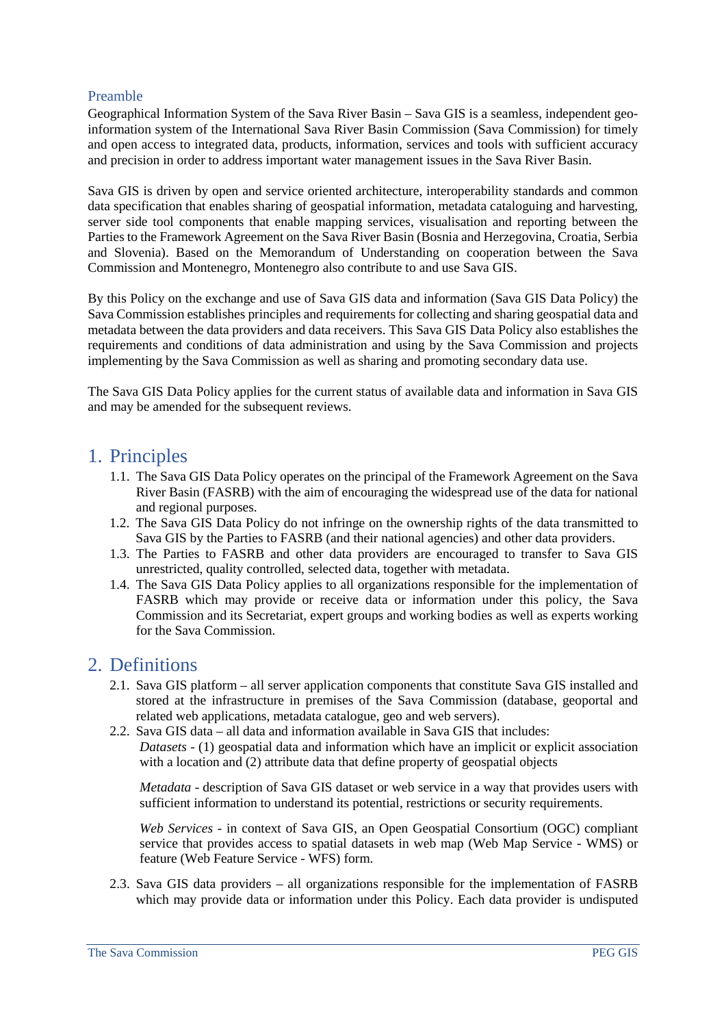## Preamble

Geographical Information System of the Sava River Basin – Sava GIS is a seamless, independent geo-information system of the International Sava River Basin Commission (Sava Commission) for timely and open access to integrated data, products, information, services and tools with sufficient accuracy and precision in order to address important water management issues in the Sava River Basin.

Sava GIS is driven by open and service oriented architecture, interoperability standards and common data specification that enables sharing of geospatial information, metadata cataloguing and harvesting, server side tool components that enable mapping services, visualisation and reporting between the Parties to the Framework Agreement on the Sava River Basin (Bosnia and Herzegovina, Croatia, Serbia and Slovenia). Based on the Memorandum of Understanding on cooperation between the Sava Commission and Montenegro, Montenegro also contribute to and use Sava GIS.

By this Policy on the exchange and use of Sava GIS data and information (Sava GIS Data Policy) the Sava Commission establishes principles and requirements for collecting and sharing geospatial data and metadata between the data providers and data receivers. This Sava GIS Data Policy also establishes the requirements and conditions of data administration and using by the Sava Commission and projects implementing by the Sava Commission as well as sharing and promoting secondary data use.

The Sava GIS Data Policy applies for the current status of available data and information in Sava GIS and may be amended for the subsequent reviews.

# 1. Principles

1.1. The Sava GIS Data Policy operates on the principal of the Framework Agreement on the Sava River Basin (FASRB) with the aim of encouraging the widespread use of the data for national and regional purposes.

1.2. The Sava GIS Data Policy do not infringe on the ownership rights of the data transmitted to Sava GIS by the Parties to FASRB (and their national agencies) and other data providers.

1.3. The Parties to FASRB and other data providers are encouraged to transfer to Sava GIS unrestricted, quality controlled, selected data, together with metadata.

1.4. The Sava GIS Data Policy applies to all organizations responsible for the implementation of FASRB which may provide or receive data or information under this policy, the Sava Commission and its Secretariat, expert groups and working bodies as well as experts working for the Sava Commission.

# 2. Definitions

2.1. Sava GIS platform – all server application components that constitute Sava GIS installed and stored at the infrastructure in premises of the Sava Commission (database, geoportal and related web applications, metadata catalogue, geo and web servers).

2.2. Sava GIS data – all data and information available in Sava GIS that includes:

*Datasets* - (1) geospatial data and information which have an implicit or explicit association with a location and (2) attribute data that define property of geospatial objects

*Metadata* - description of Sava GIS dataset or web service in a way that provides users with sufficient information to understand its potential, restrictions or security requirements.

*Web Services* - in context of Sava GIS, an Open Geospatial Consortium (OGC) compliant service that provides access to spatial datasets in web map (Web Map Service - WMS) or feature (Web Feature Service - WFS) form.

2.3. Sava GIS data providers – all organizations responsible for the implementation of FASRB which may provide data or information under this Policy. Each data provider is undisputed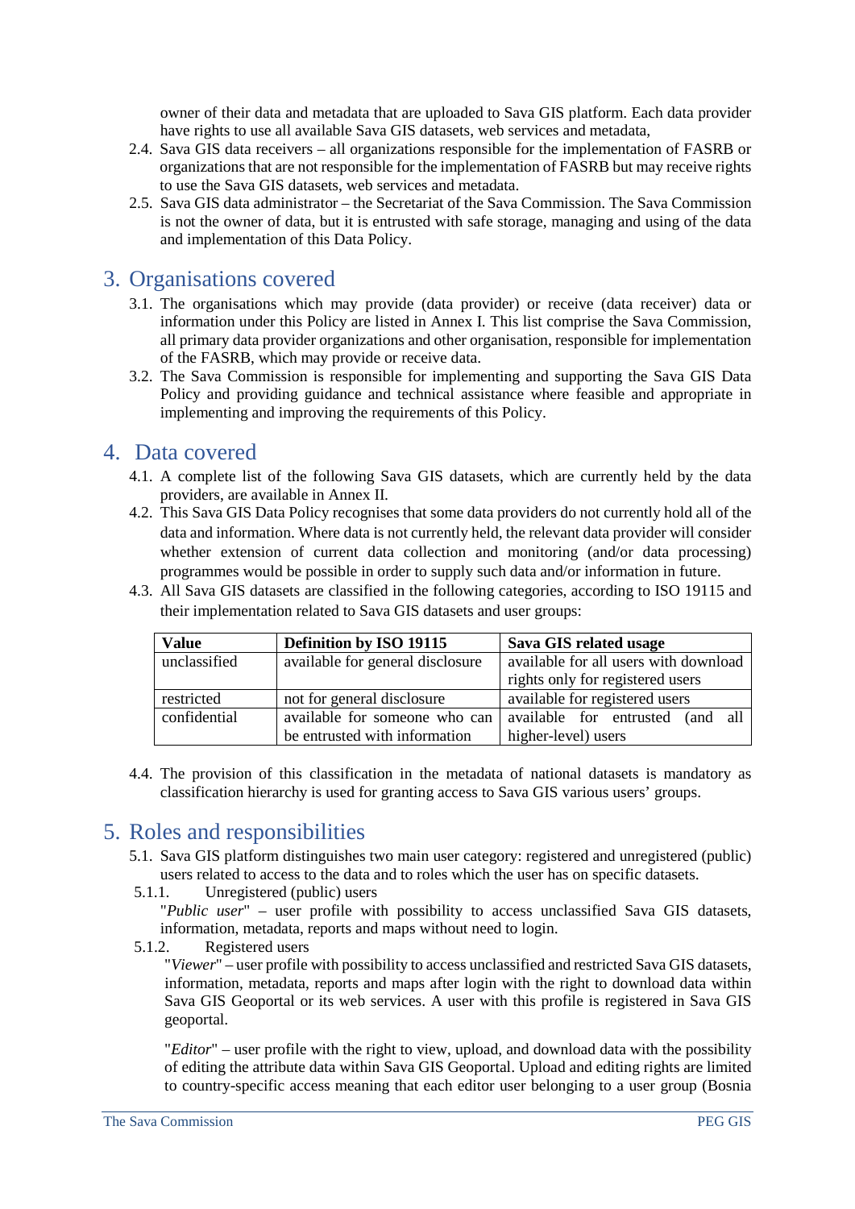owner of their data and metadata that are uploaded to Sava GIS platform. Each data provider have rights to use all available Sava GIS datasets, web services and metadata,

2.4. Sava GIS data receivers – all organizations responsible for the implementation of FASRB or organizations that are not responsible for the implementation of FASRB but may receive rights to use the Sava GIS datasets, web services and metadata.

2.5. Sava GIS data administrator – the Secretariat of the Sava Commission. The Sava Commission is not the owner of data, but it is entrusted with safe storage, managing and using of the data and implementation of this Data Policy.

## 3. Organisations covered

3.1. The organisations which may provide (data provider) or receive (data receiver) data or information under this Policy are listed in Annex I. This list comprise the Sava Commission, all primary data provider organizations and other organisation, responsible for implementation of the FASRB, which may provide or receive data.

3.2. The Sava Commission is responsible for implementing and supporting the Sava GIS Data Policy and providing guidance and technical assistance where feasible and appropriate in implementing and improving the requirements of this Policy.

## 4. Data covered

4.1. A complete list of the following Sava GIS datasets, which are currently held by the data providers, are available in Annex II.

4.2. This Sava GIS Data Policy recognises that some data providers do not currently hold all of the data and information. Where data is not currently held, the relevant data provider will consider whether extension of current data collection and monitoring (and/or data processing) programmes would be possible in order to supply such data and/or information in future.

4.3. All Sava GIS datasets are classified in the following categories, according to ISO 19115 and their implementation related to Sava GIS datasets and user groups:

| **Value** | **Definition by ISO 19115** | **Sava GIS related usage** |
|---|---|---|
| unclassified | available for general disclosure | available for all users with download rights only for registered users |
| restricted | not for general disclosure | available for registered users |
| confidential | available for someone who can be entrusted with information | available for entrusted (and all higher-level) users |

4.4. The provision of this classification in the metadata of national datasets is mandatory as classification hierarchy is used for granting access to Sava GIS various users' groups.

## 5. Roles and responsibilities

5.1. Sava GIS platform distinguishes two main user category: registered and unregistered (public) users related to access to the data and to roles which the user has on specific datasets.

5.1.1. Unregistered (public) users

"*Public user*" – user profile with possibility to access unclassified Sava GIS datasets, information, metadata, reports and maps without need to login.

5.1.2. Registered users

"*Viewer*" – user profile with possibility to access unclassified and restricted Sava GIS datasets, information, metadata, reports and maps after login with the right to download data within Sava GIS Geoportal or its web services. A user with this profile is registered in Sava GIS geoportal.

"*Editor*" – user profile with the right to view, upload, and download data with the possibility of editing the attribute data within Sava GIS Geoportal. Upload and editing rights are limited to country-specific access meaning that each editor user belonging to a user group (Bosnia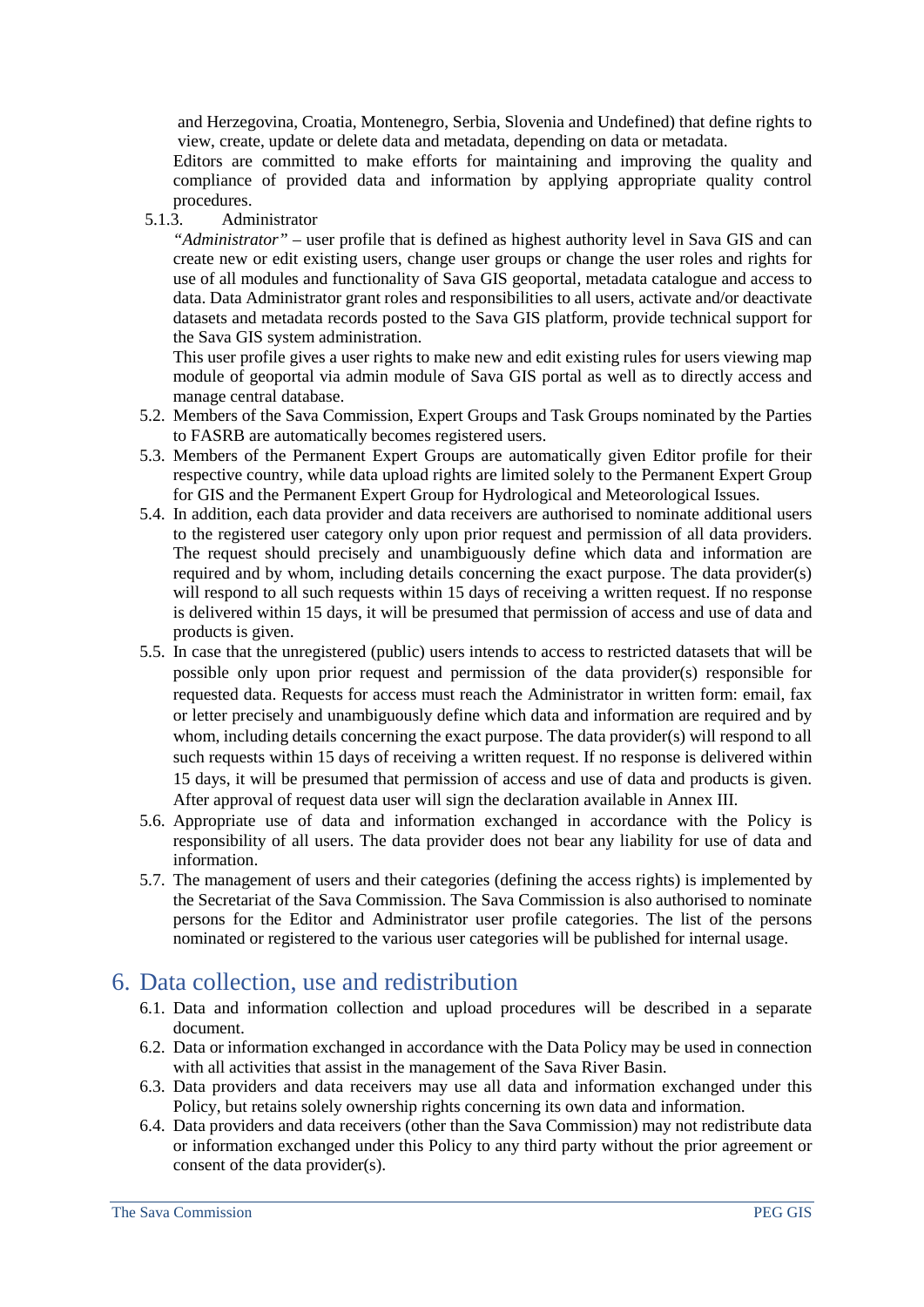and Herzegovina, Croatia, Montenegro, Serbia, Slovenia and Undefined) that define rights to view, create, update or delete data and metadata, depending on data or metadata.

Editors are committed to make efforts for maintaining and improving the quality and compliance of provided data and information by applying appropriate quality control procedures.

5.1.3. Administrator

*"Administrator"* – user profile that is defined as highest authority level in Sava GIS and can create new or edit existing users, change user groups or change the user roles and rights for use of all modules and functionality of Sava GIS geoportal, metadata catalogue and access to data. Data Administrator grant roles and responsibilities to all users, activate and/or deactivate datasets and metadata records posted to the Sava GIS platform, provide technical support for the Sava GIS system administration.

This user profile gives a user rights to make new and edit existing rules for users viewing map module of geoportal via admin module of Sava GIS portal as well as to directly access and manage central database.

5.2. Members of the Sava Commission, Expert Groups and Task Groups nominated by the Parties to FASRB are automatically becomes registered users.

5.3. Members of the Permanent Expert Groups are automatically given Editor profile for their respective country, while data upload rights are limited solely to the Permanent Expert Group for GIS and the Permanent Expert Group for Hydrological and Meteorological Issues.

5.4. In addition, each data provider and data receivers are authorised to nominate additional users to the registered user category only upon prior request and permission of all data providers. The request should precisely and unambiguously define which data and information are required and by whom, including details concerning the exact purpose. The data provider(s) will respond to all such requests within 15 days of receiving a written request. If no response is delivered within 15 days, it will be presumed that permission of access and use of data and products is given.

5.5. In case that the unregistered (public) users intends to access to restricted datasets that will be possible only upon prior request and permission of the data provider(s) responsible for requested data. Requests for access must reach the Administrator in written form: email, fax or letter precisely and unambiguously define which data and information are required and by whom, including details concerning the exact purpose. The data provider(s) will respond to all such requests within 15 days of receiving a written request. If no response is delivered within 15 days, it will be presumed that permission of access and use of data and products is given. After approval of request data user will sign the declaration available in Annex III.

5.6. Appropriate use of data and information exchanged in accordance with the Policy is responsibility of all users. The data provider does not bear any liability for use of data and information.

5.7. The management of users and their categories (defining the access rights) is implemented by the Secretariat of the Sava Commission. The Sava Commission is also authorised to nominate persons for the Editor and Administrator user profile categories. The list of the persons nominated or registered to the various user categories will be published for internal usage.

# 6. Data collection, use and redistribution

6.1. Data and information collection and upload procedures will be described in a separate document.

6.2. Data or information exchanged in accordance with the Data Policy may be used in connection with all activities that assist in the management of the Sava River Basin.

6.3. Data providers and data receivers may use all data and information exchanged under this Policy, but retains solely ownership rights concerning its own data and information.

6.4. Data providers and data receivers (other than the Sava Commission) may not redistribute data or information exchanged under this Policy to any third party without the prior agreement or consent of the data provider(s).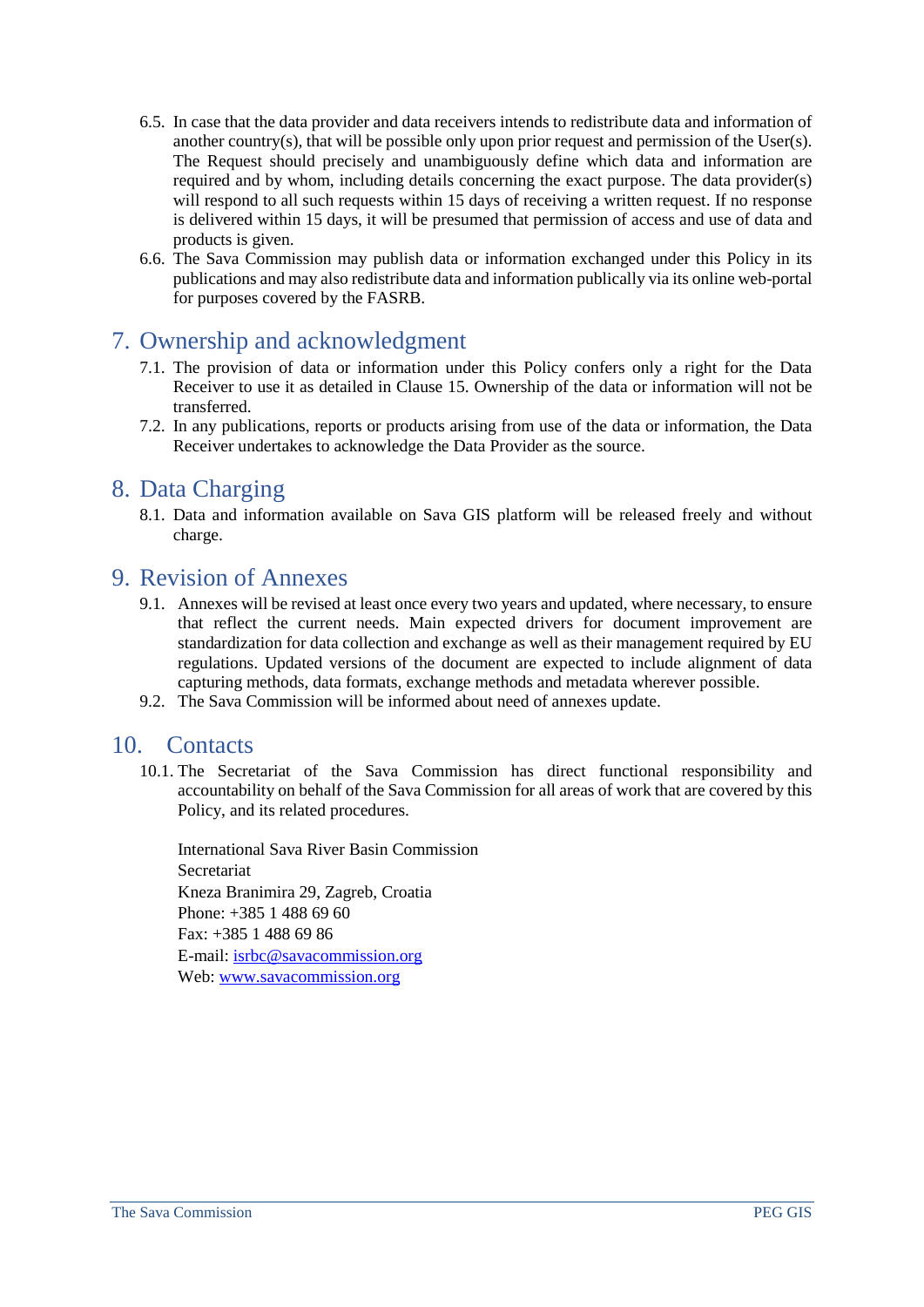6.5. In case that the data provider and data receivers intends to redistribute data and information of another country(s), that will be possible only upon prior request and permission of the User(s). The Request should precisely and unambiguously define which data and information are required and by whom, including details concerning the exact purpose. The data provider(s) will respond to all such requests within 15 days of receiving a written request. If no response is delivered within 15 days, it will be presumed that permission of access and use of data and products is given.

6.6. The Sava Commission may publish data or information exchanged under this Policy in its publications and may also redistribute data and information publically via its online web-portal for purposes covered by the FASRB.

## 7. Ownership and acknowledgment

7.1. The provision of data or information under this Policy confers only a right for the Data Receiver to use it as detailed in Clause 15. Ownership of the data or information will not be transferred.

7.2. In any publications, reports or products arising from use of the data or information, the Data Receiver undertakes to acknowledge the Data Provider as the source.

## 8. Data Charging

8.1. Data and information available on Sava GIS platform will be released freely and without charge.

## 9. Revision of Annexes

9.1. Annexes will be revised at least once every two years and updated, where necessary, to ensure that reflect the current needs. Main expected drivers for document improvement are standardization for data collection and exchange as well as their management required by EU regulations. Updated versions of the document are expected to include alignment of data capturing methods, data formats, exchange methods and metadata wherever possible.

9.2. The Sava Commission will be informed about need of annexes update.

## 10. Contacts

10.1. The Secretariat of the Sava Commission has direct functional responsibility and accountability on behalf of the Sava Commission for all areas of work that are covered by this Policy, and its related procedures.

International Sava River Basin Commission  
Secretariat  
Kneza Branimira 29, Zagreb, Croatia  
Phone: +385 1 488 69 60  
Fax: +385 1 488 69 86  
E-mail: isrbc@savacommission.org  
Web: www.savacommission.org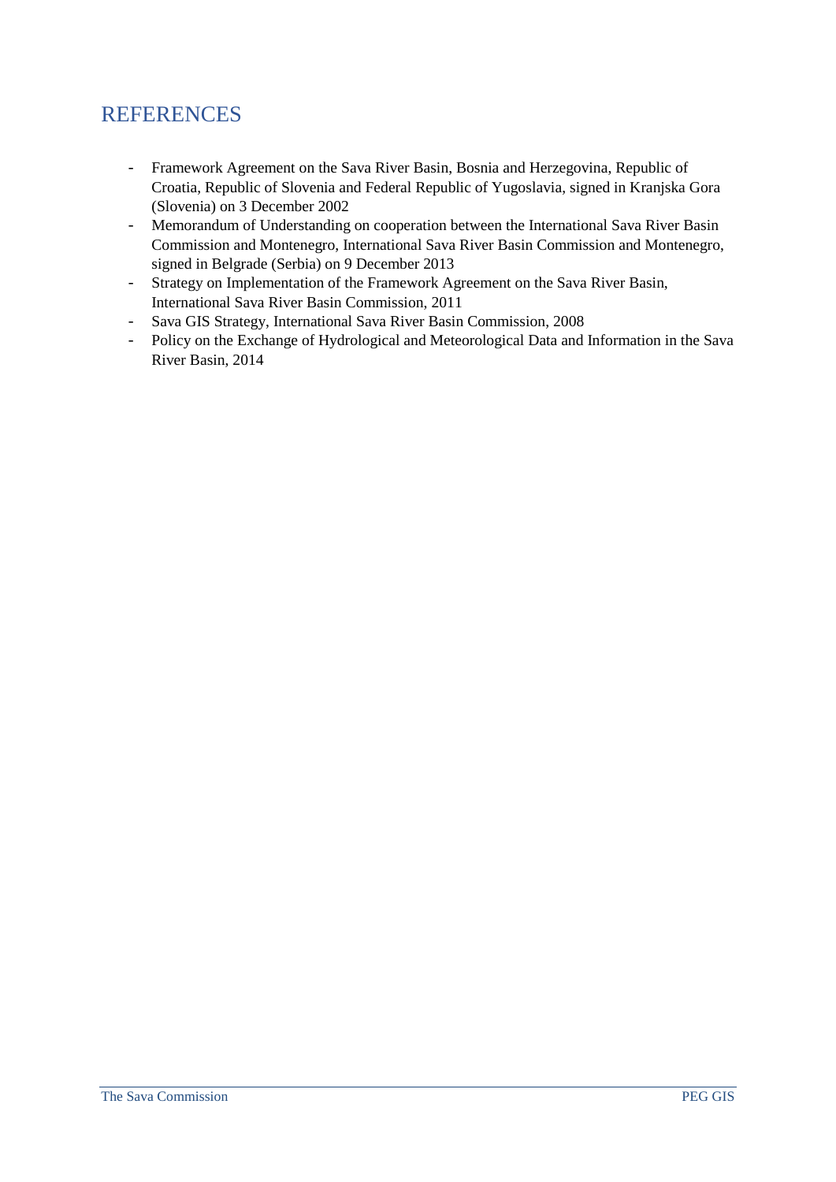# REFERENCES

- Framework Agreement on the Sava River Basin, Bosnia and Herzegovina, Republic of Croatia, Republic of Slovenia and Federal Republic of Yugoslavia, signed in Kranjska Gora (Slovenia) on 3 December 2002
- Memorandum of Understanding on cooperation between the International Sava River Basin Commission and Montenegro, International Sava River Basin Commission and Montenegro, signed in Belgrade (Serbia) on 9 December 2013
- Strategy on Implementation of the Framework Agreement on the Sava River Basin, International Sava River Basin Commission, 2011
- Sava GIS Strategy, International Sava River Basin Commission, 2008
- Policy on the Exchange of Hydrological and Meteorological Data and Information in the Sava River Basin, 2014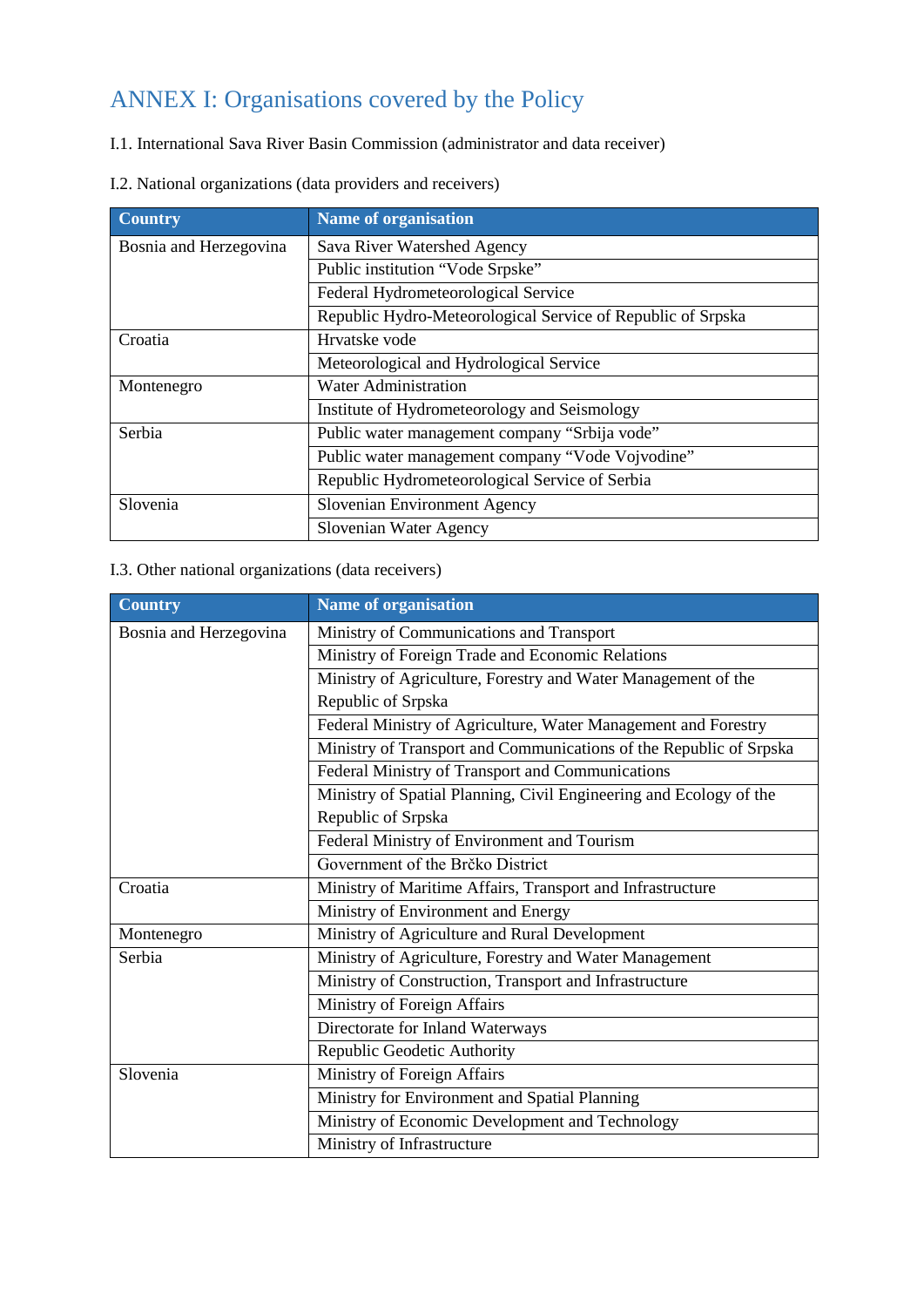# ANNEX I: Organisations covered by the Policy

I.1. International Sava River Basin Commission (administrator and data receiver)

I.2. National organizations (data providers and receivers)

| Country | Name of organisation |
| --- | --- |
| Bosnia and Herzegovina | Sava River Watershed Agency |
| | Public institution "Vode Srpske" |
| | Federal Hydrometeorological Service |
| | Republic Hydro-Meteorological Service of Republic of Srpska |
| Croatia | Hrvatske vode |
| | Meteorological and Hydrological Service |
| Montenegro | Water Administration |
| | Institute of Hydrometeorology and Seismology |
| Serbia | Public water management company "Srbija vode" |
| | Public water management company "Vode Vojvodine" |
| | Republic Hydrometeorological Service of Serbia |
| Slovenia | Slovenian Environment Agency |
| | Slovenian Water Agency |

I.3. Other national organizations (data receivers)

| Country | Name of organisation |
| --- | --- |
| Bosnia and Herzegovina | Ministry of Communications and Transport |
| | Ministry of Foreign Trade and Economic Relations |
| | Ministry of Agriculture, Forestry and Water Management of the Republic of Srpska |
| | Federal Ministry of Agriculture, Water Management and Forestry |
| | Ministry of Transport and Communications of the Republic of Srpska |
| | Federal Ministry of Transport and Communications |
| | Ministry of Spatial Planning, Civil Engineering and Ecology of the Republic of Srpska |
| | Federal Ministry of Environment and Tourism |
| | Government of the Brčko District |
| Croatia | Ministry of Maritime Affairs, Transport and Infrastructure |
| | Ministry of Environment and Energy |
| Montenegro | Ministry of Agriculture and Rural Development |
| Serbia | Ministry of Agriculture, Forestry and Water Management |
| | Ministry of Construction, Transport and Infrastructure |
| | Ministry of Foreign Affairs |
| | Directorate for Inland Waterways |
| | Republic Geodetic Authority |
| Slovenia | Ministry of Foreign Affairs |
| | Ministry for Environment and Spatial Planning |
| | Ministry of Economic Development and Technology |
| | Ministry of Infrastructure |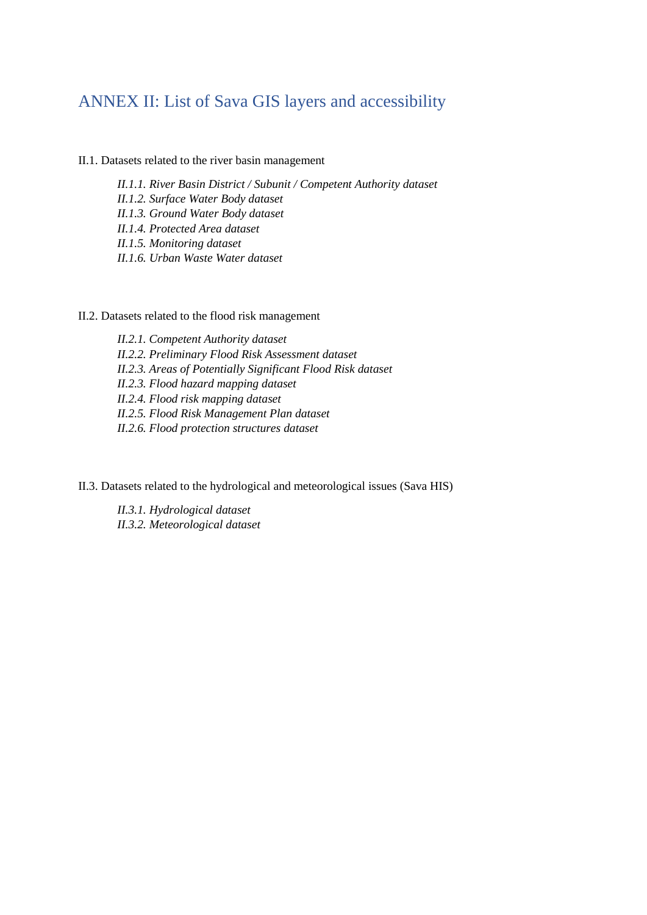# ANNEX II: List of Sava GIS layers and accessibility

II.1. Datasets related to the river basin management

*II.1.1. River Basin District / Subunit / Competent Authority dataset*
*II.1.2. Surface Water Body dataset*
*II.1.3. Ground Water Body dataset*
*II.1.4. Protected Area dataset*
*II.1.5. Monitoring dataset*
*II.1.6. Urban Waste Water dataset*

II.2. Datasets related to the flood risk management

*II.2.1. Competent Authority dataset*
*II.2.2. Preliminary Flood Risk Assessment dataset*
*II.2.3. Areas of Potentially Significant Flood Risk dataset*
*II.2.3. Flood hazard mapping dataset*
*II.2.4. Flood risk mapping dataset*
*II.2.5. Flood Risk Management Plan dataset*
*II.2.6. Flood protection structures dataset*

II.3. Datasets related to the hydrological and meteorological issues (Sava HIS)

*II.3.1. Hydrological dataset*
*II.3.2. Meteorological dataset*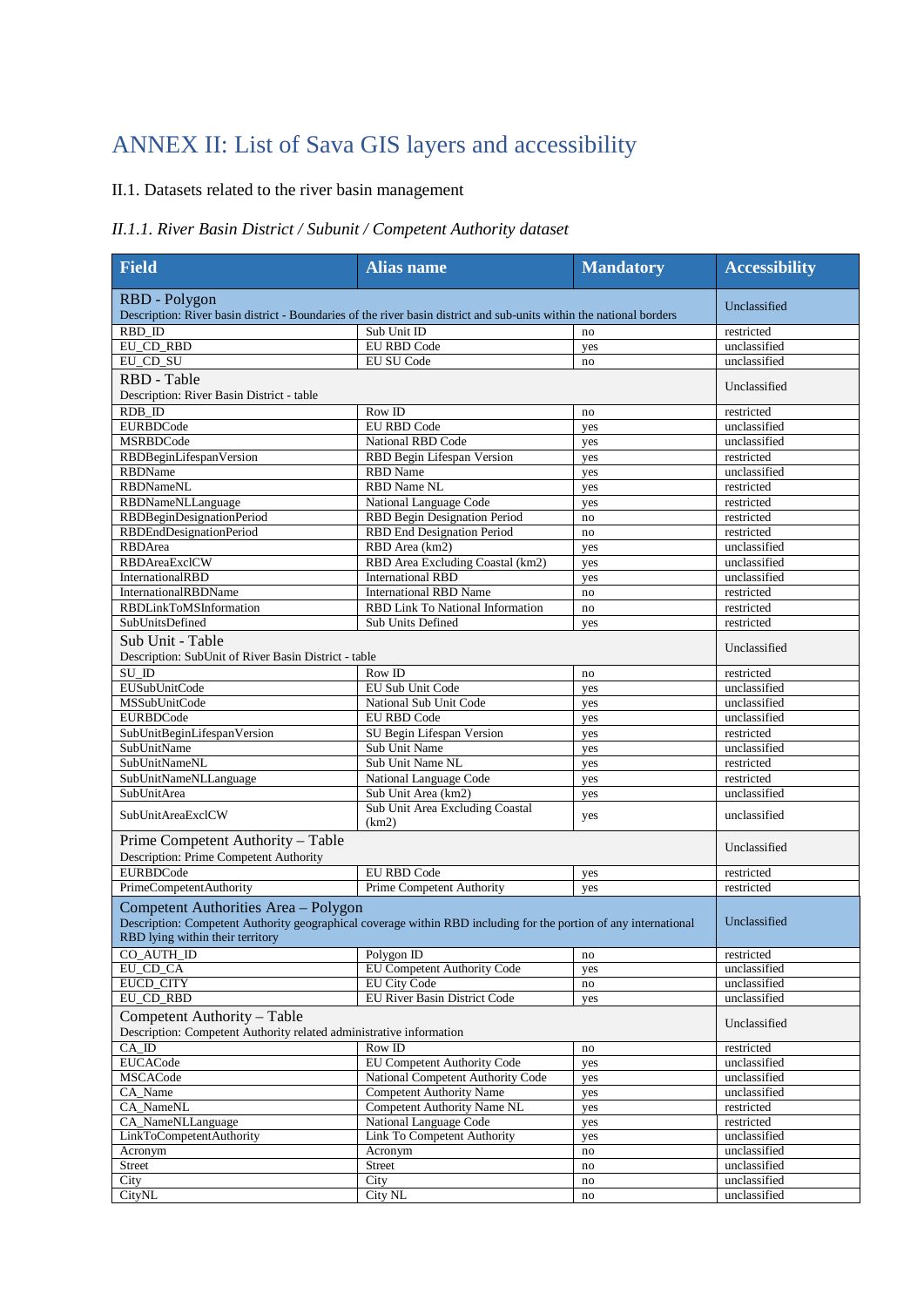# ANNEX II: List of Sava GIS layers and accessibility

## II.1. Datasets related to the river basin management

### *II.1.1. River Basin District / Subunit / Competent Authority dataset*

| Field | Alias name | Mandatory | Accessibility |
|---|---|---|---|
| RBD - Polygon<br>Description: River basin district - Boundaries of the river basin district and sub-units within the national borders | | | Unclassified |
| RBD_ID | Sub Unit ID | no | restricted |
| EU_CD_RBD | EU RBD Code | yes | unclassified |
| EU_CD_SU | EU SU Code | no | unclassified |
| RBD - Table<br>Description: River Basin District - table | | | Unclassified |
| RDB_ID | Row ID | no | restricted |
| EURBDCode | EU RBD Code | yes | unclassified |
| MSRBDCode | National RBD Code | yes | unclassified |
| RBDBeginLifespanVersion | RBD Begin Lifespan Version | yes | restricted |
| RBDName | RBD Name | yes | unclassified |
| RBDNameNL | RBD Name NL | yes | restricted |
| RBDNameNLLanguage | National Language Code | yes | restricted |
| RBDBeginDesignationPeriod | RBD Begin Designation Period | no | restricted |
| RBDEndDesignationPeriod | RBD End Designation Period | no | restricted |
| RBDArea | RBD Area (km2) | yes | unclassified |
| RBDAreaExclCW | RBD Area Excluding Coastal (km2) | yes | unclassified |
| InternationalRBD | International RBD | yes | unclassified |
| InternationalRBDName | International RBD Name | no | restricted |
| RBDLinkToMSInformation | RBD Link To National Information | no | restricted |
| SubUnitsDefined | Sub Units Defined | yes | restricted |
| Sub Unit - Table<br>Description: SubUnit of River Basin District - table | | | Unclassified |
| SU_ID | Row ID | no | restricted |
| EUSubUnitCode | EU Sub Unit Code | yes | unclassified |
| MSSubUnitCode | National Sub Unit Code | yes | unclassified |
| EURBDCode | EU RBD Code | yes | unclassified |
| SubUnitBeginLifespanVersion | SU Begin Lifespan Version | yes | restricted |
| SubUnitName | Sub Unit Name | yes | unclassified |
| SubUnitNameNL | Sub Unit Name NL | yes | restricted |
| SubUnitNameNLLanguage | National Language Code | yes | restricted |
| SubUnitArea | Sub Unit Area (km2) | yes | unclassified |
| SubUnitAreaExclCW | Sub Unit Area Excluding Coastal (km2) | yes | unclassified |
| Prime Competent Authority – Table<br>Description: Prime Competent Authority | | | Unclassified |
| EURBDCode | EU RBD Code | yes | restricted |
| PrimeCompetentAuthority | Prime Competent Authority | yes | restricted |
| Competent Authorities Area – Polygon<br>Description: Competent Authority geographical coverage within RBD including for the portion of any international RBD lying within their territory | | | Unclassified |
| CO_AUTH_ID | Polygon ID | no | restricted |
| EU_CD_CA | EU Competent Authority Code | yes | unclassified |
| EUCD_CITY | EU City Code | no | unclassified |
| EU_CD_RBD | EU River Basin District Code | yes | unclassified |
| Competent Authority – Table<br>Description: Competent Authority related administrative information | | | Unclassified |
| CA_ID | Row ID | no | restricted |
| EUCACode | EU Competent Authority Code | yes | unclassified |
| MSCACode | National Competent Authority Code | yes | unclassified |
| CA_Name | Competent Authority Name | yes | unclassified |
| CA_NameNL | Competent Authority Name NL | yes | restricted |
| CA_NameNLLanguage | National Language Code | yes | restricted |
| LinkToCompetentAuthority | Link To Competent Authority | yes | unclassified |
| Acronym | Acronym | no | unclassified |
| Street | Street | no | unclassified |
| City | City | no | unclassified |
| CityNL | City NL | no | unclassified |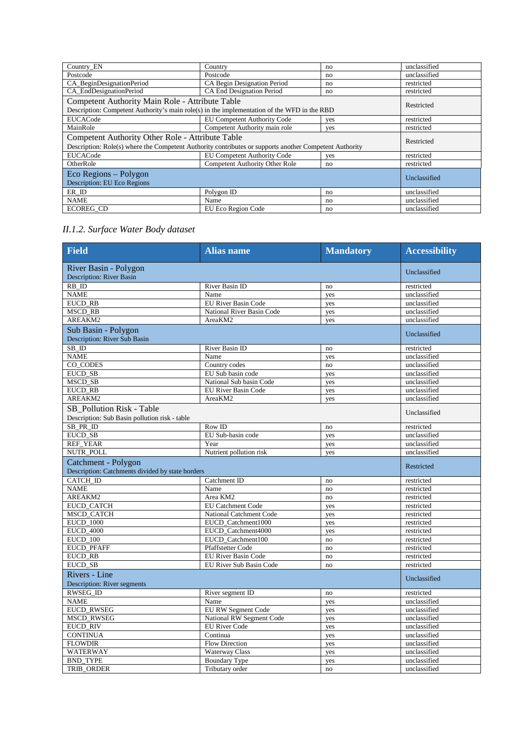| Country_EN | Country | no | unclassified |
|---|---|---|---|
| Postcode | Postcode | no | unclassified |
| CA_BeginDesignationPeriod | CA Begin Designation Period | no | restricted |
| CA_EndDesignationPeriod | CA End Designation Period | no | restricted |
| Competent Authority Main Role - Attribute Table<br>Description: Competent Authority's main role(s) in the implementation of the WFD in the RBD | | | Restricted |
| EUCACode | EU Competent Authority Code | yes | restricted |
| MainRole | Competent Authority main role | yes | restricted |
| Competent Authority Other Role - Attribute Table<br>Description: Role(s) where the Competent Authority contributes or supports another Competent Authority | | | Restricted |
| EUCACode | EU Competent Authority Code | yes | restricted |
| OtherRole | Competent Authority Other Role | no | restricted |
| Eco Regions – Polygon<br>Description: EU Eco Regions | | | Unclassified |
| ER_ID | Polygon ID | no | unclassified |
| NAME | Name | no | unclassified |
| ECOREG_CD | EU Eco Region Code | no | unclassified |

### *II.1.2. Surface Water Body dataset*

| Field | Alias name | Mandatory | Accessibility |
|---|---|---|---|
| River Basin - Polygon<br>Description: River Basin | | | Unclassified |
| RB_ID | River Basin ID | no | restricted |
| NAME | Name | yes | unclassified |
| EUCD_RB | EU River Basin Code | yes | unclassified |
| MSCD_RB | National River Basin Code | yes | unclassified |
| AREAKM2 | AreaKM2 | yes | unclassified |
| Sub Basin - Polygon<br>Description: River Sub Basin | | | Unclassified |
| SB_ID | River Basin ID | no | restricted |
| NAME | Name | yes | unclassified |
| CO_CODES | Country codes | no | unclassified |
| EUCD_SB | EU Sub basin code | yes | unclassified |
| MSCD_SB | National Sub basin Code | yes | unclassified |
| EUCD_RB | EU River Basin Code | yes | unclassified |
| AREAKM2 | AreaKM2 | yes | unclassified |
| SB_Pollution Risk - Table<br>Description: Sub Basin pollution risk - table | | | Unclassified |
| SB_PR_ID | Row ID | no | restricted |
| EUCD_SB | EU Sub-basin code | yes | unclassified |
| REF_YEAR | Year | yes | unclassified |
| NUTR_POLL | Nutrient pollution risk | yes | unclassified |
| Catchment - Polygon<br>Description: Catchments divided by state borders | | | Restricted |
| CATCH_ID | Catchment ID | no | restricted |
| NAME | Name | no | restricted |
| AREAKM2 | Area KM2 | no | restricted |
| EUCD_CATCH | EU Catchment Code | yes | restricted |
| MSCD_CATCH | National Catchment Code | yes | restricted |
| EUCD_1000 | EUCD_Catchment1000 | yes | restricted |
| EUCD_4000 | EUCD_Catchment4000 | yes | restricted |
| EUCD_100 | EUCD_Catchment100 | no | restricted |
| EUCD_PFAFF | Pfaffstetter Code | no | restricted |
| EUCD_RB | EU River Basin Code | no | restricted |
| EUCD_SB | EU River Sub Basin Code | no | restricted |
| Rivers - Line<br>Description: River segments | | | Unclassified |
| RWSEG_ID | River segment ID | no | restricted |
| NAME | Name | yes | unclassified |
| EUCD_RWSEG | EU RW Segment Code | yes | unclassified |
| MSCD_RWSEG | National RW Segment Code | yes | unclassified |
| EUCD_RIV | EU River Code | yes | unclassified |
| CONTINUA | Continua | yes | unclassified |
| FLOWDIR | Flow Direction | yes | unclassified |
| WATERWAY | Waterway Class | yes | unclassified |
| BND_TYPE | Boundary Type | yes | unclassified |
| TRIB_ORDER | Tributary order | no | unclassified |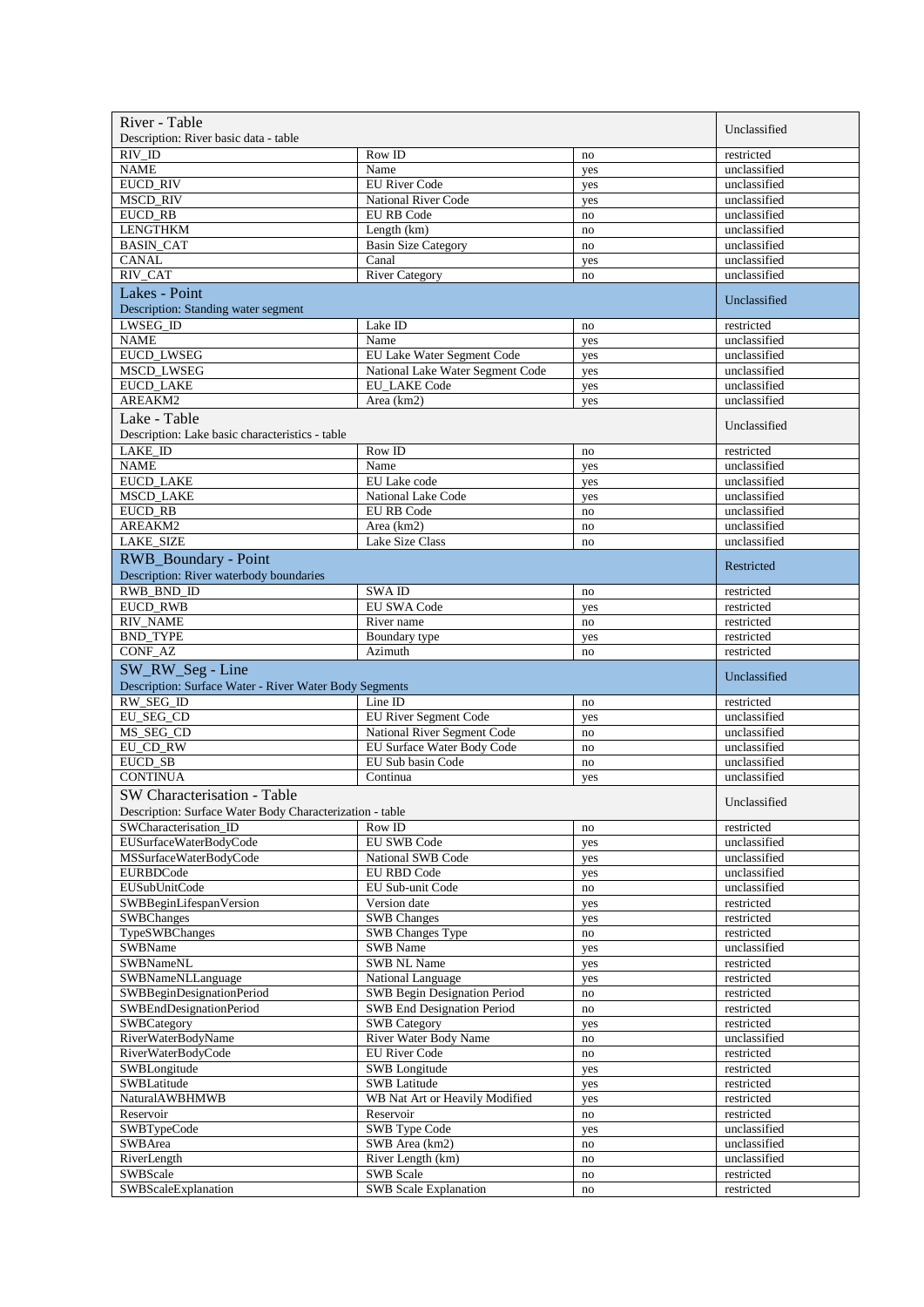| River - Table<br>Description: River basic data - table | | | Unclassified |
|---|---|---|---|
| RIV_ID | Row ID | no | restricted |
| NAME | Name | yes | unclassified |
| EUCD_RIV | EU River Code | yes | unclassified |
| MSCD_RIV | National River Code | yes | unclassified |
| EUCD_RB | EU RB Code | no | unclassified |
| LENGTHKM | Length (km) | no | unclassified |
| BASIN_CAT | Basin Size Category | no | unclassified |
| CANAL | Canal | yes | unclassified |
| RIV_CAT | River Category | no | unclassified |
| **Lakes - Point**<br>Description: Standing water segment | | | Unclassified |
| LWSEG_ID | Lake ID | no | restricted |
| NAME | Name | yes | unclassified |
| EUCD_LWSEG | EU Lake Water Segment Code | yes | unclassified |
| MSCD_LWSEG | National Lake Water Segment Code | yes | unclassified |
| EUCD_LAKE | EU_LAKE Code | yes | unclassified |
| AREAKM2 | Area (km2) | yes | unclassified |
| **Lake - Table**<br>Description: Lake basic characteristics - table | | | Unclassified |
| LAKE_ID | Row ID | no | restricted |
| NAME | Name | yes | unclassified |
| EUCD_LAKE | EU Lake code | yes | unclassified |
| MSCD_LAKE | National Lake Code | yes | unclassified |
| EUCD_RB | EU RB Code | no | unclassified |
| AREAKM2 | Area (km2) | no | unclassified |
| LAKE_SIZE | Lake Size Class | no | unclassified |
| **RWB_Boundary - Point**<br>Description: River waterbody boundaries | | | Restricted |
| RWB_BND_ID | SWA ID | no | restricted |
| EUCD_RWB | EU SWA Code | yes | restricted |
| RIV_NAME | River name | no | restricted |
| BND_TYPE | Boundary type | yes | restricted |
| CONF_AZ | Azimuth | no | restricted |
| **SW_RW_Seg - Line**<br>Description: Surface Water - River Water Body Segments | | | Unclassified |
| RW_SEG_ID | Line ID | no | restricted |
| EU_SEG_CD | EU River Segment Code | yes | unclassified |
| MS_SEG_CD | National River Segment Code | no | unclassified |
| EU_CD_RW | EU Surface Water Body Code | no | unclassified |
| EUCD_SB | EU Sub basin Code | no | unclassified |
| CONTINUA | Continua | yes | unclassified |
| **SW Characterisation - Table**<br>Description: Surface Water Body Characterization - table | | | Unclassified |
| SWCharacterisation_ID | Row ID | no | restricted |
| EUSurfaceWaterBodyCode | EU SWB Code | yes | unclassified |
| MSSurfaceWaterBodyCode | National SWB Code | yes | unclassified |
| EURBDCode | EU RBD Code | yes | unclassified |
| EUSubUnitCode | EU Sub-unit Code | no | unclassified |
| SWBBeginLifespanVersion | Version date | yes | restricted |
| SWBChanges | SWB Changes | yes | restricted |
| TypeSWBChanges | SWB Changes Type | no | restricted |
| SWBName | SWB Name | yes | unclassified |
| SWBNameNL | SWB NL Name | yes | restricted |
| SWBNameNLLanguage | National Language | yes | restricted |
| SWBBeginDesignationPeriod | SWB Begin Designation Period | no | restricted |
| SWBEndDesignationPeriod | SWB End Designation Period | no | restricted |
| SWBCategory | SWB Category | yes | restricted |
| RiverWaterBodyName | River Water Body Name | no | unclassified |
| RiverWaterBodyCode | EU River Code | no | restricted |
| SWBLongitude | SWB Longitude | yes | restricted |
| SWBLatitude | SWB Latitude | yes | restricted |
| NaturalAWBHMWB | WB Nat Art or Heavily Modified | yes | restricted |
| Reservoir | Reservoir | no | restricted |
| SWBTypeCode | SWB Type Code | yes | unclassified |
| SWBArea | SWB Area (km2) | no | unclassified |
| RiverLength | River Length (km) | no | unclassified |
| SWBScale | SWB Scale | no | restricted |
| SWBScaleExplanation | SWB Scale Explanation | no | restricted |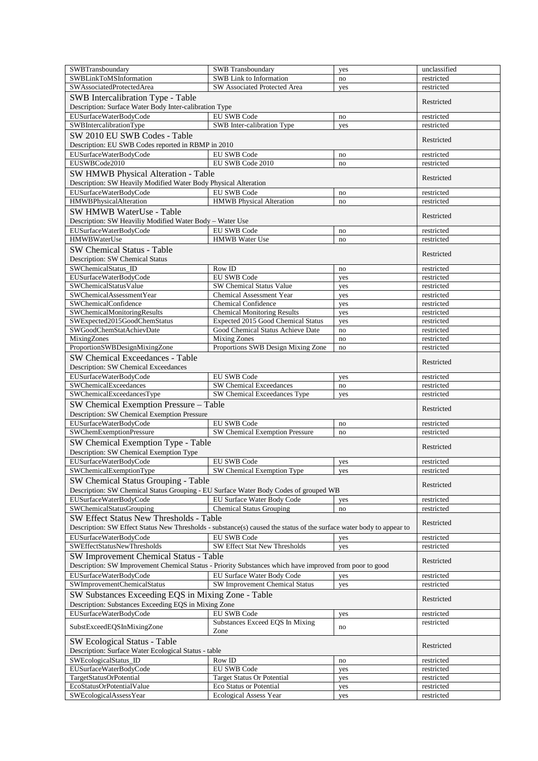| | | | |
|---|---|---|---|
| SWBTransboundary | SWB Transboundary | yes | unclassified |
| SWBLinkToMSInformation | SWB Link to Information | no | restricted |
| SWAssociatedProtectedArea | SW Associated Protected Area | yes | restricted |
| **SWB Intercalibration Type - Table**<br>Description: Surface Water Body Inter-calibration Type | | | Restricted |
| EUSurfaceWaterBodyCode | EU SWB Code | no | restricted |
| SWBIntercalibrationType | SWB Inter-calibration Type | yes | restricted |
| **SW 2010 EU SWB Codes - Table**<br>Description: EU SWB Codes reported in RBMP in 2010 | | | Restricted |
| EUSurfaceWaterBodyCode | EU SWB Code | no | restricted |
| EUSWBCode2010 | EU SWB Code 2010 | no | restricted |
| **SW HMWB Physical Alteration - Table**<br>Description: SW Heavily Modified Water Body Physical Alteration | | | Restricted |
| EUSurfaceWaterBodyCode | EU SWB Code | no | restricted |
| HMWBPhysicalAlteration | HMWB Physical Alteration | no | restricted |
| **SW HMWB WaterUse - Table**<br>Description: SW Heaviliy Modified Water Body – Water Use | | | Restricted |
| EUSurfaceWaterBodyCode | EU SWB Code | no | restricted |
| HMWBWaterUse | HMWB Water Use | no | restricted |
| **SW Chemical Status - Table**<br>Description: SW Chemical Status | | | Restricted |
| SWChemicalStatus_ID | Row ID | no | restricted |
| EUSurfaceWaterBodyCode | EU SWB Code | yes | restricted |
| SWChemicalStatusValue | SW Chemical Status Value | yes | restricted |
| SWChemicalAssessmentYear | Chemical Assessment Year | yes | restricted |
| SWChemicalConfidence | Chemical Confidence | yes | restricted |
| SWChemicalMonitoringResults | Chemical Monitoring Results | yes | restricted |
| SWExpected2015GoodChemStatus | Expected 2015 Good Chemical Status | yes | restricted |
| SWGoodChemStatAchievDate | Good Chemical Status Achieve Date | no | restricted |
| MixingZones | Mixing Zones | no | restricted |
| ProportionSWBDesignMixingZone | Proportions SWB Design Mixing Zone | no | restricted |
| **SW Chemical Exceedances - Table**<br>Description: SW Chemical Exceedances | | | Restricted |
| EUSurfaceWaterBodyCode | EU SWB Code | yes | restricted |
| SWChemicalExceedances | SW Chemical Exceedances | no | restricted |
| SWChemicalExceedancesType | SW Chemical Exceedances Type | yes | restricted |
| **SW Chemical Exemption Pressure – Table**<br>Description: SW Chemical Exemption Pressure | | | Restricted |
| EUSurfaceWaterBodyCode | EU SWB Code | no | restricted |
| SWChemExemptionPressure | SW Chemical Exemption Pressure | no | restricted |
| **SW Chemical Exemption Type - Table**<br>Description: SW Chemical Exemption Type | | | Restricted |
| EUSurfaceWaterBodyCode | EU SWB Code | yes | restricted |
| SWChemicalExemptionType | SW Chemical Exemption Type | yes | restricted |
| **SW Chemical Status Grouping - Table**<br>Description: SW Chemical Status Grouping - EU Surface Water Body Codes of grouped WB | | | Restricted |
| EUSurfaceWaterBodyCode | EU Surface Water Body Code | yes | restricted |
| SWChemicalStatusGrouping | Chemical Status Grouping | no | restricted |
| **SW Effect Status New Thresholds - Table**<br>Description: SW Effect Status New Thresholds - substance(s) caused the status of the surface water body to appear to | | | Restricted |
| EUSurfaceWaterBodyCode | EU SWB Code | yes | restricted |
| SWEffectStatusNewThresholds | SW Effect Stat New Thresholds | yes | restricted |
| **SW Improvement Chemical Status - Table**<br>Description: SW Improvement Chemical Status - Priority Substances which have improved from poor to good | | | Restricted |
| EUSurfaceWaterBodyCode | EU Surface Water Body Code | yes | restricted |
| SWImprovementChemicalStatus | SW Improvement Chemical Status | yes | restricted |
| **SW Substances Exceeding EQS in Mixing Zone - Table**<br>Description: Substances Exceeding EQS in Mixing Zone | | | Restricted |
| EUSurfaceWaterBodyCode | EU SWB Code | yes | restricted |
| SubstExceedEQSInMixingZone | Substances Exceed EQS In Mixing Zone | no | restricted |
| **SW Ecological Status - Table**<br>Description: Surface Water Ecological Status - table | | | Restricted |
| SWEcologicalStatus_ID | Row ID | no | restricted |
| EUSurfaceWaterBodyCode | EU SWB Code | yes | restricted |
| TargetStatusOrPotential | Target Status Or Potential | yes | restricted |
| EcoStatusOrPotentialValue | Eco Status or Potential | yes | restricted |
| SWEcologicalAssessYear | Ecological Assess Year | yes | restricted |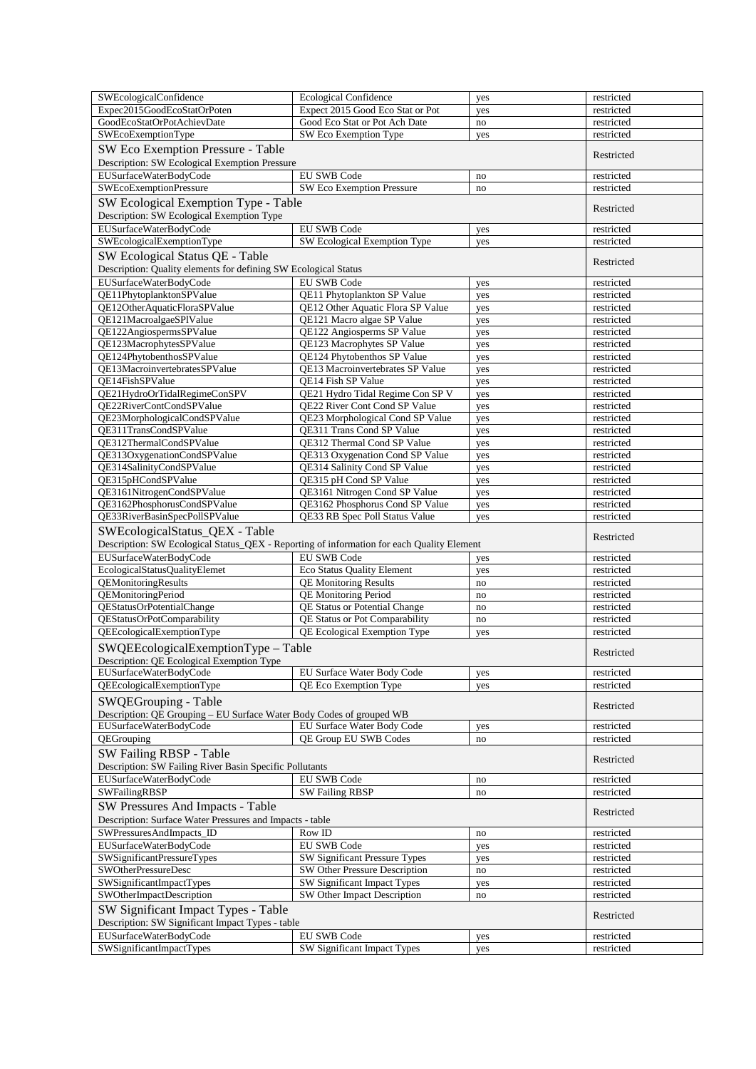| | | | |
|---|---|---|---|
| SWEcologicalConfidence | Ecological Confidence | yes | restricted |
| Expec2015GoodEcoStatOrPoten | Expect 2015 Good Eco Stat or Pot | yes | restricted |
| GoodEcoStatOrPotAchievDate | Good Eco Stat or Pot Ach Date | no | restricted |
| SWEcoExemptionType | SW Eco Exemption Type | yes | restricted |
| **SW Eco Exemption Pressure - Table**<br>Description: SW Ecological Exemption Pressure | | | Restricted |
| EUSurfaceWaterBodyCode | EU SWB Code | no | restricted |
| SWEcoExemptionPressure | SW Eco Exemption Pressure | no | restricted |
| **SW Ecological Exemption Type - Table**<br>Description: SW Ecological Exemption Type | | | Restricted |
| EUSurfaceWaterBodyCode | EU SWB Code | yes | restricted |
| SWEcologicalExemptionType | SW Ecological Exemption Type | yes | restricted |
| **SW Ecological Status QE - Table**<br>Description: Quality elements for defining SW Ecological Status | | | Restricted |
| EUSurfaceWaterBodyCode | EU SWB Code | yes | restricted |
| QE11PhytoplanktonSPValue | QE11 Phytoplankton SP Value | yes | restricted |
| QE12OtherAquaticFloraSPValue | QE12 Other Aquatic Flora SP Value | yes | restricted |
| QE121MacroalgaeSPlValue | QE121 Macro algae SP Value | yes | restricted |
| QE122AngiospermsSPValue | QE122 Angiosperms SP Value | yes | restricted |
| QE123MacrophytesSPValue | QE123 Macrophytes SP Value | yes | restricted |
| QE124PhytobenthosSPValue | QE124 Phytobenthos SP Value | yes | restricted |
| QE13MacroinvertebratesSPValue | QE13 Macroinvertebrates SP Value | yes | restricted |
| QE14FishSPValue | QE14 Fish SP Value | yes | restricted |
| QE21HydroOrTidalRegimeConSPV | QE21 Hydro Tidal Regime Con SP V | yes | restricted |
| QE22RiverContCondSPValue | QE22 River Cont Cond SP Value | yes | restricted |
| QE23MorphologicalCondSPValue | QE23 Morphological Cond SP Value | yes | restricted |
| QE311TransCondSPValue | QE311 Trans Cond SP Value | yes | restricted |
| QE312ThermalCondSPValue | QE312 Thermal Cond SP Value | yes | restricted |
| QE313OxygenationCondSPValue | QE313 Oxygenation Cond SP Value | yes | restricted |
| QE314SalinityCondSPValue | QE314 Salinity Cond SP Value | yes | restricted |
| QE315pHCondSPValue | QE315 pH Cond SP Value | yes | restricted |
| QE3161NitrogenCondSPValue | QE3161 Nitrogen Cond SP Value | yes | restricted |
| QE3162PhosphorusCondSPValue | QE3162 Phosphorus Cond SP Value | yes | restricted |
| QE33RiverBasinSpecPollSPValue | QE33 RB Spec Poll Status Value | yes | restricted |
| **SWEcologicalStatus_QEX - Table**<br>Description: SW Ecological Status_QEX - Reporting of information for each Quality Element | | | Restricted |
| EUSurfaceWaterBodyCode | EU SWB Code | yes | restricted |
| EcologicalStatusQualityElemet | Eco Status Quality Element | yes | restricted |
| QEMonitoringResults | QE Monitoring Results | no | restricted |
| QEMonitoringPeriod | QE Monitoring Period | no | restricted |
| QEStatusOrPotentialChange | QE Status or Potential Change | no | restricted |
| QEStatusOrPotComparability | QE Status or Pot Comparability | no | restricted |
| QEEcologicalExemptionType | QE Ecological Exemption Type | yes | restricted |
| **SWQEEcologicalExemptionType – Table**<br>Description: QE Ecological Exemption Type | | | Restricted |
| EUSurfaceWaterBodyCode | EU Surface Water Body Code | yes | restricted |
| QEEcologicalExemptionType | QE Eco Exemption Type | yes | restricted |
| **SWQEGrouping - Table**<br>Description: QE Grouping – EU Surface Water Body Codes of grouped WB | | | Restricted |
| EUSurfaceWaterBodyCode | EU Surface Water Body Code | yes | restricted |
| QEGrouping | QE Group EU SWB Codes | no | restricted |
| **SW Failing RBSP - Table**<br>Description: SW Failing River Basin Specific Pollutants | | | Restricted |
| EUSurfaceWaterBodyCode | EU SWB Code | no | restricted |
| SWFailingRBSP | SW Failing RBSP | no | restricted |
| **SW Pressures And Impacts - Table**<br>Description: Surface Water Pressures and Impacts - table | | | Restricted |
| SWPressuresAndImpacts_ID | Row ID | no | restricted |
| EUSurfaceWaterBodyCode | EU SWB Code | yes | restricted |
| SWSignificantPressureTypes | SW Significant Pressure Types | yes | restricted |
| SWOtherPressureDesc | SW Other Pressure Description | no | restricted |
| SWSignificantImpactTypes | SW Significant Impact Types | yes | restricted |
| SWOtherImpactDescription | SW Other Impact Description | no | restricted |
| **SW Significant Impact Types - Table**<br>Description: SW Significant Impact Types - table | | | Restricted |
| EUSurfaceWaterBodyCode | EU SWB Code | yes | restricted |
| SWSignificantImpactTypes | SW Significant Impact Types | yes | restricted |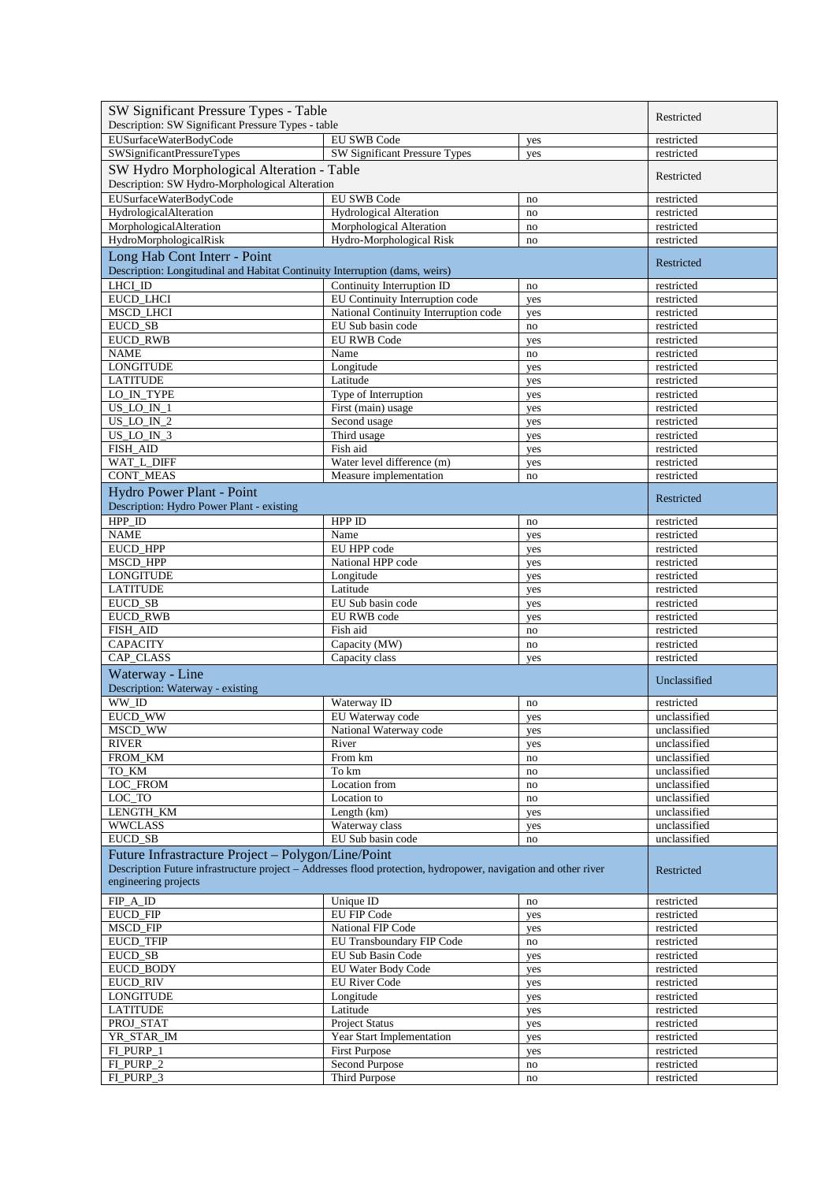| SW Significant Pressure Types - Table<br>Description: SW Significant Pressure Types - table | | | Restricted |
|---|---|---|---|
| EUSurfaceWaterBodyCode | EU SWB Code | yes | restricted |
| SWSignificantPressureTypes | SW Significant Pressure Types | yes | restricted |
| **SW Hydro Morphological Alteration - Table**<br>Description: SW Hydro-Morphological Alteration | | | Restricted |
| EUSurfaceWaterBodyCode | EU SWB Code | no | restricted |
| HydrologicalAlteration | Hydrological Alteration | no | restricted |
| MorphologicalAlteration | Morphological Alteration | no | restricted |
| HydroMorphologicalRisk | Hydro-Morphological Risk | no | restricted |
| **Long Hab Cont Interr - Point**<br>Description: Longitudinal and Habitat Continuity Interruption (dams, weirs) | | | Restricted |
| LHCI_ID | Continuity Interruption ID | no | restricted |
| EUCD_LHCI | EU Continuity Interruption code | yes | restricted |
| MSCD_LHCI | National Continuity Interruption code | yes | restricted |
| EUCD_SB | EU Sub basin code | no | restricted |
| EUCD_RWB | EU RWB Code | yes | restricted |
| NAME | Name | no | restricted |
| LONGITUDE | Longitude | yes | restricted |
| LATITUDE | Latitude | yes | restricted |
| LO_IN_TYPE | Type of Interruption | yes | restricted |
| US_LO_IN_1 | First (main) usage | yes | restricted |
| US_LO_IN_2 | Second usage | yes | restricted |
| US_LO_IN_3 | Third usage | yes | restricted |
| FISH_AID | Fish aid | yes | restricted |
| WAT_L_DIFF | Water level difference (m) | yes | restricted |
| CONT_MEAS | Measure implementation | no | restricted |
| **Hydro Power Plant - Point**<br>Description: Hydro Power Plant - existing | | | Restricted |
| HPP_ID | HPP ID | no | restricted |
| NAME | Name | yes | restricted |
| EUCD_HPP | EU HPP code | yes | restricted |
| MSCD_HPP | National HPP code | yes | restricted |
| LONGITUDE | Longitude | yes | restricted |
| LATITUDE | Latitude | yes | restricted |
| EUCD_SB | EU Sub basin code | yes | restricted |
| EUCD_RWB | EU RWB code | yes | restricted |
| FISH_AID | Fish aid | no | restricted |
| CAPACITY | Capacity (MW) | no | restricted |
| CAP_CLASS | Capacity class | yes | restricted |
| **Waterway - Line**<br>Description: Waterway - existing | | | Unclassified |
| WW_ID | Waterway ID | no | restricted |
| EUCD_WW | EU Waterway code | yes | unclassified |
| MSCD_WW | National Waterway code | yes | unclassified |
| RIVER | River | yes | unclassified |
| FROM_KM | From km | no | unclassified |
| TO_KM | To km | no | unclassified |
| LOC_FROM | Location from | no | unclassified |
| LOC_TO | Location to | no | unclassified |
| LENGTH_KM | Length (km) | yes | unclassified |
| WWCLASS | Waterway class | yes | unclassified |
| EUCD_SB | EU Sub basin code | no | unclassified |
| **Future Infrastructure Project – Polygon/Line/Point**<br>Description Future infrastructure project – Addresses flood protection, hydropower, navigation and other river engineering projects | | | Restricted |
| FIP_A_ID | Unique ID | no | restricted |
| EUCD_FIP | EU FIP Code | yes | restricted |
| MSCD_FIP | National FIP Code | yes | restricted |
| EUCD_TFIP | EU Transboundary FIP Code | no | restricted |
| EUCD_SB | EU Sub Basin Code | yes | restricted |
| EUCD_BODY | EU Water Body Code | yes | restricted |
| EUCD_RIV | EU River Code | yes | restricted |
| LONGITUDE | Longitude | yes | restricted |
| LATITUDE | Latitude | yes | restricted |
| PROJ_STAT | Project Status | yes | restricted |
| YR_STAR_IM | Year Start Implementation | yes | restricted |
| FI_PURP_1 | First Purpose | yes | restricted |
| FI_PURP_2 | Second Purpose | no | restricted |
| FI_PURP_3 | Third Purpose | no | restricted |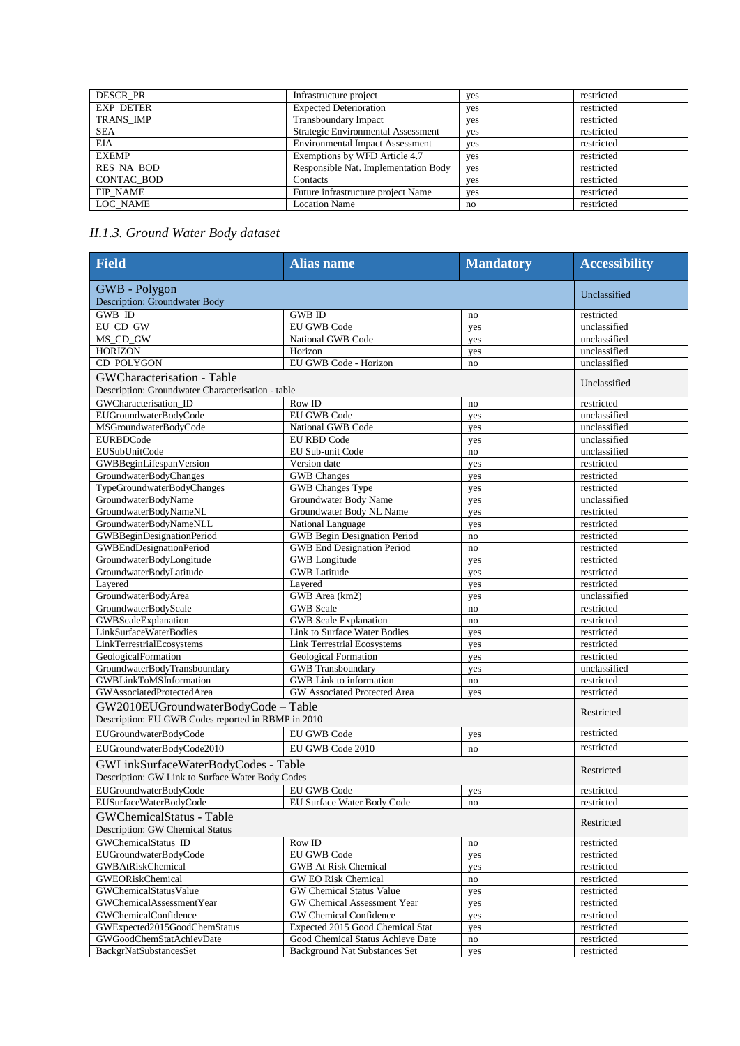| | | | |
|---|---|---|---|
| DESCR_PR | Infrastructure project | yes | restricted |
| EXP_DETER | Expected Deterioration | yes | restricted |
| TRANS_IMP | Transboundary Impact | yes | restricted |
| SEA | Strategic Environmental Assessment | yes | restricted |
| EIA | Environmental Impact Assessment | yes | restricted |
| EXEMP | Exemptions by WFD Article 4.7 | yes | restricted |
| RES_NA_BOD | Responsible Nat. Implementation Body | yes | restricted |
| CONTAC_BOD | Contacts | yes | restricted |
| FIP_NAME | Future infrastructure project Name | yes | restricted |
| LOC_NAME | Location Name | no | restricted |

### *II.1.3. Ground Water Body dataset*

| Field | Alias name | Mandatory | Accessibility |
|---|---|---|---|
| GWB - Polygon<br>Description: Groundwater Body | | | Unclassified |
| GWB_ID | GWB ID | no | restricted |
| EU_CD_GW | EU GWB Code | yes | unclassified |
| MS_CD_GW | National GWB Code | yes | unclassified |
| HORIZON | Horizon | yes | unclassified |
| CD_POLYGON | EU GWB Code - Horizon | no | unclassified |
| GWCharacterisation - Table<br>Description: Groundwater Characterisation - table | | | Unclassified |
| GWCharacterisation_ID | Row ID | no | restricted |
| EUGroundwaterBodyCode | EU GWB Code | yes | unclassified |
| MSGroundwaterBodyCode | National GWB Code | yes | unclassified |
| EURBDCode | EU RBD Code | yes | unclassified |
| EUSubUnitCode | EU Sub-unit Code | no | unclassified |
| GWBBeginLifespanVersion | Version date | yes | restricted |
| GroundwaterBodyChanges | GWB Changes | yes | restricted |
| TypeGroundwaterBodyChanges | GWB Changes Type | yes | restricted |
| GroundwaterBodyName | Groundwater Body Name | yes | unclassified |
| GroundwaterBodyNameNL | Groundwater Body NL Name | yes | restricted |
| GroundwaterBodyNameNLL | National Language | yes | restricted |
| GWBBeginDesignationPeriod | GWB Begin Designation Period | no | restricted |
| GWBEndDesignationPeriod | GWB End Designation Period | no | restricted |
| GroundwaterBodyLongitude | GWB Longitude | yes | restricted |
| GroundwaterBodyLatitude | GWB Latitude | yes | restricted |
| Layered | Layered | yes | restricted |
| GroundwaterBodyArea | GWB Area (km2) | yes | unclassified |
| GroundwaterBodyScale | GWB Scale | no | restricted |
| GWBScaleExplanation | GWB Scale Explanation | no | restricted |
| LinkSurfaceWaterBodies | Link to Surface Water Bodies | yes | restricted |
| LinkTerrestrialEcosystems | Link Terrestrial Ecosystems | yes | restricted |
| GeologicalFormation | Geological Formation | yes | restricted |
| GroundwaterBodyTransboundary | GWB Transboundary | yes | unclassified |
| GWBLinkToMSInformation | GWB Link to information | no | restricted |
| GWAssociatedProtectedArea | GW Associated Protected Area | yes | restricted |
| GW2010EUGroundwaterBodyCode – Table<br>Description: EU GWB Codes reported in RBMP in 2010 | | | Restricted |
| EUGroundwaterBodyCode | EU GWB Code | yes | restricted |
| EUGroundwaterBodyCode2010 | EU GWB Code 2010 | no | restricted |
| GWLinkSurfaceWaterBodyCodes - Table<br>Description: GW Link to Surface Water Body Codes | | | Restricted |
| EUGroundwaterBodyCode | EU GWB Code | yes | restricted |
| EUSurfaceWaterBodyCode | EU Surface Water Body Code | no | restricted |
| GWChemicalStatus - Table<br>Description: GW Chemical Status | | | Restricted |
| GWChemicalStatus_ID | Row ID | no | restricted |
| EUGroundwaterBodyCode | EU GWB Code | yes | restricted |
| GWBAtRiskChemical | GWB At Risk Chemical | yes | restricted |
| GWEORiskChemical | GW EO Risk Chemical | no | restricted |
| GWChemicalStatusValue | GW Chemical Status Value | yes | restricted |
| GWChemicalAssessmentYear | GW Chemical Assessment Year | yes | restricted |
| GWChemicalConfidence | GW Chemical Confidence | yes | restricted |
| GWExpected2015GoodChemStatus | Expected 2015 Good Chemical Stat | yes | restricted |
| GWGoodChemStatAchievDate | Good Chemical Status Achieve Date | no | restricted |
| BackgrNatSubstancesSet | Background Nat Substances Set | yes | restricted |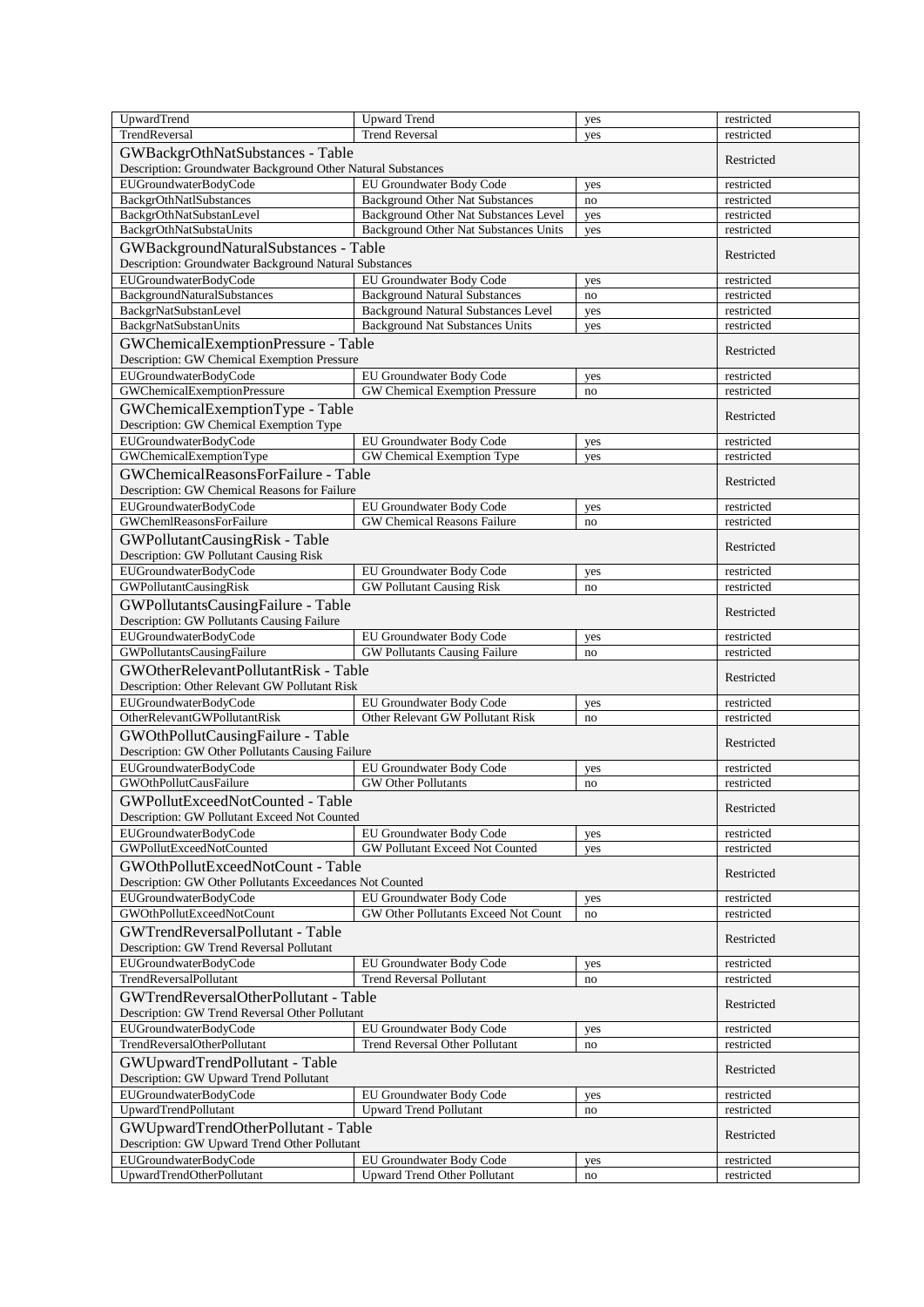| | | | |
|---|---|---|---|
| UpwardTrend | Upward Trend | yes | restricted |
| TrendReversal | Trend Reversal | yes | restricted |
| **GWBackgrOthNatSubstances - Table**<br>Description: Groundwater Background Other Natural Substances | | | Restricted |
| EUGroundwaterBodyCode | EU Groundwater Body Code | yes | restricted |
| BackgrOthNatlSubstances | Background Other Nat Substances | no | restricted |
| BackgrOthNatSubstanLevel | Background Other Nat Substances Level | yes | restricted |
| BackgrOthNatSubstaUnits | Background Other Nat Substances Units | yes | restricted |
| **GWBackgroundNaturalSubstances - Table**<br>Description: Groundwater Background Natural Substances | | | Restricted |
| EUGroundwaterBodyCode | EU Groundwater Body Code | yes | restricted |
| BackgroundNaturalSubstances | Background Natural Substances | no | restricted |
| BackgrNatSubstanLevel | Background Natural Substances Level | yes | restricted |
| BackgrNatSubstanUnits | Background Nat Substances Units | yes | restricted |
| **GWChemicalExemptionPressure - Table**<br>Description: GW Chemical Exemption Pressure | | | Restricted |
| EUGroundwaterBodyCode | EU Groundwater Body Code | yes | restricted |
| GWChemicalExemptionPressure | GW Chemical Exemption Pressure | no | restricted |
| **GWChemicalExemptionType - Table**<br>Description: GW Chemical Exemption Type | | | Restricted |
| EUGroundwaterBodyCode | EU Groundwater Body Code | yes | restricted |
| GWChemicalExemptionType | GW Chemical Exemption Type | yes | restricted |
| **GWChemicalReasonsForFailure - Table**<br>Description: GW Chemical Reasons for Failure | | | Restricted |
| EUGroundwaterBodyCode | EU Groundwater Body Code | yes | restricted |
| GWChemlReasonsForFailure | GW Chemical Reasons Failure | no | restricted |
| **GWPollutantCausingRisk - Table**<br>Description: GW Pollutant Causing Risk | | | Restricted |
| EUGroundwaterBodyCode | EU Groundwater Body Code | yes | restricted |
| GWPollutantCausingRisk | GW Pollutant Causing Risk | no | restricted |
| **GWPollutantsCausingFailure - Table**<br>Description: GW Pollutants Causing Failure | | | Restricted |
| EUGroundwaterBodyCode | EU Groundwater Body Code | yes | restricted |
| GWPollutantsCausingFailure | GW Pollutants Causing Failure | no | restricted |
| **GWOtherRelevantPollutantRisk - Table**<br>Description: Other Relevant GW Pollutant Risk | | | Restricted |
| EUGroundwaterBodyCode | EU Groundwater Body Code | yes | restricted |
| OtherRelevantGWPollutantRisk | Other Relevant GW Pollutant Risk | no | restricted |
| **GWOthPollutCausingFailure - Table**<br>Description: GW Other Pollutants Causing Failure | | | Restricted |
| EUGroundwaterBodyCode | EU Groundwater Body Code | yes | restricted |
| GWOthPollutCausFailure | GW Other Pollutants | no | restricted |
| **GWPollutExceedNotCounted - Table**<br>Description: GW Pollutant Exceed Not Counted | | | Restricted |
| EUGroundwaterBodyCode | EU Groundwater Body Code | yes | restricted |
| GWPollutExceedNotCounted | GW Pollutant Exceed Not Counted | yes | restricted |
| **GWOthPollutExceedNotCount - Table**<br>Description: GW Other Pollutants Exceedances Not Counted | | | Restricted |
| EUGroundwaterBodyCode | EU Groundwater Body Code | yes | restricted |
| GWOthPollutExceedNotCount | GW Other Pollutants Exceed Not Count | no | restricted |
| **GWTrendReversalPollutant - Table**<br>Description: GW Trend Reversal Pollutant | | | Restricted |
| EUGroundwaterBodyCode | EU Groundwater Body Code | yes | restricted |
| TrendReversalPollutant | Trend Reversal Pollutant | no | restricted |
| **GWTrendReversalOtherPollutant - Table**<br>Description: GW Trend Reversal Other Pollutant | | | Restricted |
| EUGroundwaterBodyCode | EU Groundwater Body Code | yes | restricted |
| TrendReversalOtherPollutant | Trend Reversal Other Pollutant | no | restricted |
| **GWUpwardTrendPollutant - Table**<br>Description: GW Upward Trend Pollutant | | | Restricted |
| EUGroundwaterBodyCode | EU Groundwater Body Code | yes | restricted |
| UpwardTrendPollutant | Upward Trend Pollutant | no | restricted |
| **GWUpwardTrendOtherPollutant - Table**<br>Description: GW Upward Trend Other Pollutant | | | Restricted |
| EUGroundwaterBodyCode | EU Groundwater Body Code | yes | restricted |
| UpwardTrendOtherPollutant | Upward Trend Other Pollutant | no | restricted |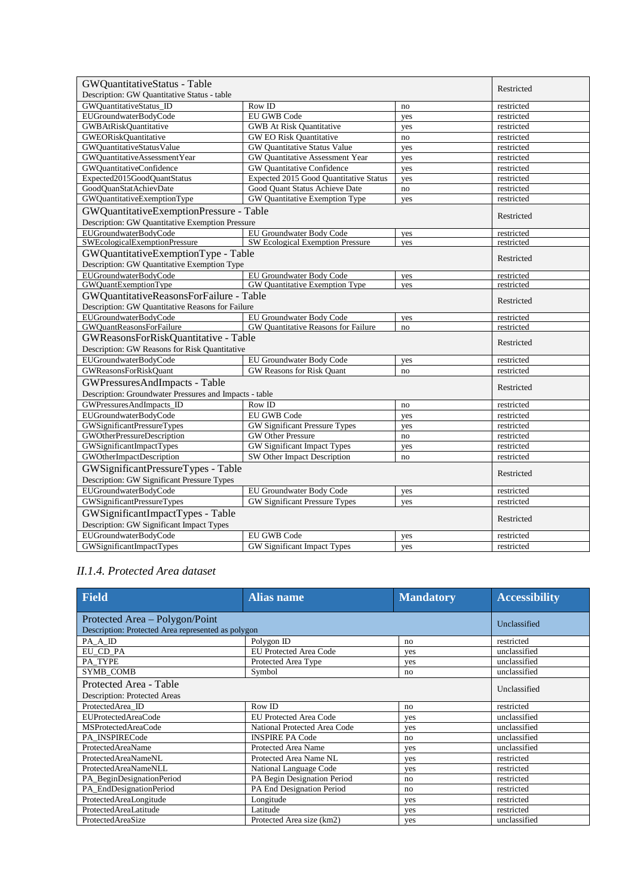| GWQuantitativeStatus - Table<br>Description: GW Quantitative Status - table | | | Restricted |
|---|---|---|---|
| GWQuantitativeStatus_ID | Row ID | no | restricted |
| EUGroundwaterBodyCode | EU GWB Code | yes | restricted |
| GWBAtRiskQuantitative | GWB At Risk Quantitative | yes | restricted |
| GWEORiskQuantitative | GW EO Risk Quantitative | no | restricted |
| GWQuantitativeStatusValue | GW Quantitative Status Value | yes | restricted |
| GWQuantitativeAssessmentYear | GW Quantitative Assessment Year | yes | restricted |
| GWQuantitativeConfidence | GW Quantitative Confidence | yes | restricted |
| Expected2015GoodQuantStatus | Expected 2015 Good Quantitative Status | yes | restricted |
| GoodQuanStatAchievDate | Good Quant Status Achieve Date | no | restricted |
| GWQuantitativeExemptionType | GW Quantitative Exemption Type | yes | restricted |
| GWQuantitativeExemptionPressure - Table<br>Description: GW Quantitative Exemption Pressure | | | Restricted |
| EUGroundwaterBodyCode | EU Groundwater Body Code | yes | restricted |
| SWEcologicalExemptionPressure | SW Ecological Exemption Pressure | yes | restricted |
| GWQuantitativeExemptionType - Table<br>Description: GW Quantitative Exemption Type | | | Restricted |
| EUGroundwaterBodyCode | EU Groundwater Body Code | yes | restricted |
| GWQuantExemptionType | GW Quantitative Exemption Type | yes | restricted |
| GWQuantitativeReasonsForFailure - Table<br>Description: GW Quantitative Reasons for Failure | | | Restricted |
| EUGroundwaterBodyCode | EU Groundwater Body Code | yes | restricted |
| GWQuantReasonsForFailure | GW Quantitative Reasons for Failure | no | restricted |
| GWReasonsForRiskQuantitative - Table<br>Description: GW Reasons for Risk Quantitative | | | Restricted |
| EUGroundwaterBodyCode | EU Groundwater Body Code | yes | restricted |
| GWReasonsForRiskQuant | GW Reasons for Risk Quant | no | restricted |
| GWPressuresAndImpacts - Table<br>Description: Groundwater Pressures and Impacts - table | | | Restricted |
| GWPressuresAndImpacts_ID | Row ID | no | restricted |
| EUGroundwaterBodyCode | EU GWB Code | yes | restricted |
| GWSignificantPressureTypes | GW Significant Pressure Types | yes | restricted |
| GWOtherPressureDescription | GW Other Pressure | no | restricted |
| GWSignificantImpactTypes | GW Significant Impact Types | yes | restricted |
| GWOtherImpactDescription | SW Other Impact Description | no | restricted |
| GWSignificantPressureTypes - Table<br>Description: GW Significant Pressure Types | | | Restricted |
| EUGroundwaterBodyCode | EU Groundwater Body Code | yes | restricted |
| GWSignificantPressureTypes | GW Significant Pressure Types | yes | restricted |
| GWSignificantImpactTypes - Table<br>Description: GW Significant Impact Types | | | Restricted |
| EUGroundwaterBodyCode | EU GWB Code | yes | restricted |
| GWSignificantImpactTypes | GW Significant Impact Types | yes | restricted |

### *II.1.4. Protected Area dataset*

| Field | Alias name | Mandatory | Accessibility |
|---|---|---|---|
| Protected Area – Polygon/Point<br>Description: Protected Area represented as polygon | | | Unclassified |
| PA_A_ID | Polygon ID | no | restricted |
| EU_CD_PA | EU Protected Area Code | yes | unclassified |
| PA_TYPE | Protected Area Type | yes | unclassified |
| SYMB_COMB | Symbol | no | unclassified |
| Protected Area - Table<br>Description: Protected Areas | | | Unclassified |
| ProtectedArea_ID | Row ID | no | restricted |
| EUProtectedAreaCode | EU Protected Area Code | yes | unclassified |
| MSProtectedAreaCode | National Protected Area Code | yes | unclassified |
| PA_INSPIRECode | INSPIRE PA Code | no | unclassified |
| ProtectedAreaName | Protected Area Name | yes | unclassified |
| ProtectedAreaNameNL | Protected Area Name NL | yes | restricted |
| ProtectedAreaNameNLL | National Language Code | yes | restricted |
| PA_BeginDesignationPeriod | PA Begin Designation Period | no | restricted |
| PA_EndDesignationPeriod | PA End Designation Period | no | restricted |
| ProtectedAreaLongitude | Longitude | yes | restricted |
| ProtectedAreaLatitude | Latitude | yes | restricted |
| ProtectedAreaSize | Protected Area size (km2) | yes | unclassified |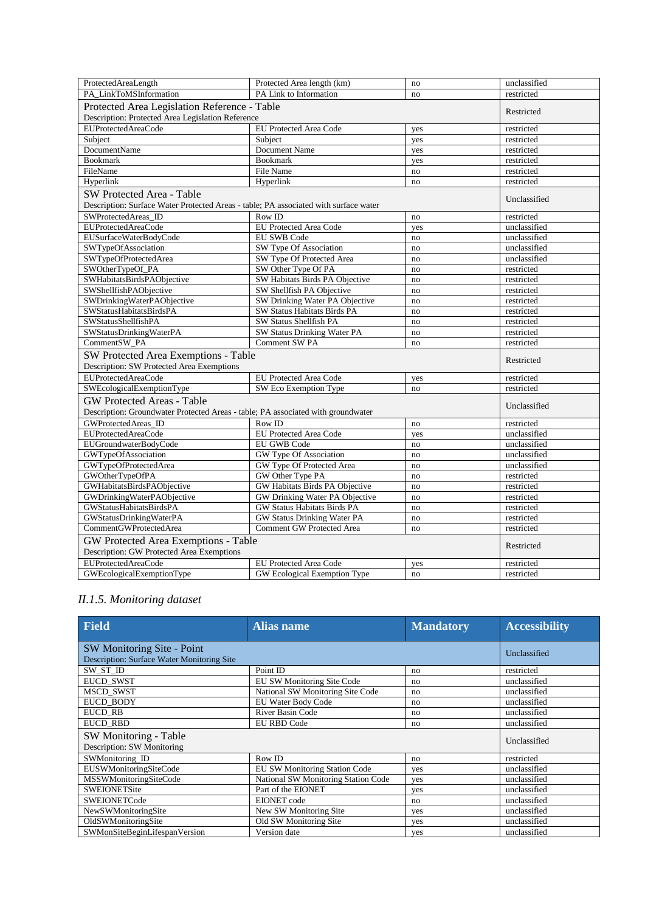| | | | |
|---|---|---|---|
| ProtectedAreaLength | Protected Area length (km) | no | unclassified |
| PA_LinkToMSInformation | PA Link to Information | no | restricted |
| Protected Area Legislation Reference - Table<br>Description: Protected Area Legislation Reference | | | Restricted |
| EUProtectedAreaCode | EU Protected Area Code | yes | restricted |
| Subject | Subject | yes | restricted |
| DocumentName | Document Name | yes | restricted |
| Bookmark | Bookmark | yes | restricted |
| FileName | File Name | no | restricted |
| Hyperlink | Hyperlink | no | restricted |
| SW Protected Area - Table<br>Description: Surface Water Protected Areas - table; PA associated with surface water | | | Unclassified |
| SWProtectedAreas_ID | Row ID | no | restricted |
| EUProtectedAreaCode | EU Protected Area Code | yes | unclassified |
| EUSurfaceWaterBodyCode | EU SWB Code | no | unclassified |
| SWTypeOfAssociation | SW Type Of Association | no | unclassified |
| SWTypeOfProtectedArea | SW Type Of Protected Area | no | unclassified |
| SWOtherTypeOf_PA | SW Other Type Of PA | no | restricted |
| SWHabitatsBirdsPAObjective | SW Habitats Birds PA Objective | no | restricted |
| SWShellfishPAObjective | SW Shellfish PA Objective | no | restricted |
| SWDrinkingWaterPAObjective | SW Drinking Water PA Objective | no | restricted |
| SWStatusHabitatsBirdsPA | SW Status Habitats Birds PA | no | restricted |
| SWStatusShellfishPA | SW Status Shellfish PA | no | restricted |
| SWStatusDrinkingWaterPA | SW Status Drinking Water PA | no | restricted |
| CommentSW_PA | Comment SW PA | no | restricted |
| SW Protected Area Exemptions - Table<br>Description: SW Protected Area Exemptions | | | Restricted |
| EUProtectedAreaCode | EU Protected Area Code | yes | restricted |
| SWEcologicalExemptionType | SW Eco Exemption Type | no | restricted |
| GW Protected Areas - Table<br>Description: Groundwater Protected Areas - table; PA associated with groundwater | | | Unclassified |
| GWProtectedAreas_ID | Row ID | no | restricted |
| EUProtectedAreaCode | EU Protected Area Code | yes | unclassified |
| EUGroundwaterBodyCode | EU GWB Code | no | unclassified |
| GWTypeOfAssociation | GW Type Of Association | no | unclassified |
| GWTypeOfProtectedArea | GW Type Of Protected Area | no | unclassified |
| GWOtherTypeOfPA | GW Other Type PA | no | restricted |
| GWHabitatsBirdsPAObjective | GW Habitats Birds PA Objective | no | restricted |
| GWDrinkingWaterPAObjective | GW Drinking Water PA Objective | no | restricted |
| GWStatusHabitatsBirdsPA | GW Status Habitats Birds PA | no | restricted |
| GWStatusDrinkingWaterPA | GW Status Drinking Water PA | no | restricted |
| CommentGWProtectedArea | Comment GW Protected Area | no | restricted |
| GW Protected Area Exemptions - Table<br>Description: GW Protected Area Exemptions | | | Restricted |
| EUProtectedAreaCode | EU Protected Area Code | yes | restricted |
| GWEcologicalExemptionType | GW Ecological Exemption Type | no | restricted |

### *II.1.5. Monitoring dataset*

| Field | Alias name | Mandatory | Accessibility |
|---|---|---|---|
| SW Monitoring Site - Point<br>Description: Surface Water Monitoring Site | | | Unclassified |
| SW_ST_ID | Point ID | no | restricted |
| EUCD_SWST | EU SW Monitoring Site Code | no | unclassified |
| MSCD_SWST | National SW Monitoring Site Code | no | unclassified |
| EUCD_BODY | EU Water Body Code | no | unclassified |
| EUCD_RB | River Basin Code | no | unclassified |
| EUCD_RBD | EU RBD Code | no | unclassified |
| SW Monitoring - Table<br>Description: SW Monitoring | | | Unclassified |
| SWMonitoring_ID | Row ID | no | restricted |
| EUSWMonitoringSiteCode | EU SW Monitoring Station Code | yes | unclassified |
| MSSWMonitoringSiteCode | National SW Monitoring Station Code | yes | unclassified |
| SWEIONETSite | Part of the EIONET | yes | unclassified |
| SWEIONETCode | EIONET code | no | unclassified |
| NewSWMonitoringSite | New SW Monitoring Site | yes | unclassified |
| OldSWMonitoringSite | Old SW Monitoring Site | yes | unclassified |
| SWMonSiteBeginLifespanVersion | Version date | yes | unclassified |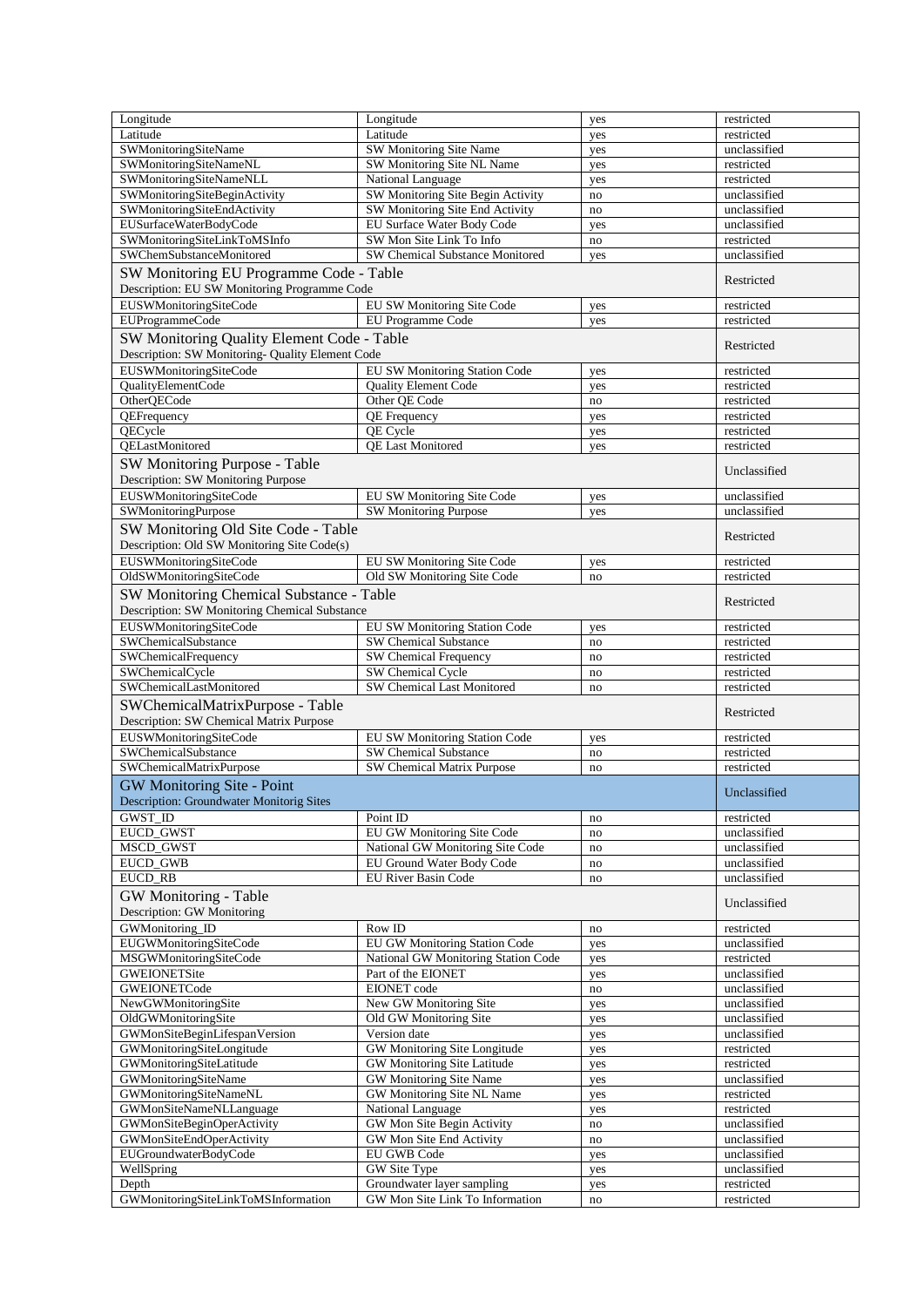| | | | |
|---|---|---|---|
| Longitude | Longitude | yes | restricted |
| Latitude | Latitude | yes | restricted |
| SWMonitoringSiteName | SW Monitoring Site Name | yes | unclassified |
| SWMonitoringSiteNameNL | SW Monitoring Site NL Name | yes | restricted |
| SWMonitoringSiteNameNLL | National Language | yes | restricted |
| SWMonitoringSiteBeginActivity | SW Monitoring Site Begin Activity | no | unclassified |
| SWMonitoringSiteEndActivity | SW Monitoring Site End Activity | no | unclassified |
| EUSurfaceWaterBodyCode | EU Surface Water Body Code | yes | unclassified |
| SWMonitoringSiteLinkToMSInfo | SW Mon Site Link To Info | no | restricted |
| SWChemSubstanceMonitored | SW Chemical Substance Monitored | yes | unclassified |
| **SW Monitoring EU Programme Code - Table**<br>Description: EU SW Monitoring Programme Code | | | Restricted |
| EUSWMonitoringSiteCode | EU SW Monitoring Site Code | yes | restricted |
| EUProgrammeCode | EU Programme Code | yes | restricted |
| **SW Monitoring Quality Element Code - Table**<br>Description: SW Monitoring- Quality Element Code | | | Restricted |
| EUSWMonitoringSiteCode | EU SW Monitoring Station Code | yes | restricted |
| QualityElementCode | Quality Element Code | yes | restricted |
| OtherQECode | Other QE Code | no | restricted |
| QEFrequency | QE Frequency | yes | restricted |
| QECycle | QE Cycle | yes | restricted |
| QELastMonitored | QE Last Monitored | yes | restricted |
| **SW Monitoring Purpose - Table**<br>Description: SW Monitoring Purpose | | | Unclassified |
| EUSWMonitoringSiteCode | EU SW Monitoring Site Code | yes | unclassified |
| SWMonitoringPurpose | SW Monitoring Purpose | yes | unclassified |
| **SW Monitoring Old Site Code - Table**<br>Description: Old SW Monitoring Site Code(s) | | | Restricted |
| EUSWMonitoringSiteCode | EU SW Monitoring Site Code | yes | restricted |
| OldSWMonitoringSiteCode | Old SW Monitoring Site Code | no | restricted |
| **SW Monitoring Chemical Substance - Table**<br>Description: SW Monitoring Chemical Substance | | | Restricted |
| EUSWMonitoringSiteCode | EU SW Monitoring Station Code | yes | restricted |
| SWChemicalSubstance | SW Chemical Substance | no | restricted |
| SWChemicalFrequency | SW Chemical Frequency | no | restricted |
| SWChemicalCycle | SW Chemical Cycle | no | restricted |
| SWChemicalLastMonitored | SW Chemical Last Monitored | no | restricted |
| **SWChemicalMatrixPurpose - Table**<br>Description: SW Chemical Matrix Purpose | | | Restricted |
| EUSWMonitoringSiteCode | EU SW Monitoring Station Code | yes | restricted |
| SWChemicalSubstance | SW Chemical Substance | no | restricted |
| SWChemicalMatrixPurpose | SW Chemical Matrix Purpose | no | restricted |
| **GW Monitoring Site - Point**<br>Description: Groundwater Monitorig Sites | | | Unclassified |
| GWST_ID | Point ID | no | restricted |
| EUCD_GWST | EU GW Monitoring Site Code | no | unclassified |
| MSCD_GWST | National GW Monitoring Site Code | no | unclassified |
| EUCD_GWB | EU Ground Water Body Code | no | unclassified |
| EUCD_RB | EU River Basin Code | no | unclassified |
| **GW Monitoring - Table**<br>Description: GW Monitoring | | | Unclassified |
| GWMonitoring_ID | Row ID | no | restricted |
| EUGWMonitoringSiteCode | EU GW Monitoring Station Code | yes | unclassified |
| MSGWMonitoringSiteCode | National GW Monitoring Station Code | yes | restricted |
| GWEIONETSite | Part of the EIONET | yes | unclassified |
| GWEIONETCode | EIONET code | no | unclassified |
| NewGWMonitoringSite | New GW Monitoring Site | yes | unclassified |
| OldGWMonitoringSite | Old GW Monitoring Site | yes | unclassified |
| GWMonSiteBeginLifespanVersion | Version date | yes | unclassified |
| GWMonitoringSiteLongitude | GW Monitoring Site Longitude | yes | restricted |
| GWMonitoringSiteLatitude | GW Monitoring Site Latitude | yes | restricted |
| GWMonitoringSiteName | GW Monitoring Site Name | yes | unclassified |
| GWMonitoringSiteNameNL | GW Monitoring Site NL Name | yes | restricted |
| GWMonSiteNameNLLanguage | National Language | yes | restricted |
| GWMonSiteBeginOperActivity | GW Mon Site Begin Activity | no | unclassified |
| GWMonSiteEndOperActivity | GW Mon Site End Activity | no | unclassified |
| EUGroundwaterBodyCode | EU GWB Code | yes | unclassified |
| WellSpring | GW Site Type | yes | unclassified |
| Depth | Groundwater layer sampling | yes | restricted |
| GWMonitoringSiteLinkToMSInformation | GW Mon Site Link To Information | no | restricted |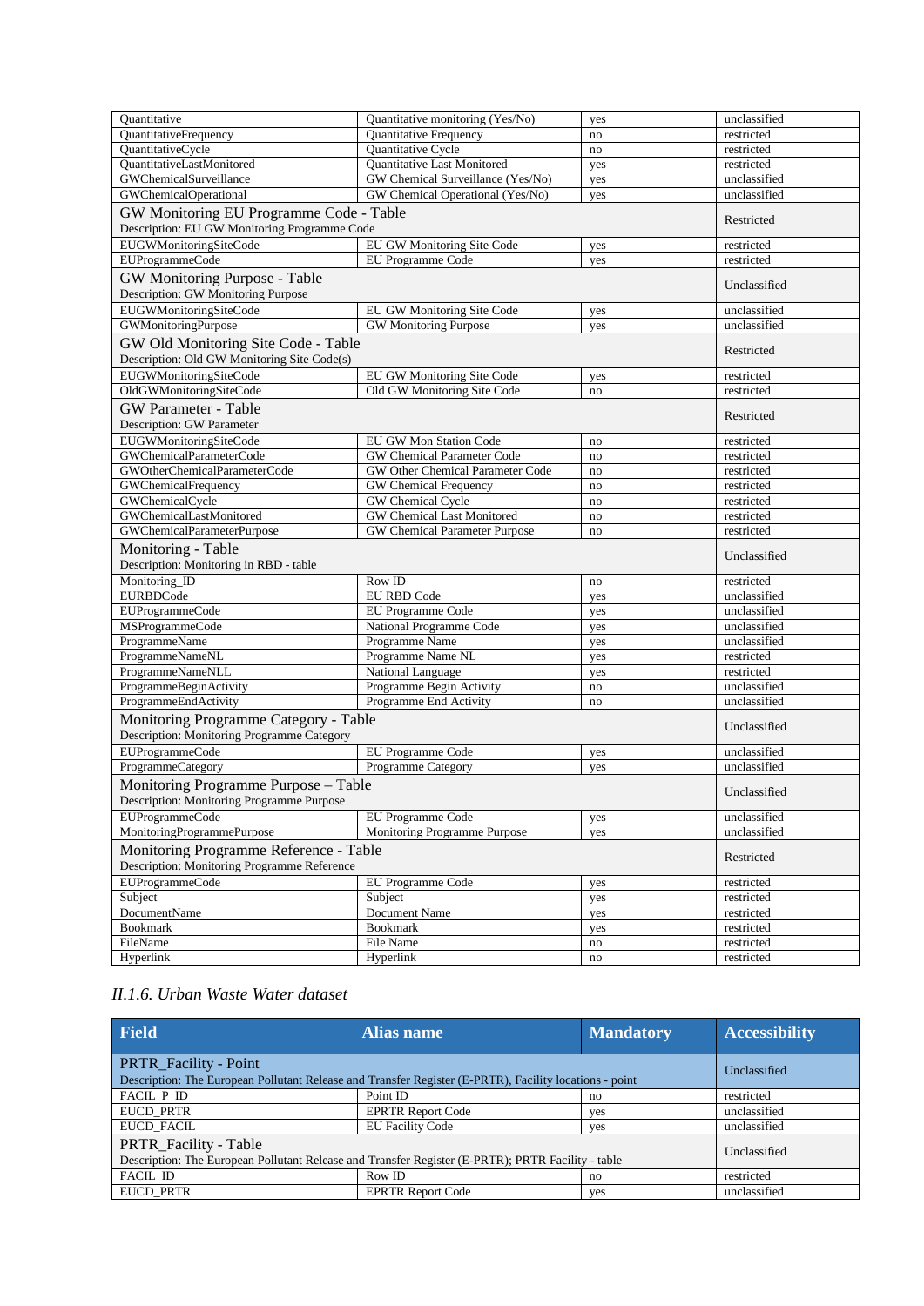| Field | Alias name | Mandatory | Accessibility |
|---|---|---|---|
| Quantitative | Quantitative monitoring (Yes/No) | yes | unclassified |
| QuantitativeFrequency | Quantitative Frequency | no | restricted |
| QuantitativeCycle | Quantitative Cycle | no | restricted |
| QuantitativeLastMonitored | Quantitative Last Monitored | yes | restricted |
| GWChemicalSurveillance | GW Chemical Surveillance (Yes/No) | yes | unclassified |
| GWChemicalOperational | GW Chemical Operational (Yes/No) | yes | unclassified |
| GW Monitoring EU Programme Code - Table<br>Description: EU GW Monitoring Programme Code | | | Restricted |
| EUGWMonitoringSiteCode | EU GW Monitoring Site Code | yes | restricted |
| EUProgrammeCode | EU Programme Code | yes | restricted |
| GW Monitoring Purpose - Table<br>Description: GW Monitoring Purpose | | | Unclassified |
| EUGWMonitoringSiteCode | EU GW Monitoring Site Code | yes | unclassified |
| GWMonitoringPurpose | GW Monitoring Purpose | yes | unclassified |
| GW Old Monitoring Site Code - Table<br>Description: Old GW Monitoring Site Code(s) | | | Restricted |
| EUGWMonitoringSiteCode | EU GW Monitoring Site Code | yes | restricted |
| OldGWMonitoringSiteCode | Old GW Monitoring Site Code | no | restricted |
| GW Parameter - Table<br>Description: GW Parameter | | | Restricted |
| EUGWMonitoringSiteCode | EU GW Mon Station Code | no | restricted |
| GWChemicalParameterCode | GW Chemical Parameter Code | no | restricted |
| GWOtherChemicalParameterCode | GW Other Chemical Parameter Code | no | restricted |
| GWChemicalFrequency | GW Chemical Frequency | no | restricted |
| GWChemicalCycle | GW Chemical Cycle | no | restricted |
| GWChemicalLastMonitored | GW Chemical Last Monitored | no | restricted |
| GWChemicalParameterPurpose | GW Chemical Parameter Purpose | no | restricted |
| Monitoring - Table<br>Description: Monitoring in RBD - table | | | Unclassified |
| Monitoring_ID | Row ID | no | restricted |
| EURBDCode | EU RBD Code | yes | unclassified |
| EUProgrammeCode | EU Programme Code | yes | unclassified |
| MSProgrammeCode | National Programme Code | yes | unclassified |
| ProgrammeName | Programme Name | yes | unclassified |
| ProgrammeNameNL | Programme Name NL | yes | restricted |
| ProgrammeNameNLL | National Language | yes | restricted |
| ProgrammeBeginActivity | Programme Begin Activity | no | unclassified |
| ProgrammeEndActivity | Programme End Activity | no | unclassified |
| Monitoring Programme Category - Table<br>Description: Monitoring Programme Category | | | Unclassified |
| EUProgrammeCode | EU Programme Code | yes | unclassified |
| ProgrammeCategory | Programme Category | yes | unclassified |
| Monitoring Programme Purpose – Table<br>Description: Monitoring Programme Purpose | | | Unclassified |
| EUProgrammeCode | EU Programme Code | yes | unclassified |
| MonitoringProgrammePurpose | Monitoring Programme Purpose | yes | unclassified |
| Monitoring Programme Reference - Table<br>Description: Monitoring Programme Reference | | | Restricted |
| EUProgrammeCode | EU Programme Code | yes | restricted |
| Subject | Subject | yes | restricted |
| DocumentName | Document Name | yes | restricted |
| Bookmark | Bookmark | yes | restricted |
| FileName | File Name | no | restricted |
| Hyperlink | Hyperlink | no | restricted |

### *II.1.6. Urban Waste Water dataset*

| Field | Alias name | Mandatory | Accessibility |
|---|---|---|---|
| PRTR_Facility - Point<br>Description: The European Pollutant Release and Transfer Register (E-PRTR), Facility locations - point | | | Unclassified |
| FACIL_P_ID | Point ID | no | restricted |
| EUCD_PRTR | EPRTR Report Code | yes | unclassified |
| EUCD_FACIL | EU Facility Code | yes | unclassified |
| PRTR_Facility - Table<br>Description: The European Pollutant Release and Transfer Register (E-PRTR); PRTR Facility - table | | | Unclassified |
| FACIL_ID | Row ID | no | restricted |
| EUCD_PRTR | EPRTR Report Code | yes | unclassified |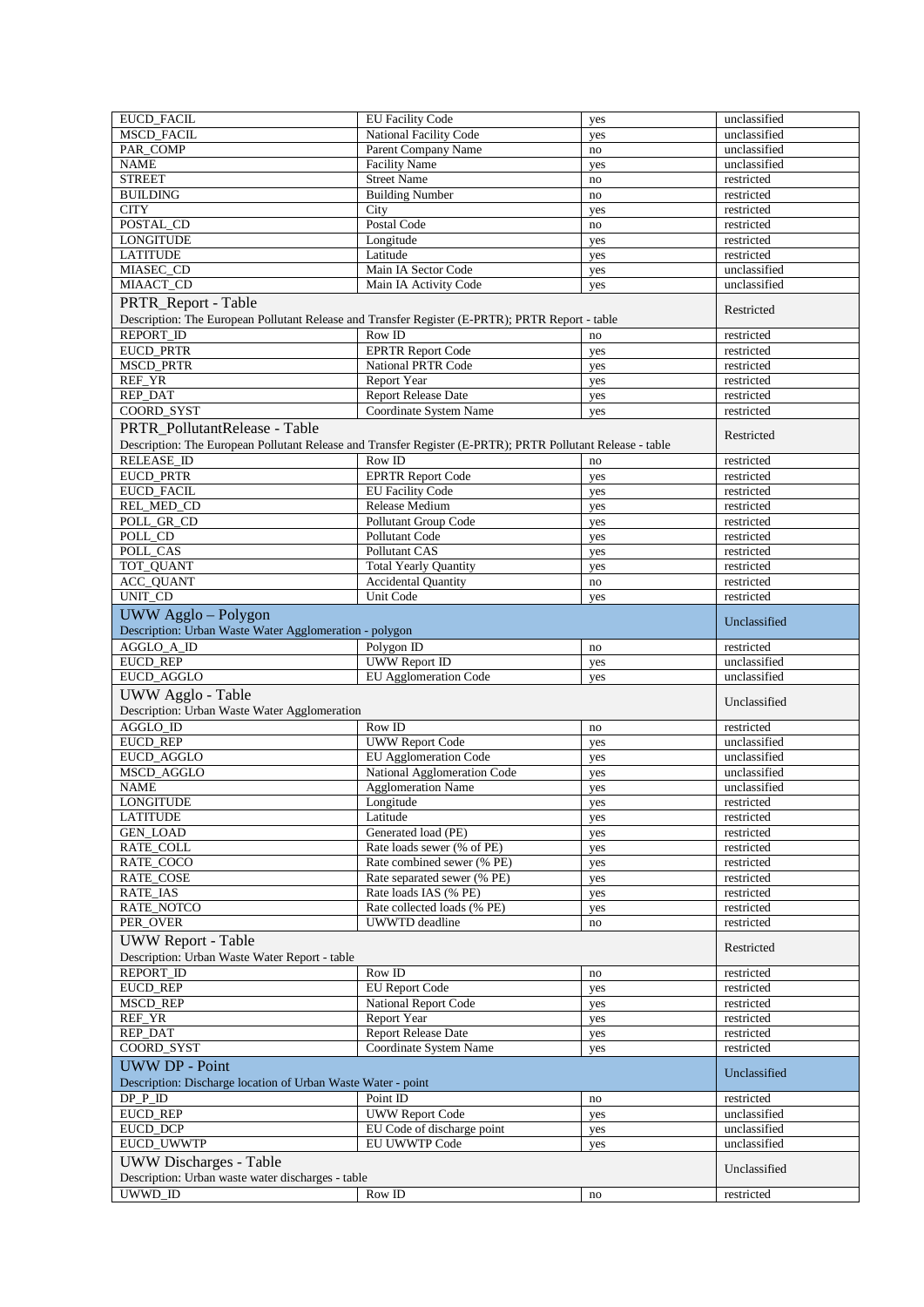| | | | |
|---|---|---|---|
| EUCD_FACIL | EU Facility Code | yes | unclassified |
| MSCD_FACIL | National Facility Code | yes | unclassified |
| PAR_COMP | Parent Company Name | no | unclassified |
| NAME | Facility Name | yes | unclassified |
| STREET | Street Name | no | restricted |
| BUILDING | Building Number | no | restricted |
| CITY | City | yes | restricted |
| POSTAL_CD | Postal Code | no | restricted |
| LONGITUDE | Longitude | yes | restricted |
| LATITUDE | Latitude | yes | restricted |
| MIASEC_CD | Main IA Sector Code | yes | unclassified |
| MIAACT_CD | Main IA Activity Code | yes | unclassified |
| PRTR_Report - Table<br>Description: The European Pollutant Release and Transfer Register (E-PRTR); PRTR Report - table | | | Restricted |
| REPORT_ID | Row ID | no | restricted |
| EUCD_PRTR | EPRTR Report Code | yes | restricted |
| MSCD_PRTR | National PRTR Code | yes | restricted |
| REF_YR | Report Year | yes | restricted |
| REP_DAT | Report Release Date | yes | restricted |
| COORD_SYST | Coordinate System Name | yes | restricted |
| PRTR_PollutantRelease - Table<br>Description: The European Pollutant Release and Transfer Register (E-PRTR); PRTR Pollutant Release - table | | | Restricted |
| RELEASE_ID | Row ID | no | restricted |
| EUCD_PRTR | EPRTR Report Code | yes | restricted |
| EUCD_FACIL | EU Facility Code | yes | restricted |
| REL_MED_CD | Release Medium | yes | restricted |
| POLL_GR_CD | Pollutant Group Code | yes | restricted |
| POLL_CD | Pollutant Code | yes | restricted |
| POLL_CAS | Pollutant CAS | yes | restricted |
| TOT_QUANT | Total Yearly Quantity | yes | restricted |
| ACC_QUANT | Accidental Quantity | no | restricted |
| UNIT_CD | Unit Code | yes | restricted |
| UWW Agglo – Polygon<br>Description: Urban Waste Water Agglomeration - polygon | | | Unclassified |
| AGGLO_A_ID | Polygon ID | no | restricted |
| EUCD_REP | UWW Report ID | yes | unclassified |
| EUCD_AGGLO | EU Agglomeration Code | yes | unclassified |
| UWW Agglo - Table<br>Description: Urban Waste Water Agglomeration | | | Unclassified |
| AGGLO_ID | Row ID | no | restricted |
| EUCD_REP | UWW Report Code | yes | unclassified |
| EUCD_AGGLO | EU Agglomeration Code | yes | unclassified |
| MSCD_AGGLO | National Agglomeration Code | yes | unclassified |
| NAME | Agglomeration Name | yes | unclassified |
| LONGITUDE | Longitude | yes | restricted |
| LATITUDE | Latitude | yes | restricted |
| GEN_LOAD | Generated load (PE) | yes | restricted |
| RATE_COLL | Rate loads sewer (% of PE) | yes | restricted |
| RATE_COCO | Rate combined sewer (% PE) | yes | restricted |
| RATE_COSE | Rate separated sewer (% PE) | yes | restricted |
| RATE_IAS | Rate loads IAS (% PE) | yes | restricted |
| RATE_NOTCO | Rate collected loads (% PE) | yes | restricted |
| PER_OVER | UWWTD deadline | no | restricted |
| UWW Report - Table<br>Description: Urban Waste Water Report - table | | | Restricted |
| REPORT_ID | Row ID | no | restricted |
| EUCD_REP | EU Report Code | yes | restricted |
| MSCD_REP | National Report Code | yes | restricted |
| REF_YR | Report Year | yes | restricted |
| REP_DAT | Report Release Date | yes | restricted |
| COORD_SYST | Coordinate System Name | yes | restricted |
| UWW DP - Point<br>Description: Discharge location of Urban Waste Water - point | | | Unclassified |
| DP_P_ID | Point ID | no | restricted |
| EUCD_REP | UWW Report Code | yes | unclassified |
| EUCD_DCP | EU Code of discharge point | yes | unclassified |
| EUCD_UWWTP | EU UWWTP Code | yes | unclassified |
| UWW Discharges - Table<br>Description: Urban waste water discharges - table | | | Unclassified |
| UWWD_ID | Row ID | no | restricted |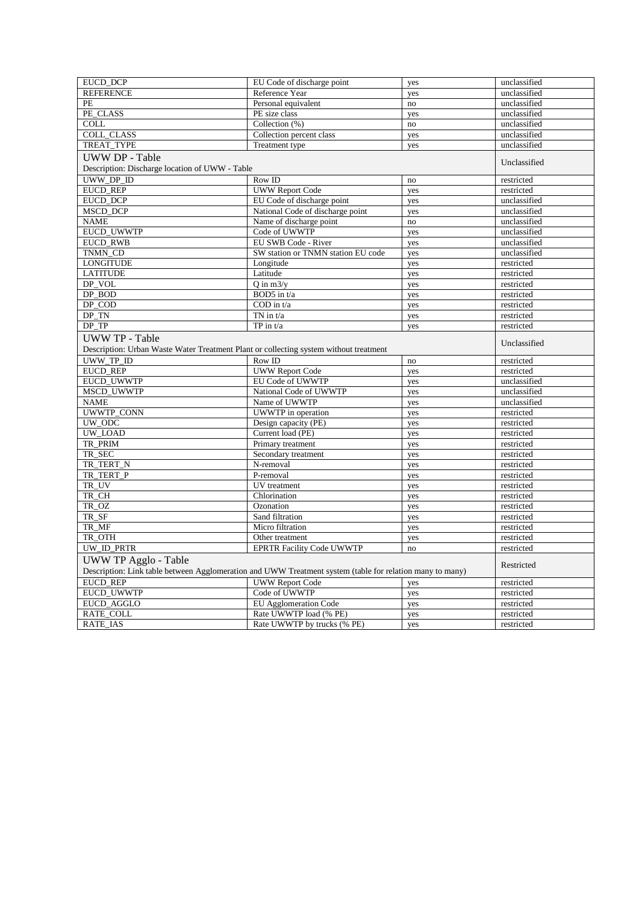| | | | |
|---|---|---|---|
| EUCD_DCP | EU Code of discharge point | yes | unclassified |
| REFERENCE | Reference Year | yes | unclassified |
| PE | Personal equivalent | no | unclassified |
| PE_CLASS | PE size class | yes | unclassified |
| COLL | Collection (%) | no | unclassified |
| COLL_CLASS | Collection percent class | yes | unclassified |
| TREAT_TYPE | Treatment type | yes | unclassified |
| **UWW DP - Table**<br>Description: Discharge location of UWW - Table | | | Unclassified |
| UWW_DP_ID | Row ID | no | restricted |
| EUCD_REP | UWW Report Code | yes | restricted |
| EUCD_DCP | EU Code of discharge point | yes | unclassified |
| MSCD_DCP | National Code of discharge point | yes | unclassified |
| NAME | Name of discharge point | no | unclassified |
| EUCD_UWWTP | Code of UWWTP | yes | unclassified |
| EUCD_RWB | EU SWB Code - River | yes | unclassified |
| TNMN_CD | SW station or TNMN station EU code | yes | unclassified |
| LONGITUDE | Longitude | yes | restricted |
| LATITUDE | Latitude | yes | restricted |
| DP_VOL | Q in m3/y | yes | restricted |
| DP_BOD | BOD5 in t/a | yes | restricted |
| DP_COD | COD in t/a | yes | restricted |
| DP_TN | TN in t/a | yes | restricted |
| DP_TP | TP in t/a | yes | restricted |
| **UWW TP - Table**<br>Description: Urban Waste Water Treatment Plant or collecting system without treatment | | | Unclassified |
| UWW_TP_ID | Row ID | no | restricted |
| EUCD_REP | UWW Report Code | yes | restricted |
| EUCD_UWWTP | EU Code of UWWTP | yes | unclassified |
| MSCD_UWWTP | National Code of UWWTP | yes | unclassified |
| NAME | Name of UWWTP | yes | unclassified |
| UWWTP_CONN | UWWTP in operation | yes | restricted |
| UW_ODC | Design capacity (PE) | yes | restricted |
| UW_LOAD | Current load (PE) | yes | restricted |
| TR_PRIM | Primary treatment | yes | restricted |
| TR_SEC | Secondary treatment | yes | restricted |
| TR_TERT_N | N-removal | yes | restricted |
| TR_TERT_P | P-removal | yes | restricted |
| TR_UV | UV treatment | yes | restricted |
| TR_CH | Chlorination | yes | restricted |
| TR_OZ | Ozonation | yes | restricted |
| TR_SF | Sand filtration | yes | restricted |
| TR_MF | Micro filtration | yes | restricted |
| TR_OTH | Other treatment | yes | restricted |
| UW_ID_PRTR | EPRTR Facility Code UWWTP | no | restricted |
| **UWW TP Agglo - Table**<br>Description: Link table between Agglomeration and UWW Treatment system (table for relation many to many) | | | Restricted |
| EUCD_REP | UWW Report Code | yes | restricted |
| EUCD_UWWTP | Code of UWWTP | yes | restricted |
| EUCD_AGGLO | EU Agglomeration Code | yes | restricted |
| RATE_COLL | Rate UWWTP load (% PE) | yes | restricted |
| RATE_IAS | Rate UWWTP by trucks (% PE) | yes | restricted |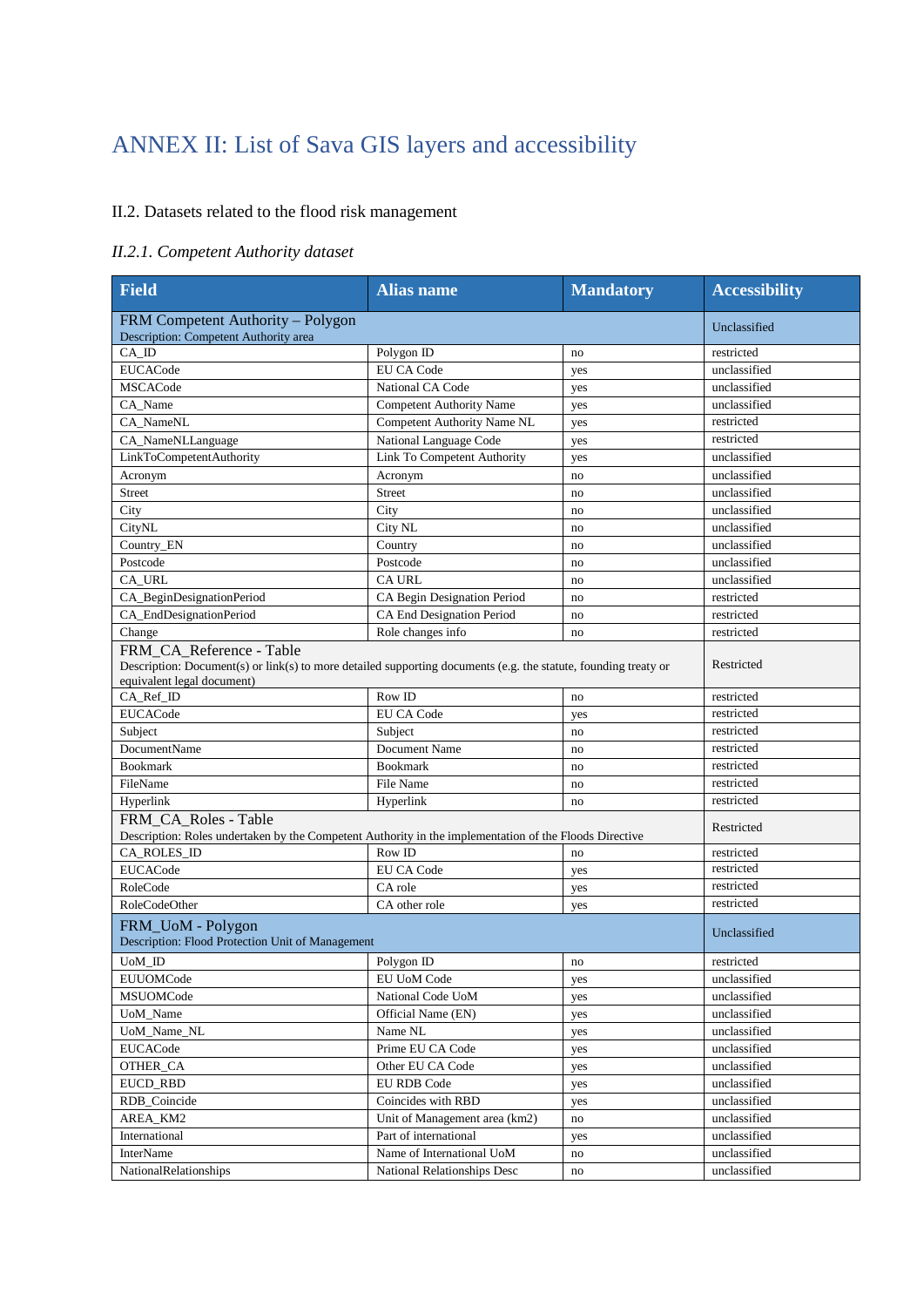# ANNEX II: List of Sava GIS layers and accessibility

## II.2. Datasets related to the flood risk management

### *II.2.1. Competent Authority dataset*

| Field | Alias name | Mandatory | Accessibility |
|---|---|---|---|
| FRM Competent Authority – Polygon<br>Description: Competent Authority area | | | Unclassified |
| CA_ID | Polygon ID | no | restricted |
| EUCACode | EU CA Code | yes | unclassified |
| MSCACode | National CA Code | yes | unclassified |
| CA_Name | Competent Authority Name | yes | unclassified |
| CA_NameNL | Competent Authority Name NL | yes | restricted |
| CA_NameNLLanguage | National Language Code | yes | restricted |
| LinkToCompetentAuthority | Link To Competent Authority | yes | unclassified |
| Acronym | Acronym | no | unclassified |
| Street | Street | no | unclassified |
| City | City | no | unclassified |
| CityNL | City NL | no | unclassified |
| Country_EN | Country | no | unclassified |
| Postcode | Postcode | no | unclassified |
| CA_URL | CA URL | no | unclassified |
| CA_BeginDesignationPeriod | CA Begin Designation Period | no | restricted |
| CA_EndDesignationPeriod | CA End Designation Period | no | restricted |
| Change | Role changes info | no | restricted |
| FRM_CA_Reference - Table<br>Description: Document(s) or link(s) to more detailed supporting documents (e.g. the statute, founding treaty or equivalent legal document) | | | Restricted |
| CA_Ref_ID | Row ID | no | restricted |
| EUCACode | EU CA Code | yes | restricted |
| Subject | Subject | no | restricted |
| DocumentName | Document Name | no | restricted |
| Bookmark | Bookmark | no | restricted |
| FileName | File Name | no | restricted |
| Hyperlink | Hyperlink | no | restricted |
| FRM_CA_Roles - Table<br>Description: Roles undertaken by the Competent Authority in the implementation of the Floods Directive | | | Restricted |
| CA_ROLES_ID | Row ID | no | restricted |
| EUCACode | EU CA Code | yes | restricted |
| RoleCode | CA role | yes | restricted |
| RoleCodeOther | CA other role | yes | restricted |
| FRM_UoM - Polygon<br>Description: Flood Protection Unit of Management | | | Unclassified |
| UoM_ID | Polygon ID | no | restricted |
| EUUOMCode | EU UoM Code | yes | unclassified |
| MSUOMCode | National Code UoM | yes | unclassified |
| UoM_Name | Official Name (EN) | yes | unclassified |
| UoM_Name_NL | Name NL | yes | unclassified |
| EUCACode | Prime EU CA Code | yes | unclassified |
| OTHER_CA | Other EU CA Code | yes | unclassified |
| EUCD_RBD | EU RDB Code | yes | unclassified |
| RDB_Coincide | Coincides with RBD | yes | unclassified |
| AREA_KM2 | Unit of Management area (km2) | no | unclassified |
| International | Part of international | yes | unclassified |
| InterName | Name of International UoM | no | unclassified |
| NationalRelationships | National Relationships Desc | no | unclassified |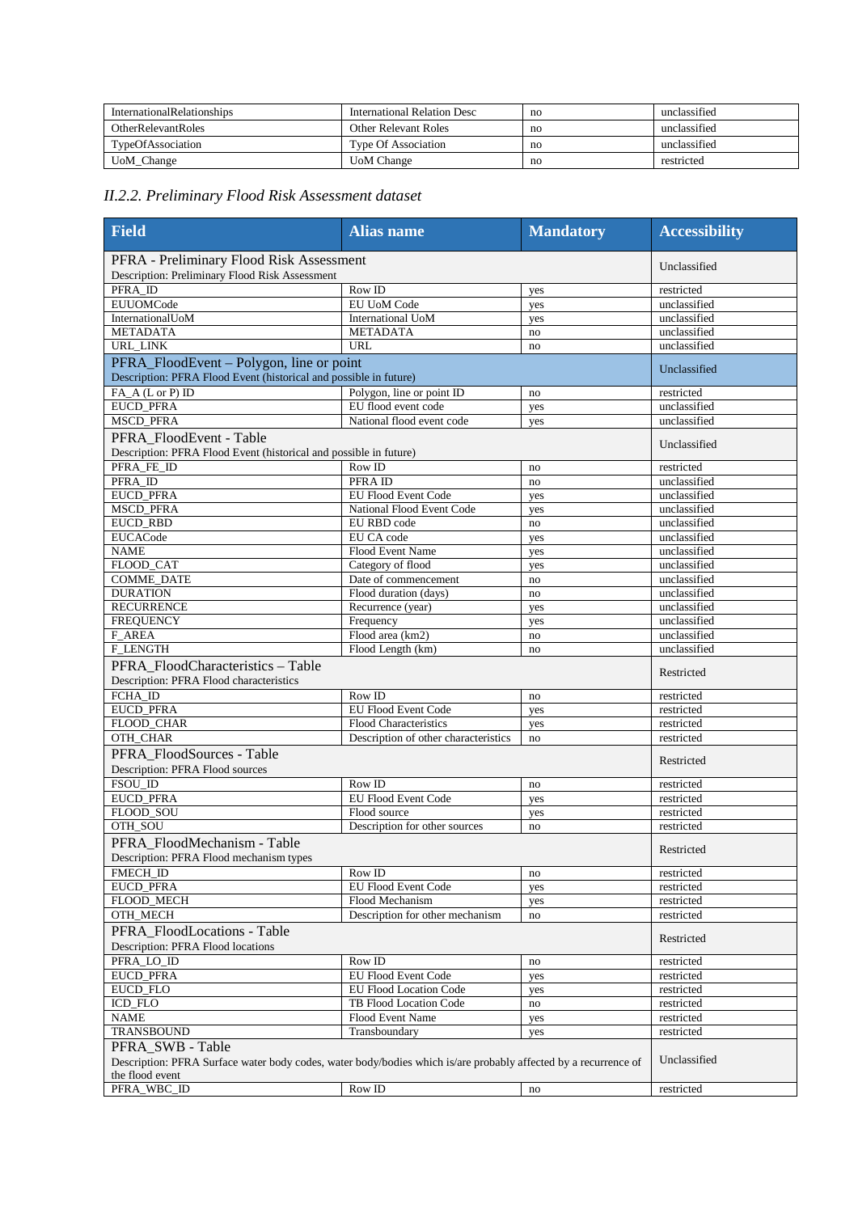| | | | |
|---|---|---|---|
| InternationalRelationships | International Relation Desc | no | unclassified |
| OtherRelevantRoles | Other Relevant Roles | no | unclassified |
| TypeOfAssociation | Type Of Association | no | unclassified |
| UoM_Change | UoM Change | no | restricted |

### *II.2.2. Preliminary Flood Risk Assessment dataset*

| Field | Alias name | Mandatory | Accessibility |
|---|---|---|---|
| PFRA - Preliminary Flood Risk Assessment<br>Description: Preliminary Flood Risk Assessment | | | Unclassified |
| PFRA_ID | Row ID | yes | restricted |
| EUUOMCode | EU UoM Code | yes | unclassified |
| InternationalUoM | International UoM | yes | unclassified |
| METADATA | METADATA | no | unclassified |
| URL_LINK | URL | no | unclassified |
| PFRA_FloodEvent – Polygon, line or point<br>Description: PFRA Flood Event (historical and possible in future) | | | Unclassified |
| FA_A (L or P) ID | Polygon, line or point ID | no | restricted |
| EUCD_PFRA | EU flood event code | yes | unclassified |
| MSCD_PFRA | National flood event code | yes | unclassified |
| PFRA_FloodEvent - Table<br>Description: PFRA Flood Event (historical and possible in future) | | | Unclassified |
| PFRA_FE_ID | Row ID | no | restricted |
| PFRA_ID | PFRA ID | no | unclassified |
| EUCD_PFRA | EU Flood Event Code | yes | unclassified |
| MSCD_PFRA | National Flood Event Code | yes | unclassified |
| EUCD_RBD | EU RBD code | no | unclassified |
| EUCACode | EU CA code | yes | unclassified |
| NAME | Flood Event Name | yes | unclassified |
| FLOOD_CAT | Category of flood | yes | unclassified |
| COMME_DATE | Date of commencement | no | unclassified |
| DURATION | Flood duration (days) | no | unclassified |
| RECURRENCE | Recurrence (year) | yes | unclassified |
| FREQUENCY | Frequency | yes | unclassified |
| F_AREA | Flood area (km2) | no | unclassified |
| F_LENGTH | Flood Length (km) | no | unclassified |
| PFRA_FloodCharacteristics – Table<br>Description: PFRA Flood characteristics | | | Restricted |
| FCHA_ID | Row ID | no | restricted |
| EUCD_PFRA | EU Flood Event Code | yes | restricted |
| FLOOD_CHAR | Flood Characteristics | yes | restricted |
| OTH_CHAR | Description of other characteristics | no | restricted |
| PFRA_FloodSources - Table<br>Description: PFRA Flood sources | | | Restricted |
| FSOU_ID | Row ID | no | restricted |
| EUCD_PFRA | EU Flood Event Code | yes | restricted |
| FLOOD_SOU | Flood source | yes | restricted |
| OTH_SOU | Description for other sources | no | restricted |
| PFRA_FloodMechanism - Table<br>Description: PFRA Flood mechanism types | | | Restricted |
| FMECH_ID | Row ID | no | restricted |
| EUCD_PFRA | EU Flood Event Code | yes | restricted |
| FLOOD_MECH | Flood Mechanism | yes | restricted |
| OTH_MECH | Description for other mechanism | no | restricted |
| PFRA_FloodLocations - Table<br>Description: PFRA Flood locations | | | Restricted |
| PFRA_LO_ID | Row ID | no | restricted |
| EUCD_PFRA | EU Flood Event Code | yes | restricted |
| EUCD_FLO | EU Flood Location Code | yes | restricted |
| ICD_FLO | TB Flood Location Code | no | restricted |
| NAME | Flood Event Name | yes | restricted |
| TRANSBOUND | Transboundary | yes | restricted |
| PFRA_SWB - Table<br>Description: PFRA Surface water body codes, water body/bodies which is/are probably affected by a recurrence of the flood event | | | Unclassified |
| PFRA_WBC_ID | Row ID | no | restricted |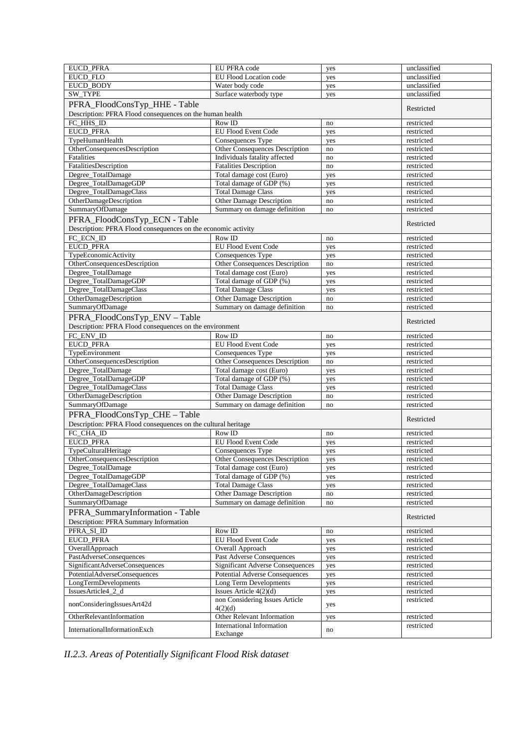| | | | |
|---|---|---|---|
| EUCD_PFRA | EU PFRA code | yes | unclassified |
| EUCD_FLO | EU Flood Location code | yes | unclassified |
| EUCD_BODY | Water body code | yes | unclassified |
| SW_TYPE | Surface waterbody type | yes | unclassified |
| PFRA_FloodConsTyp_HHE - Table<br>Description: PFRA Flood consequences on the human health | | | Restricted |
| FC_HHS_ID | Row ID | no | restricted |
| EUCD_PFRA | EU Flood Event Code | yes | restricted |
| TypeHumanHealth | Consequences Type | yes | restricted |
| OtherConsequencesDescription | Other Consequences Description | no | restricted |
| Fatalities | Individuals fatality affected | no | restricted |
| FatalitiesDescription | Fatalities Description | no | restricted |
| Degree_TotalDamage | Total damage cost (Euro) | yes | restricted |
| Degree_TotalDamageGDP | Total damage of GDP (%) | yes | restricted |
| Degree_TotalDamageClass | Total Damage Class | yes | restricted |
| OtherDamageDescription | Other Damage Description | no | restricted |
| SummaryOfDamage | Summary on damage definition | no | restricted |
| PFRA_FloodConsTyp_ECN - Table<br>Description: PFRA Flood consequences on the economic activity | | | Restricted |
| FC_ECN_ID | Row ID | no | restricted |
| EUCD_PFRA | EU Flood Event Code | yes | restricted |
| TypeEconomicActivity | Consequences Type | yes | restricted |
| OtherConsequencesDescription | Other Consequences Description | no | restricted |
| Degree_TotalDamage | Total damage cost (Euro) | yes | restricted |
| Degree_TotalDamageGDP | Total damage of GDP (%) | yes | restricted |
| Degree_TotalDamageClass | Total Damage Class | yes | restricted |
| OtherDamageDescription | Other Damage Description | no | restricted |
| SummaryOfDamage | Summary on damage definition | no | restricted |
| PFRA_FloodConsTyp_ENV – Table<br>Description: PFRA Flood consequences on the environment | | | Restricted |
| FC_ENV_ID | Row ID | no | restricted |
| EUCD_PFRA | EU Flood Event Code | yes | restricted |
| TypeEnvironment | Consequences Type | yes | restricted |
| OtherConsequencesDescription | Other Consequences Description | no | restricted |
| Degree_TotalDamage | Total damage cost (Euro) | yes | restricted |
| Degree_TotalDamageGDP | Total damage of GDP (%) | yes | restricted |
| Degree_TotalDamageClass | Total Damage Class | yes | restricted |
| OtherDamageDescription | Other Damage Description | no | restricted |
| SummaryOfDamage | Summary on damage definition | no | restricted |
| PFRA_FloodConsTyp_CHE – Table<br>Description: PFRA Flood consequences on the cultural heritage | | | Restricted |
| FC_CHA_ID | Row ID | no | restricted |
| EUCD_PFRA | EU Flood Event Code | yes | restricted |
| TypeCulturalHeritage | Consequences Type | yes | restricted |
| OtherConsequencesDescription | Other Consequences Description | yes | restricted |
| Degree_TotalDamage | Total damage cost (Euro) | yes | restricted |
| Degree_TotalDamageGDP | Total damage of GDP (%) | yes | restricted |
| Degree_TotalDamageClass | Total Damage Class | yes | restricted |
| OtherDamageDescription | Other Damage Description | no | restricted |
| SummaryOfDamage | Summary on damage definition | no | restricted |
| PFRA_SummaryInformation - Table<br>Description: PFRA Summary Information | | | Restricted |
| PFRA_SI_ID | Row ID | no | restricted |
| EUCD_PFRA | EU Flood Event Code | yes | restricted |
| OverallApproach | Overall Approach | yes | restricted |
| PastAdverseConsequences | Past Adverse Consequences | yes | restricted |
| SignificantAdverseConsequences | Significant Adverse Consequences | yes | restricted |
| PotentialAdverseConsequences | Potential Adverse Consequences | yes | restricted |
| LongTermDevelopments | Long Term Developments | yes | restricted |
| IssuesArticle4_2_d | Issues Article 4(2)(d) | yes | restricted |
| nonConsideringIssuesArt42d | non Considering Issues Article 4(2)(d) | yes | restricted |
| OtherRelevantInformation | Other Relevant Information | yes | restricted |
| InternationalInformationExch | International Information Exchange | no | restricted |

*II.2.3. Areas of Potentially Significant Flood Risk dataset*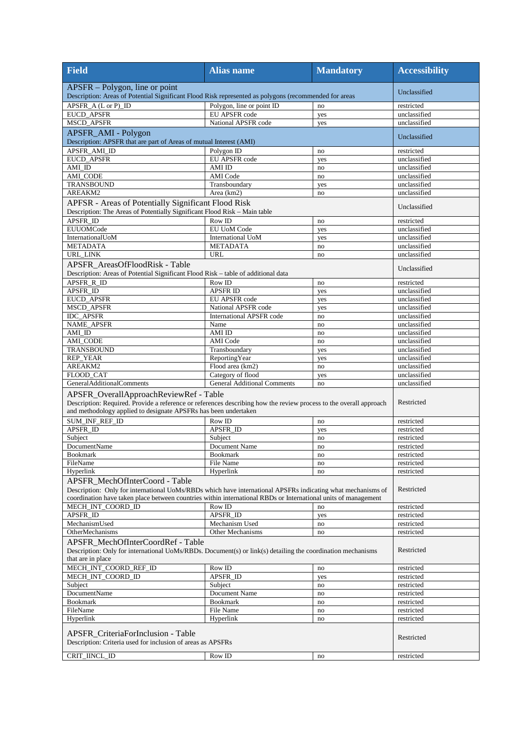| Field | Alias name | Mandatory | Accessibility |
|---|---|---|---|
| APSFR – Polygon, line or point<br>Description: Areas of Potential Significant Flood Risk represented as polygons (recommended for areas | | | Unclassified |
| APSFR_A (L or P)_ID | Polygon, line or point ID | no | restricted |
| EUCD_APSFR | EU APSFR code | yes | unclassified |
| MSCD_APSFR | National APSFR code | yes | unclassified |
| APSFR_AMI - Polygon<br>Description: APSFR that are part of Areas of mutual Interest (AMI) | | | Unclassified |
| APSFR_AMI_ID | Polygon ID | no | restricted |
| EUCD_APSFR | EU APSFR code | yes | unclassified |
| AMI_ID | AMI ID | no | unclassified |
| AMI_CODE | AMI Code | no | unclassified |
| TRANSBOUND | Transboundary | yes | unclassified |
| AREAKM2 | Area (km2) | no | unclassified |
| APFSR - Areas of Potentially Significant Flood Risk<br>Description: The Areas of Potentially Significant Flood Risk – Main table | | | Unclassified |
| APSFR_ID | Row ID | no | restricted |
| EUUOMCode | EU UoM Code | yes | unclassified |
| InternationalUoM | International UoM | yes | unclassified |
| METADATA | METADATA | no | unclassified |
| URL_LINK | URL | no | unclassified |
| APSFR_AreasOfFloodRisk - Table<br>Description: Areas of Potential Significant Flood Risk – table of additional data | | | Unclassified |
| APSFR_R_ID | Row ID | no | restricted |
| APSFR_ID | APSFR ID | yes | unclassified |
| EUCD_APSFR | EU APSFR code | yes | unclassified |
| MSCD_APSFR | National APSFR code | yes | unclassified |
| IDC_APSFR | International APSFR code | no | unclassified |
| NAME_APSFR | Name | no | unclassified |
| AMI_ID | AMI ID | no | unclassified |
| AMI_CODE | AMI Code | no | unclassified |
| TRANSBOUND | Transboundary | yes | unclassified |
| REP_YEAR | ReportingYear | yes | unclassified |
| AREAKM2 | Flood area (km2) | no | unclassified |
| FLOOD_CAT | Category of flood | yes | unclassified |
| GeneralAdditionalComments | General Additional Comments | no | unclassified |
| APSFR_OverallApproachReviewRef - Table<br>Description: Required. Provide a reference or references describing how the review process to the overall approach and methodology applied to designate APSFRs has been undertaken | | | Restricted |
| SUM_INF_REF_ID | Row ID | no | restricted |
| APSFR_ID | APSFR_ID | yes | restricted |
| Subject | Subject | no | restricted |
| DocumentName | Document Name | no | restricted |
| Bookmark | Bookmark | no | restricted |
| FileName | File Name | no | restricted |
| Hyperlink | Hyperlink | no | restricted |
| APSFR_MechOfInterCoord - Table<br>Description: Only for international UoMs/RBDs which have international APSFRs indicating what mechanisms of coordination have taken place between countries within international RBDs or International units of management | | | Restricted |
| MECH_INT_COORD_ID | Row ID | no | restricted |
| APSFR_ID | APSFR_ID | yes | restricted |
| MechanismUsed | Mechanism Used | no | restricted |
| OtherMechanisms | Other Mechanisms | no | restricted |
| APSFR_MechOfInterCoordRef - Table<br>Description: Only for international UoMs/RBDs. Document(s) or link(s) detailing the coordination mechanisms that are in place | | | Restricted |
| MECH_INT_COORD_REF_ID | Row ID | no | restricted |
| MECH_INT_COORD_ID | APSFR_ID | yes | restricted |
| Subject | Subject | no | restricted |
| DocumentName | Document Name | no | restricted |
| Bookmark | Bookmark | no | restricted |
| FileName | File Name | no | restricted |
| Hyperlink | Hyperlink | no | restricted |
| APSFR_CriteriaForInclusion - Table<br>Description: Criteria used for inclusion of areas as APSFRs | | | Restricted |
| CRIT_IINCL_ID | Row ID | no | restricted |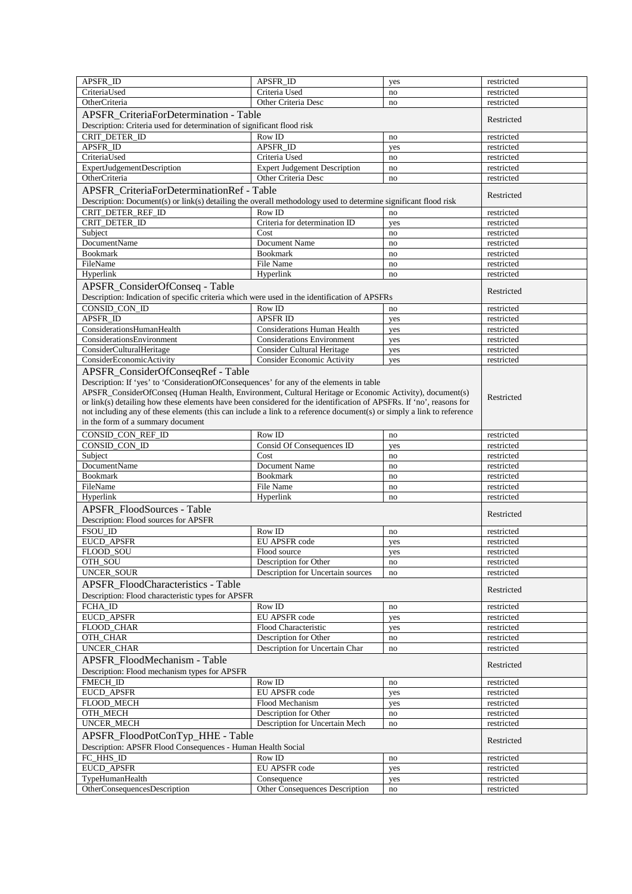| | | | |
|---|---|---|---|
| APSFR_ID | APSFR_ID | yes | restricted |
| CriteriaUsed | Criteria Used | no | restricted |
| OtherCriteria | Other Criteria Desc | no | restricted |
| APSFR_CriteriaForDetermination - Table<br>Description: Criteria used for determination of significant flood risk | | | Restricted |
| CRIT_DETER_ID | Row ID | no | restricted |
| APSFR_ID | APSFR_ID | yes | restricted |
| CriteriaUsed | Criteria Used | no | restricted |
| ExpertJudgementDescription | Expert Judgement Description | no | restricted |
| OtherCriteria | Other Criteria Desc | no | restricted |
| APSFR_CriteriaForDeterminationRef - Table<br>Description: Document(s) or link(s) detailing the overall methodology used to determine significant flood risk | | | Restricted |
| CRIT_DETER_REF_ID | Row ID | no | restricted |
| CRIT_DETER_ID | Criteria for determination ID | yes | restricted |
| Subject | Cost | no | restricted |
| DocumentName | Document Name | no | restricted |
| Bookmark | Bookmark | no | restricted |
| FileName | File Name | no | restricted |
| Hyperlink | Hyperlink | no | restricted |
| APSFR_ConsiderOfConseq - Table<br>Description: Indication of specific criteria which were used in the identification of APSFRs | | | Restricted |
| CONSID_CON_ID | Row ID | no | restricted |
| APSFR_ID | APSFR ID | yes | restricted |
| ConsiderationsHumanHealth | Considerations Human Health | yes | restricted |
| ConsiderationsEnvironment | Considerations Environment | yes | restricted |
| ConsiderCulturalHeritage | Consider Cultural Heritage | yes | restricted |
| ConsiderEconomicActivity | Consider Economic Activity | yes | restricted |
| APSFR_ConsiderOfConseqRef - Table<br>Description: If 'yes' to 'ConsiderationOfConsequences' for any of the elements in table APSFR_ConsiderOfConseq (Human Health, Environment, Cultural Heritage or Economic Activity), document(s) or link(s) detailing how these elements have been considered for the identification of APSFRs. If 'no', reasons for not including any of these elements (this can include a link to a reference document(s) or simply a link to reference in the form of a summary document | | | Restricted |
| CONSID_CON_REF_ID | Row ID | no | restricted |
| CONSID_CON_ID | Consid Of Consequences ID | yes | restricted |
| Subject | Cost | no | restricted |
| DocumentName | Document Name | no | restricted |
| Bookmark | Bookmark | no | restricted |
| FileName | File Name | no | restricted |
| Hyperlink | Hyperlink | no | restricted |
| APSFR_FloodSources - Table<br>Description: Flood sources for APSFR | | | Restricted |
| FSOU_ID | Row ID | no | restricted |
| EUCD_APSFR | EU APSFR code | yes | restricted |
| FLOOD_SOU | Flood source | yes | restricted |
| OTH_SOU | Description for Other | no | restricted |
| UNCER_SOUR | Description for Uncertain sources | no | restricted |
| APSFR_FloodCharacteristics - Table<br>Description: Flood characteristic types for APSFR | | | Restricted |
| FCHA_ID | Row ID | no | restricted |
| EUCD_APSFR | EU APSFR code | yes | restricted |
| FLOOD_CHAR | Flood Characteristic | yes | restricted |
| OTH_CHAR | Description for Other | no | restricted |
| UNCER_CHAR | Description for Uncertain Char | no | restricted |
| APSFR_FloodMechanism - Table<br>Description: Flood mechanism types for APSFR | | | Restricted |
| FMECH_ID | Row ID | no | restricted |
| EUCD_APSFR | EU APSFR code | yes | restricted |
| FLOOD_MECH | Flood Mechanism | yes | restricted |
| OTH_MECH | Description for Other | no | restricted |
| UNCER_MECH | Description for Uncertain Mech | no | restricted |
| APSFR_FloodPotConTyp_HHE - Table<br>Description: APSFR Flood Consequences - Human Health Social | | | Restricted |
| FC_HHS_ID | Row ID | no | restricted |
| EUCD_APSFR | EU APSFR code | yes | restricted |
| TypeHumanHealth | Consequence | yes | restricted |
| OtherConsequencesDescription | Other Consequences Description | no | restricted |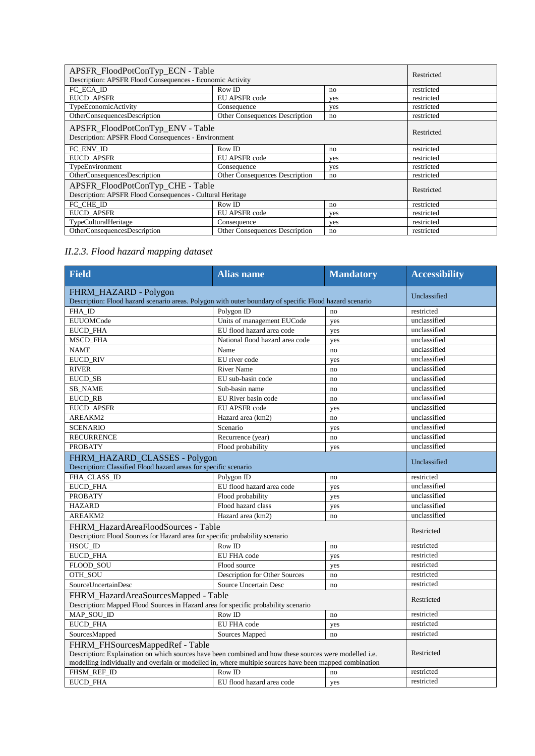| APSFR_FloodPotConTyp_ECN - Table<br>Description: APSFR Flood Consequences - Economic Activity | | | Restricted |
|---|---|---|---|
| FC_ECA_ID | Row ID | no | restricted |
| EUCD_APSFR | EU APSFR code | yes | restricted |
| TypeEconomicActivity | Consequence | yes | restricted |
| OtherConsequencesDescription | Other Consequences Description | no | restricted |
| APSFR_FloodPotConTyp_ENV - Table<br>Description: APSFR Flood Consequences - Environment | | | Restricted |
| FC_ENV_ID | Row ID | no | restricted |
| EUCD_APSFR | EU APSFR code | yes | restricted |
| TypeEnvironment | Consequence | yes | restricted |
| OtherConsequencesDescription | Other Consequences Description | no | restricted |
| APSFR_FloodPotConTyp_CHE - Table<br>Description: APSFR Flood Consequences - Cultural Heritage | | | Restricted |
| FC_CHE_ID | Row ID | no | restricted |
| EUCD_APSFR | EU APSFR code | yes | restricted |
| TypeCulturalHeritage | Consequence | yes | restricted |
| OtherConsequencesDescription | Other Consequences Description | no | restricted |

### *II.2.3. Flood hazard mapping dataset*

| Field | Alias name | Mandatory | Accessibility |
|---|---|---|---|
| FHRM_HAZARD - Polygon<br>Description: Flood hazard scenario areas. Polygon with outer boundary of specific Flood hazard scenario | | | Unclassified |
| FHA_ID | Polygon ID | no | restricted |
| EUUOMCode | Units of management EUCode | yes | unclassified |
| EUCD_FHA | EU flood hazard area code | yes | unclassified |
| MSCD_FHA | National flood hazard area code | yes | unclassified |
| NAME | Name | no | unclassified |
| EUCD_RIV | EU river code | yes | unclassified |
| RIVER | River Name | no | unclassified |
| EUCD_SB | EU sub-basin code | no | unclassified |
| SB_NAME | Sub-basin name | no | unclassified |
| EUCD_RB | EU River basin code | no | unclassified |
| EUCD_APSFR | EU APSFR code | yes | unclassified |
| AREAKM2 | Hazard area (km2) | no | unclassified |
| SCENARIO | Scenario | yes | unclassified |
| RECURRENCE | Recurrence (year) | no | unclassified |
| PROBATY | Flood probability | yes | unclassified |
| FHRM_HAZARD_CLASSES - Polygon<br>Description: Classified Flood hazard areas for specific scenario | | | Unclassified |
| FHA_CLASS_ID | Polygon ID | no | restricted |
| EUCD_FHA | EU flood hazard area code | yes | unclassified |
| PROBATY | Flood probability | yes | unclassified |
| HAZARD | Flood hazard class | yes | unclassified |
| AREAKM2 | Hazard area (km2) | no | unclassified |
| FHRM_HazardAreaFloodSources - Table<br>Description: Flood Sources for Hazard area for specific probability scenario | | | Restricted |
| HSOU_ID | Row ID | no | restricted |
| EUCD_FHA | EU FHA code | yes | restricted |
| FLOOD_SOU | Flood source | yes | restricted |
| OTH_SOU | Description for Other Sources | no | restricted |
| SourceUncertainDesc | Source Uncertain Desc | no | restricted |
| FHRM_HazardAreaSourcesMapped - Table<br>Description: Mapped Flood Sources in Hazard area for specific probability scenario | | | Restricted |
| MAP_SOU_ID | Row ID | no | restricted |
| EUCD_FHA | EU FHA code | yes | restricted |
| SourcesMapped | Sources Mapped | no | restricted |
| FHRM_FHSourcesMappedRef - Table<br>Description: Explaination on which sources have been combined and how these sources were modelled i.e. modelling individually and overlain or modelled in, where multiple sources have been mapped combination | | | Restricted |
| FHSM_REF_ID | Row ID | no | restricted |
| EUCD_FHA | EU flood hazard area code | yes | restricted |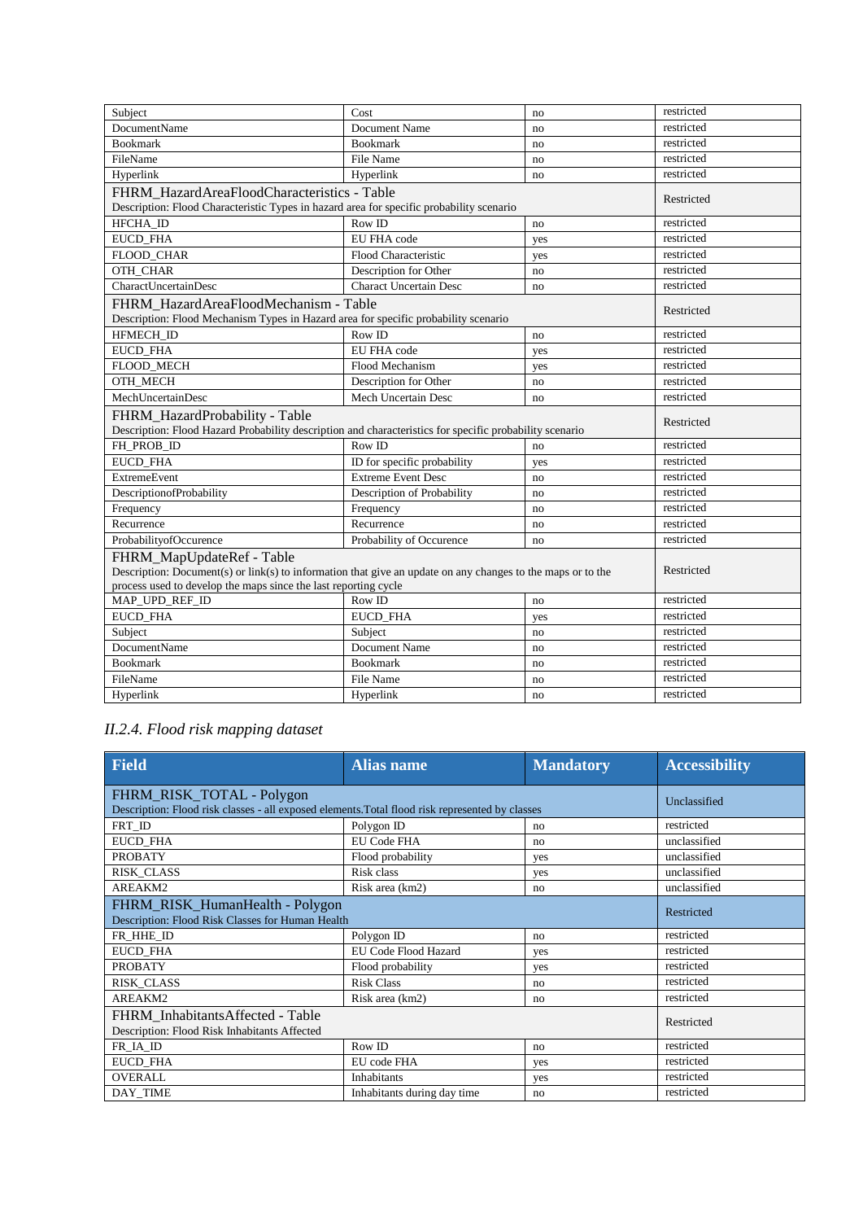| | | | |
|---|---|---|---|
| Subject | Cost | no | restricted |
| DocumentName | Document Name | no | restricted |
| Bookmark | Bookmark | no | restricted |
| FileName | File Name | no | restricted |
| Hyperlink | Hyperlink | no | restricted |
| FHRM_HazardAreaFloodCharacteristics - Table<br>Description: Flood Characteristic Types in hazard area for specific probability scenario | | | Restricted |
| HFCHA_ID | Row ID | no | restricted |
| EUCD_FHA | EU FHA code | yes | restricted |
| FLOOD_CHAR | Flood Characteristic | yes | restricted |
| OTH_CHAR | Description for Other | no | restricted |
| CharactUncertainDesc | Charact Uncertain Desc | no | restricted |
| FHRM_HazardAreaFloodMechanism - Table<br>Description: Flood Mechanism Types in Hazard area for specific probability scenario | | | Restricted |
| HFMECH_ID | Row ID | no | restricted |
| EUCD_FHA | EU FHA code | yes | restricted |
| FLOOD_MECH | Flood Mechanism | yes | restricted |
| OTH_MECH | Description for Other | no | restricted |
| MechUncertainDesc | Mech Uncertain Desc | no | restricted |
| FHRM_HazardProbability - Table<br>Description: Flood Hazard Probability description and characteristics for specific probability scenario | | | Restricted |
| FH_PROB_ID | Row ID | no | restricted |
| EUCD_FHA | ID for specific probability | yes | restricted |
| ExtremeEvent | Extreme Event Desc | no | restricted |
| DescriptionofProbability | Description of Probability | no | restricted |
| Frequency | Frequency | no | restricted |
| Recurrence | Recurrence | no | restricted |
| ProbabilityofOccurence | Probability of Occurence | no | restricted |
| FHRM_MapUpdateRef - Table<br>Description: Document(s) or link(s) to information that give an update on any changes to the maps or to the process used to develop the maps since the last reporting cycle | | | Restricted |
| MAP_UPD_REF_ID | Row ID | no | restricted |
| EUCD_FHA | EUCD_FHA | yes | restricted |
| Subject | Subject | no | restricted |
| DocumentName | Document Name | no | restricted |
| Bookmark | Bookmark | no | restricted |
| FileName | File Name | no | restricted |
| Hyperlink | Hyperlink | no | restricted |

### *II.2.4. Flood risk mapping dataset*

| Field | Alias name | Mandatory | Accessibility |
|---|---|---|---|
| FHRM_RISK_TOTAL - Polygon<br>Description: Flood risk classes - all exposed elements.Total flood risk represented by classes | | | Unclassified |
| FRT_ID | Polygon ID | no | restricted |
| EUCD_FHA | EU Code FHA | no | unclassified |
| PROBATY | Flood probability | yes | unclassified |
| RISK_CLASS | Risk class | yes | unclassified |
| AREAKM2 | Risk area (km2) | no | unclassified |
| FHRM_RISK_HumanHealth - Polygon<br>Description: Flood Risk Classes for Human Health | | | Restricted |
| FR_HHE_ID | Polygon ID | no | restricted |
| EUCD_FHA | EU Code Flood Hazard | yes | restricted |
| PROBATY | Flood probability | yes | restricted |
| RISK_CLASS | Risk Class | no | restricted |
| AREAKM2 | Risk area (km2) | no | restricted |
| FHRM_InhabitantsAffected - Table<br>Description: Flood Risk Inhabitants Affected | | | Restricted |
| FR_IA_ID | Row ID | no | restricted |
| EUCD_FHA | EU code FHA | yes | restricted |
| OVERALL | Inhabitants | yes | restricted |
| DAY_TIME | Inhabitants during day time | no | restricted |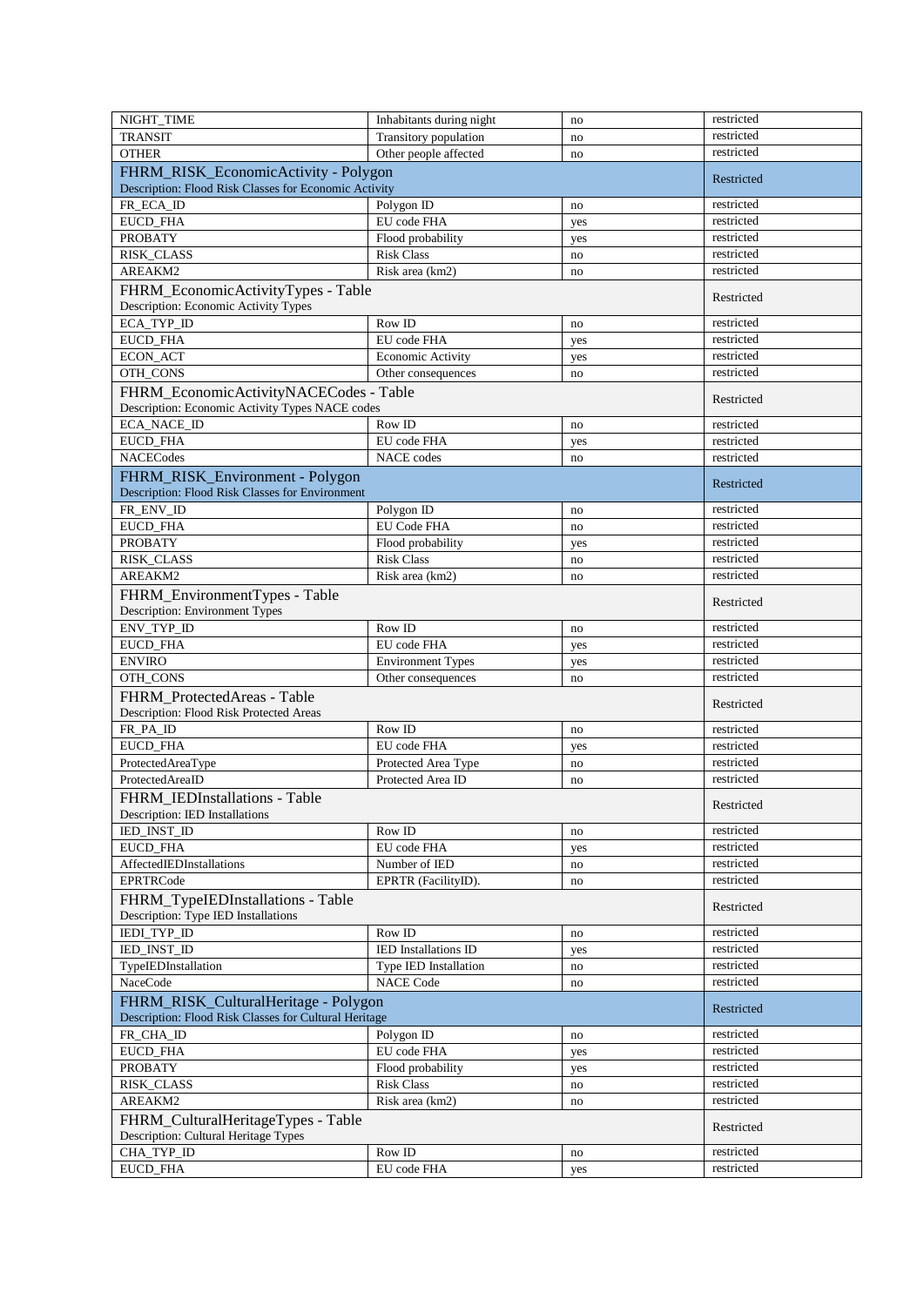| | | | |
|---|---|---|---|
| NIGHT_TIME | Inhabitants during night | no | restricted |
| TRANSIT | Transitory population | no | restricted |
| OTHER | Other people affected | no | restricted |
| FHRM_RISK_EconomicActivity - Polygon<br>Description: Flood Risk Classes for Economic Activity | | | Restricted |
| FR_ECA_ID | Polygon ID | no | restricted |
| EUCD_FHA | EU code FHA | yes | restricted |
| PROBATY | Flood probability | yes | restricted |
| RISK_CLASS | Risk Class | no | restricted |
| AREAKM2 | Risk area (km2) | no | restricted |
| FHRM_EconomicActivityTypes - Table<br>Description: Economic Activity Types | | | Restricted |
| ECA_TYP_ID | Row ID | no | restricted |
| EUCD_FHA | EU code FHA | yes | restricted |
| ECON_ACT | Economic Activity | yes | restricted |
| OTH_CONS | Other consequences | no | restricted |
| FHRM_EconomicActivityNACECodes - Table<br>Description: Economic Activity Types NACE codes | | | Restricted |
| ECA_NACE_ID | Row ID | no | restricted |
| EUCD_FHA | EU code FHA | yes | restricted |
| NACECodes | NACE codes | no | restricted |
| FHRM_RISK_Environment - Polygon<br>Description: Flood Risk Classes for Environment | | | Restricted |
| FR_ENV_ID | Polygon ID | no | restricted |
| EUCD_FHA | EU Code FHA | no | restricted |
| PROBATY | Flood probability | yes | restricted |
| RISK_CLASS | Risk Class | no | restricted |
| AREAKM2 | Risk area (km2) | no | restricted |
| FHRM_EnvironmentTypes - Table<br>Description: Environment Types | | | Restricted |
| ENV_TYP_ID | Row ID | no | restricted |
| EUCD_FHA | EU code FHA | yes | restricted |
| ENVIRO | Environment Types | yes | restricted |
| OTH_CONS | Other consequences | no | restricted |
| FHRM_ProtectedAreas - Table<br>Description: Flood Risk Protected Areas | | | Restricted |
| FR_PA_ID | Row ID | no | restricted |
| EUCD_FHA | EU code FHA | yes | restricted |
| ProtectedAreaType | Protected Area Type | no | restricted |
| ProtectedAreaID | Protected Area ID | no | restricted |
| FHRM_IEDInstallations - Table<br>Description: IED Installations | | | Restricted |
| IED_INST_ID | Row ID | no | restricted |
| EUCD_FHA | EU code FHA | yes | restricted |
| AffectedIEDInstallations | Number of IED | no | restricted |
| EPRTRCode | EPRTR (FacilityID). | no | restricted |
| FHRM_TypeIEDInstallations - Table<br>Description: Type IED Installations | | | Restricted |
| IEDI_TYP_ID | Row ID | no | restricted |
| IED_INST_ID | IED Installations ID | yes | restricted |
| TypeIEDInstallation | Type IED Installation | no | restricted |
| NaceCode | NACE Code | no | restricted |
| FHRM_RISK_CulturalHeritage - Polygon<br>Description: Flood Risk Classes for Cultural Heritage | | | Restricted |
| FR_CHA_ID | Polygon ID | no | restricted |
| EUCD_FHA | EU code FHA | yes | restricted |
| PROBATY | Flood probability | yes | restricted |
| RISK_CLASS | Risk Class | no | restricted |
| AREAKM2 | Risk area (km2) | no | restricted |
| FHRM_CulturalHeritageTypes - Table<br>Description: Cultural Heritage Types | | | Restricted |
| CHA_TYP_ID | Row ID | no | restricted |
| EUCD_FHA | EU code FHA | yes | restricted |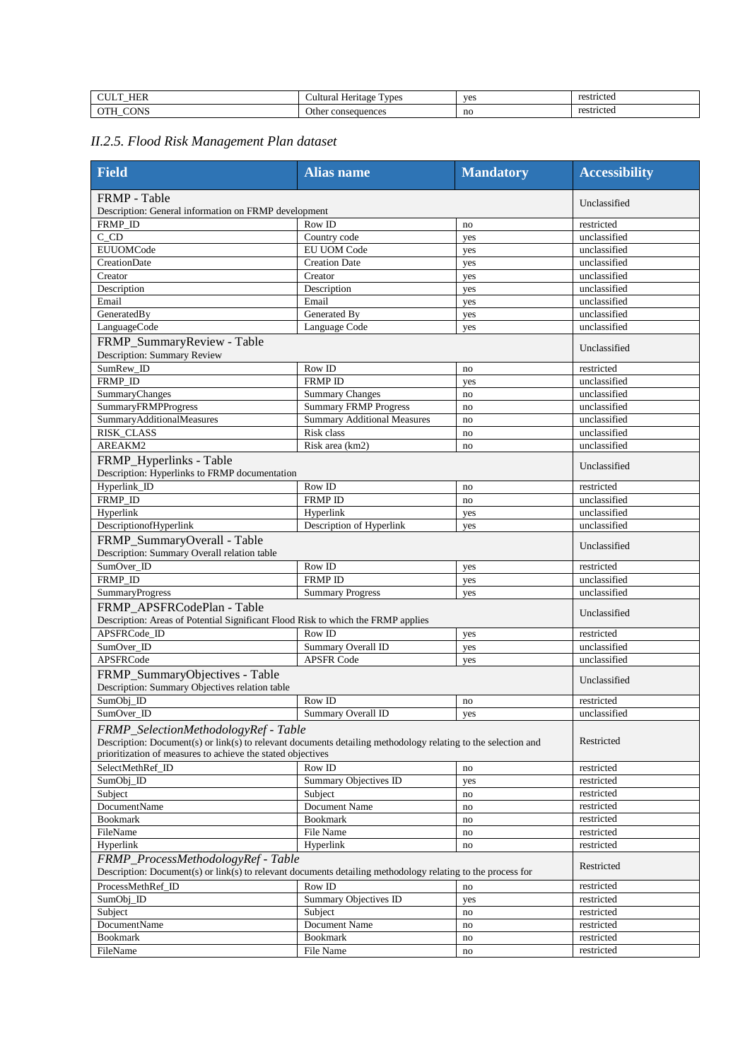| | | | |
|---|---|---|---|
| CULT_HER | Cultural Heritage Types | yes | restricted |
| OTH_CONS | Other consequences | no | restricted |

### *II.2.5. Flood Risk Management Plan dataset*

| Field | Alias name | Mandatory | Accessibility |
|---|---|---|---|
| FRMP - Table<br>Description: General information on FRMP development | | | Unclassified |
| FRMP_ID | Row ID | no | restricted |
| C_CD | Country code | yes | unclassified |
| EUUOMCode | EU UOM Code | yes | unclassified |
| CreationDate | Creation Date | yes | unclassified |
| Creator | Creator | yes | unclassified |
| Description | Description | yes | unclassified |
| Email | Email | yes | unclassified |
| GeneratedBy | Generated By | yes | unclassified |
| LanguageCode | Language Code | yes | unclassified |
| FRMP_SummaryReview - Table<br>Description: Summary Review | | | Unclassified |
| SumRew_ID | Row ID | no | restricted |
| FRMP_ID | FRMP ID | yes | unclassified |
| SummaryChanges | Summary Changes | no | unclassified |
| SummaryFRMPProgress | Summary FRMP Progress | no | unclassified |
| SummaryAdditionalMeasures | Summary Additional Measures | no | unclassified |
| RISK_CLASS | Risk class | no | unclassified |
| AREAKM2 | Risk area (km2) | no | unclassified |
| FRMP_Hyperlinks - Table<br>Description: Hyperlinks to FRMP documentation | | | Unclassified |
| Hyperlink_ID | Row ID | no | restricted |
| FRMP_ID | FRMP ID | no | unclassified |
| Hyperlink | Hyperlink | yes | unclassified |
| DescriptionofHyperlink | Description of Hyperlink | yes | unclassified |
| FRMP_SummaryOverall - Table<br>Description: Summary Overall relation table | | | Unclassified |
| SumOver_ID | Row ID | yes | restricted |
| FRMP_ID | FRMP ID | yes | unclassified |
| SummaryProgress | Summary Progress | yes | unclassified |
| FRMP_APSFRCodePlan - Table<br>Description: Areas of Potential Significant Flood Risk to which the FRMP applies | | | Unclassified |
| APSFRCode_ID | Row ID | yes | restricted |
| SumOver_ID | Summary Overall ID | yes | unclassified |
| APSFRCode | APSFR Code | yes | unclassified |
| FRMP_SummaryObjectives - Table<br>Description: Summary Objectives relation table | | | Unclassified |
| SumObj_ID | Row ID | no | restricted |
| SumOver_ID | Summary Overall ID | yes | unclassified |
| *FRMP_SelectionMethodologyRef - Table*<br>Description: Document(s) or link(s) to relevant documents detailing methodology relating to the selection and prioritization of measures to achieve the stated objectives | | | Restricted |
| SelectMethRef_ID | Row ID | no | restricted |
| SumObj_ID | Summary Objectives ID | yes | restricted |
| Subject | Subject | no | restricted |
| DocumentName | Document Name | no | restricted |
| Bookmark | Bookmark | no | restricted |
| FileName | File Name | no | restricted |
| Hyperlink | Hyperlink | no | restricted |
| *FRMP_ProcessMethodologyRef - Table*<br>Description: Document(s) or link(s) to relevant documents detailing methodology relating to the process for | | | Restricted |
| ProcessMethRef_ID | Row ID | no | restricted |
| SumObj_ID | Summary Objectives ID | yes | restricted |
| Subject | Subject | no | restricted |
| DocumentName | Document Name | no | restricted |
| Bookmark | Bookmark | no | restricted |
| FileName | File Name | no | restricted |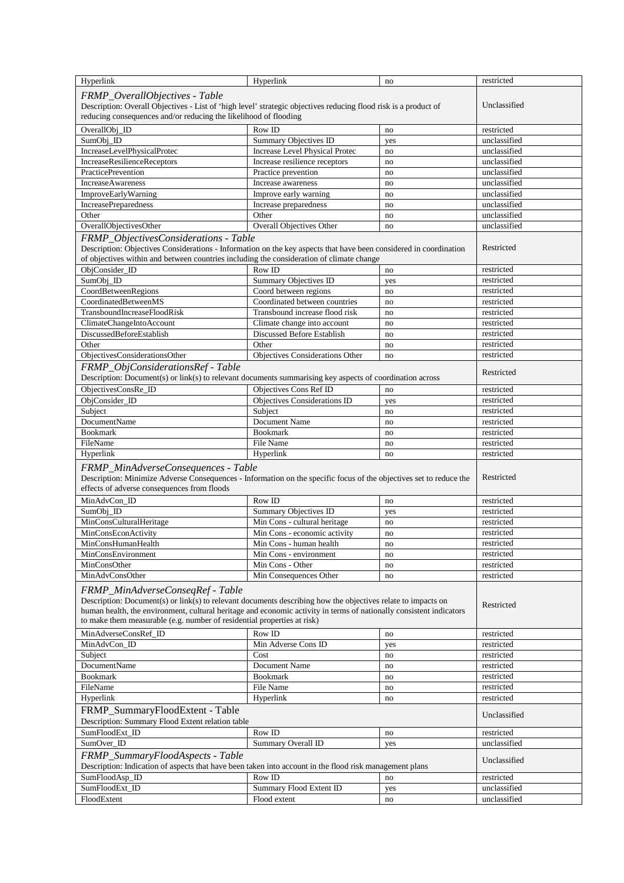| Hyperlink | Hyperlink | no | restricted |
|---|---|---|---|
| *FRMP_OverallObjectives - Table* Description: Overall Objectives - List of 'high level' strategic objectives reducing flood risk is a product of reducing consequences and/or reducing the likelihood of flooding | | | Unclassified |
| OverallObj_ID | Row ID | no | restricted |
| SumObj_ID | Summary Objectives ID | yes | unclassified |
| IncreaseLevelPhysicalProtec | Increase Level Physical Protec | no | unclassified |
| IncreaseResilienceReceptors | Increase resilience receptors | no | unclassified |
| PracticePrevention | Practice prevention | no | unclassified |
| IncreaseAwareness | Increase awareness | no | unclassified |
| ImproveEarlyWarning | Improve early warning | no | unclassified |
| IncreasePreparedness | Increase preparedness | no | unclassified |
| Other | Other | no | unclassified |
| OverallObjectivesOther | Overall Objectives Other | no | unclassified |
| *FRMP_ObjectivesConsiderations - Table* Description: Objectives Considerations - Information on the key aspects that have been considered in coordination of objectives within and between countries including the consideration of climate change | | | Restricted |
| ObjConsider_ID | Row ID | no | restricted |
| SumObj_ID | Summary Objectives ID | yes | restricted |
| CoordBetweenRegions | Coord between regions | no | restricted |
| CoordinatedBetweenMS | Coordinated between countries | no | restricted |
| TransboundIncreaseFloodRisk | Transbound increase flood risk | no | restricted |
| ClimateChangeIntoAccount | Climate change into account | no | restricted |
| DiscussedBeforeEstablish | Discussed Before Establish | no | restricted |
| Other | Other | no | restricted |
| ObjectivesConsiderationsOther | Objectives Considerations Other | no | restricted |
| *FRMP_ObjConsiderationsRef - Table* Description: Document(s) or link(s) to relevant documents summarising key aspects of coordination across | | | Restricted |
| ObjectivesConsRe_ID | Objectives Cons Ref ID | no | restricted |
| ObjConsider_ID | Objectives Considerations ID | yes | restricted |
| Subject | Subject | no | restricted |
| DocumentName | Document Name | no | restricted |
| Bookmark | Bookmark | no | restricted |
| FileName | File Name | no | restricted |
| Hyperlink | Hyperlink | no | restricted |
| *FRMP_MinAdverseConsequences - Table* Description: Minimize Adverse Consequences - Information on the specific focus of the objectives set to reduce the effects of adverse consequences from floods | | | Restricted |
| MinAdvCon_ID | Row ID | no | restricted |
| SumObj_ID | Summary Objectives ID | yes | restricted |
| MinConsCulturalHeritage | Min Cons - cultural heritage | no | restricted |
| MinConsEconActivity | Min Cons - economic activity | no | restricted |
| MinConsHumanHealth | Min Cons - human health | no | restricted |
| MinConsEnvironment | Min Cons - environment | no | restricted |
| MinConsOther | Min Cons - Other | no | restricted |
| MinAdvConsOther | Min Consequences Other | no | restricted |
| *FRMP_MinAdverseConseqRef - Table* Description: Document(s) or link(s) to relevant documents describing how the objectives relate to impacts on human health, the environment, cultural heritage and economic activity in terms of nationally consistent indicators to make them measurable (e.g. number of residential properties at risk) | | | Restricted |
| MinAdverseConsRef_ID | Row ID | no | restricted |
| MinAdvCon_ID | Min Adverse Cons ID | yes | restricted |
| Subject | Cost | no | restricted |
| DocumentName | Document Name | no | restricted |
| Bookmark | Bookmark | no | restricted |
| FileName | File Name | no | restricted |
| Hyperlink | Hyperlink | no | restricted |
| FRMP_SummaryFloodExtent - Table Description: Summary Flood Extent relation table | | | Unclassified |
| SumFloodExt_ID | Row ID | no | restricted |
| SumOver_ID | Summary Overall ID | yes | unclassified |
| *FRMP_SummaryFloodAspects - Table* Description: Indication of aspects that have been taken into account in the flood risk management plans | | | Unclassified |
| SumFloodAsp_ID | Row ID | no | restricted |
| SumFloodExt_ID | Summary Flood Extent ID | yes | unclassified |
| FloodExtent | Flood extent | no | unclassified |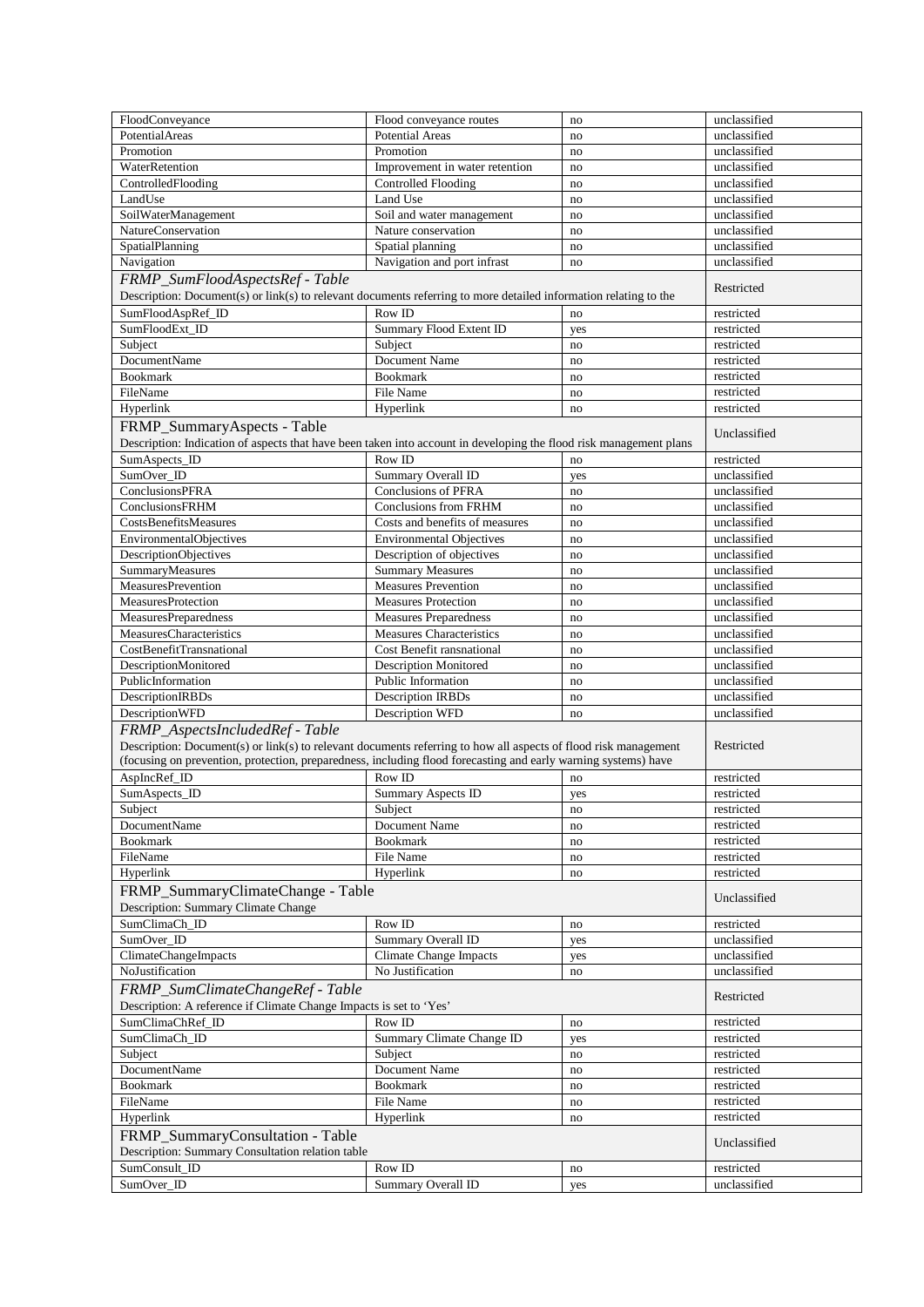| | | | |
|---|---|---|---|
| FloodConveyance | Flood conveyance routes | no | unclassified |
| PotentialAreas | Potential Areas | no | unclassified |
| Promotion | Promotion | no | unclassified |
| WaterRetention | Improvement in water retention | no | unclassified |
| ControlledFlooding | Controlled Flooding | no | unclassified |
| LandUse | Land Use | no | unclassified |
| SoilWaterManagement | Soil and water management | no | unclassified |
| NatureConservation | Nature conservation | no | unclassified |
| SpatialPlanning | Spatial planning | no | unclassified |
| Navigation | Navigation and port infrast | no | unclassified |
| *FRMP_SumFloodAspectsRef - Table*<br>Description: Document(s) or link(s) to relevant documents referring to more detailed information relating to the | | | Restricted |
| SumFloodAspRef_ID | Row ID | no | restricted |
| SumFloodExt_ID | Summary Flood Extent ID | yes | restricted |
| Subject | Subject | no | restricted |
| DocumentName | Document Name | no | restricted |
| Bookmark | Bookmark | no | restricted |
| FileName | File Name | no | restricted |
| Hyperlink | Hyperlink | no | restricted |
| FRMP_SummaryAspects - Table<br>Description: Indication of aspects that have been taken into account in developing the flood risk management plans | | | Unclassified |
| SumAspects_ID | Row ID | no | restricted |
| SumOver_ID | Summary Overall ID | yes | unclassified |
| ConclusionsPFRA | Conclusions of PFRA | no | unclassified |
| ConclusionsFRHM | Conclusions from FRHM | no | unclassified |
| CostsBenefitsMeasures | Costs and benefits of measures | no | unclassified |
| EnvironmentalObjectives | Environmental Objectives | no | unclassified |
| DescriptionObjectives | Description of objectives | no | unclassified |
| SummaryMeasures | Summary Measures | no | unclassified |
| MeasuresPrevention | Measures Prevention | no | unclassified |
| MeasuresProtection | Measures Protection | no | unclassified |
| MeasuresPreparedness | Measures Preparedness | no | unclassified |
| MeasuresCharacteristics | Measures Characteristics | no | unclassified |
| CostBenefitTransnational | Cost Benefit ransnational | no | unclassified |
| DescriptionMonitored | Description Monitored | no | unclassified |
| PublicInformation | Public Information | no | unclassified |
| DescriptionIRBDs | Description IRBDs | no | unclassified |
| DescriptionWFD | Description WFD | no | unclassified |
| *FRMP_AspectsIncludedRef - Table*<br>Description: Document(s) or link(s) to relevant documents referring to how all aspects of flood risk management (focusing on prevention, protection, preparedness, including flood forecasting and early warning systems) have | | | Restricted |
| AspIncRef_ID | Row ID | no | restricted |
| SumAspects_ID | Summary Aspects ID | yes | restricted |
| Subject | Subject | no | restricted |
| DocumentName | Document Name | no | restricted |
| Bookmark | Bookmark | no | restricted |
| FileName | File Name | no | restricted |
| Hyperlink | Hyperlink | no | restricted |
| FRMP_SummaryClimateChange - Table<br>Description: Summary Climate Change | | | Unclassified |
| SumClimaCh_ID | Row ID | no | restricted |
| SumOver_ID | Summary Overall ID | yes | unclassified |
| ClimateChangeImpacts | Climate Change Impacts | yes | unclassified |
| NoJustification | No Justification | no | unclassified |
| *FRMP_SumClimateChangeRef - Table*<br>Description: A reference if Climate Change Impacts is set to 'Yes' | | | Restricted |
| SumClimaChRef_ID | Row ID | no | restricted |
| SumClimaCh_ID | Summary Climate Change ID | yes | restricted |
| Subject | Subject | no | restricted |
| DocumentName | Document Name | no | restricted |
| Bookmark | Bookmark | no | restricted |
| FileName | File Name | no | restricted |
| Hyperlink | Hyperlink | no | restricted |
| FRMP_SummaryConsultation - Table<br>Description: Summary Consultation relation table | | | Unclassified |
| SumConsult_ID | Row ID | no | restricted |
| SumOver_ID | Summary Overall ID | yes | unclassified |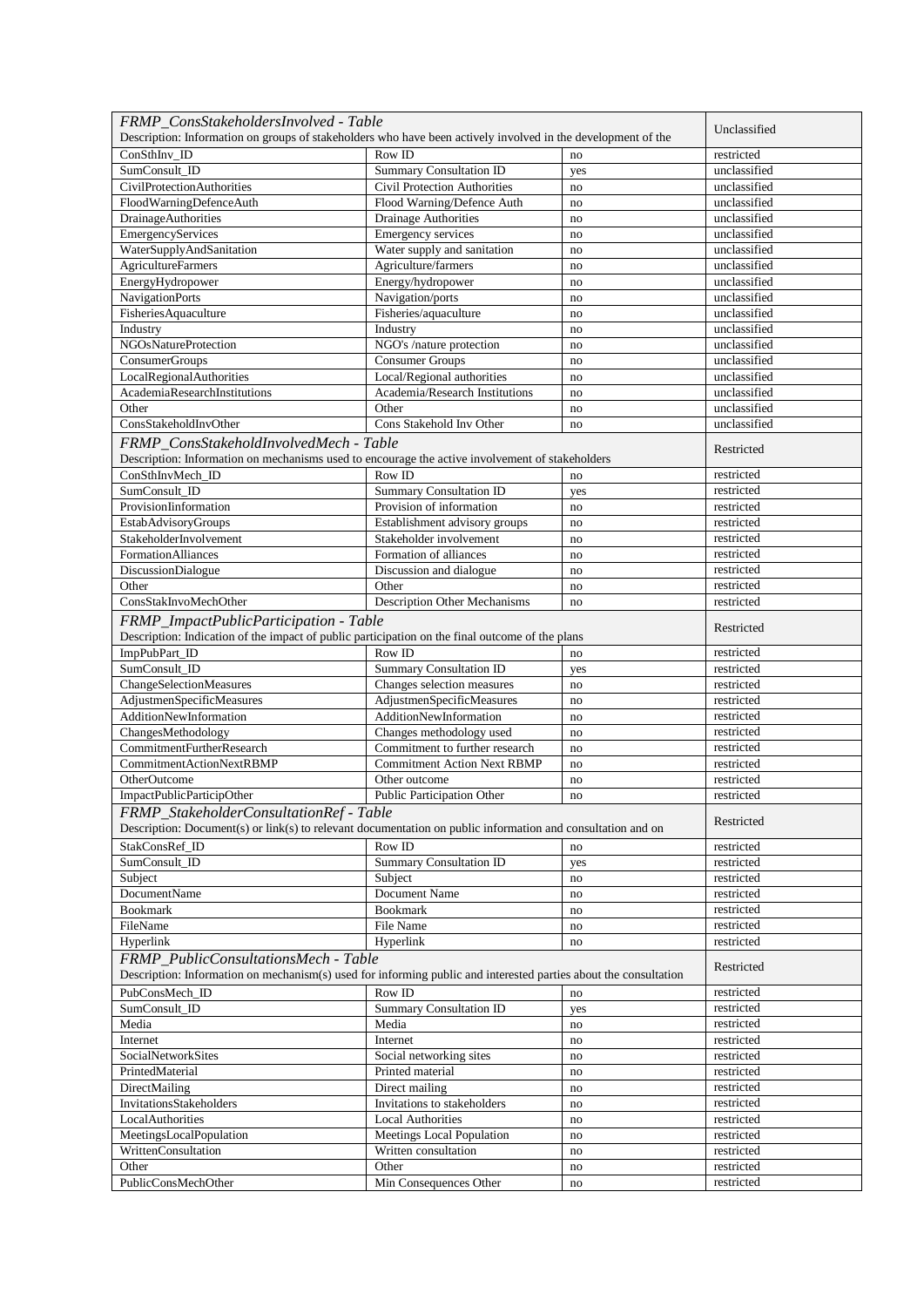| *FRMP_ConsStakeholdersInvolved - Table*<br>Description: Information on groups of stakeholders who have been actively involved in the development of the | | | Unclassified |
|---|---|---|---|
| ConSthInv_ID | Row ID | no | restricted |
| SumConsult_ID | Summary Consultation ID | yes | unclassified |
| CivilProtectionAuthorities | Civil Protection Authorities | no | unclassified |
| FloodWarningDefenceAuth | Flood Warning/Defence Auth | no | unclassified |
| DrainageAuthorities | Drainage Authorities | no | unclassified |
| EmergencyServices | Emergency services | no | unclassified |
| WaterSupplyAndSanitation | Water supply and sanitation | no | unclassified |
| AgricultureFarmers | Agriculture/farmers | no | unclassified |
| EnergyHydropower | Energy/hydropower | no | unclassified |
| NavigationPorts | Navigation/ports | no | unclassified |
| FisheriesAquaculture | Fisheries/aquaculture | no | unclassified |
| Industry | Industry | no | unclassified |
| NGOsNatureProtection | NGO's /nature protection | no | unclassified |
| ConsumerGroups | Consumer Groups | no | unclassified |
| LocalRegionalAuthorities | Local/Regional authorities | no | unclassified |
| AcademiaResearchInstitutions | Academia/Research Institutions | no | unclassified |
| Other | Other | no | unclassified |
| ConsStakeholdInvOther | Cons Stakehold Inv Other | no | unclassified |

| *FRMP_ConsStakeholdInvolvedMech - Table*<br>Description: Information on mechanisms used to encourage the active involvement of stakeholders | | | Restricted |
|---|---|---|---|
| ConSthInvMech_ID | Row ID | no | restricted |
| SumConsult_ID | Summary Consultation ID | yes | restricted |
| ProvisionIinformation | Provision of information | no | restricted |
| EstabAdvisoryGroups | Establishment advisory groups | no | restricted |
| StakeholderInvolvement | Stakeholder involvement | no | restricted |
| FormationAlliances | Formation of alliances | no | restricted |
| DiscussionDialogue | Discussion and dialogue | no | restricted |
| Other | Other | no | restricted |
| ConsStakInvoMechOther | Description Other Mechanisms | no | restricted |

| *FRMP_ImpactPublicParticipation - Table*<br>Description: Indication of the impact of public participation on the final outcome of the plans | | | Restricted |
|---|---|---|---|
| ImpPubPart_ID | Row ID | no | restricted |
| SumConsult_ID | Summary Consultation ID | yes | restricted |
| ChangeSelectionMeasures | Changes selection measures | no | restricted |
| AdjustmenSpecificMeasures | AdjustmenSpecificMeasures | no | restricted |
| AdditionNewInformation | AdditionNewInformation | no | restricted |
| ChangesMethodology | Changes methodology used | no | restricted |
| CommitmentFurtherResearch | Commitment to further research | no | restricted |
| CommitmentActionNextRBMP | Commitment Action Next RBMP | no | restricted |
| OtherOutcome | Other outcome | no | restricted |
| ImpactPublicParticipOther | Public Participation Other | no | restricted |

| *FRMP_StakeholderConsultationRef - Table*<br>Description: Document(s) or link(s) to relevant documentation on public information and consultation and on | | | Restricted |
|---|---|---|---|
| StakConsRef_ID | Row ID | no | restricted |
| SumConsult_ID | Summary Consultation ID | yes | restricted |
| Subject | Subject | no | restricted |
| DocumentName | Document Name | no | restricted |
| Bookmark | Bookmark | no | restricted |
| FileName | File Name | no | restricted |
| Hyperlink | Hyperlink | no | restricted |

| *FRMP_PublicConsultationsMech - Table*<br>Description: Information on mechanism(s) used for informing public and interested parties about the consultation | | | Restricted |
|---|---|---|---|
| PubConsMech_ID | Row ID | no | restricted |
| SumConsult_ID | Summary Consultation ID | yes | restricted |
| Media | Media | no | restricted |
| Internet | Internet | no | restricted |
| SocialNetworkSites | Social networking sites | no | restricted |
| PrintedMaterial | Printed material | no | restricted |
| DirectMailing | Direct mailing | no | restricted |
| InvitationsStakeholders | Invitations to stakeholders | no | restricted |
| LocalAuthorities | Local Authorities | no | restricted |
| MeetingsLocalPopulation | Meetings Local Population | no | restricted |
| WrittenConsultation | Written consultation | no | restricted |
| Other | Other | no | restricted |
| PublicConsMechOther | Min Consequences Other | no | restricted |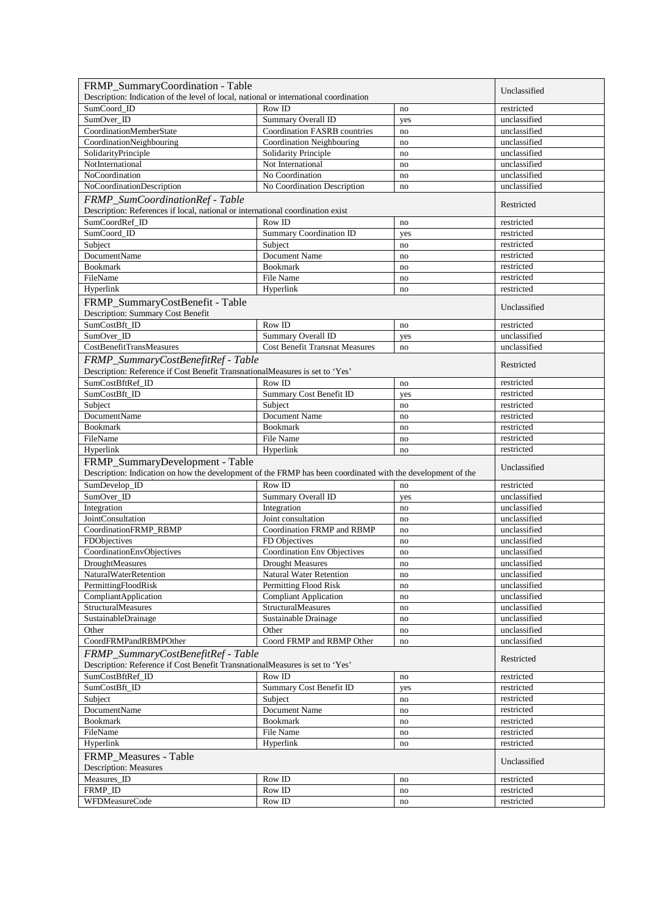| FRMP_SummaryCoordination - Table<br>Description: Indication of the level of local, national or international coordination | | | Unclassified |
| --- | --- | --- | --- |
| SumCoord_ID | Row ID | no | restricted |
| SumOver_ID | Summary Overall ID | yes | unclassified |
| CoordinationMemberState | Coordination FASRB countries | no | unclassified |
| CoordinationNeighbouring | Coordination Neighbouring | no | unclassified |
| SolidarityPrinciple | Solidarity Principle | no | unclassified |
| NotInternational | Not International | no | unclassified |
| NoCoordination | No Coordination | no | unclassified |
| NoCoordinationDescription | No Coordination Description | no | unclassified |
| *FRMP_SumCoordinationRef - Table*<br>Description: References if local, national or international coordination exist | | | Restricted |
| SumCoordRef_ID | Row ID | no | restricted |
| SumCoord_ID | Summary Coordination ID | yes | restricted |
| Subject | Subject | no | restricted |
| DocumentName | Document Name | no | restricted |
| Bookmark | Bookmark | no | restricted |
| FileName | File Name | no | restricted |
| Hyperlink | Hyperlink | no | restricted |
| FRMP_SummaryCostBenefit - Table<br>Description: Summary Cost Benefit | | | Unclassified |
| SumCostBft_ID | Row ID | no | restricted |
| SumOver_ID | Summary Overall ID | yes | unclassified |
| CostBenefitTransMeasures | Cost Benefit Transnat Measures | no | unclassified |
| *FRMP_SummaryCostBenefitRef - Table*<br>Description: Reference if Cost Benefit TransnationalMeasures is set to 'Yes' | | | Restricted |
| SumCostBftRef_ID | Row ID | no | restricted |
| SumCostBft_ID | Summary Cost Benefit ID | yes | restricted |
| Subject | Subject | no | restricted |
| DocumentName | Document Name | no | restricted |
| Bookmark | Bookmark | no | restricted |
| FileName | File Name | no | restricted |
| Hyperlink | Hyperlink | no | restricted |
| FRMP_SummaryDevelopment - Table<br>Description: Indication on how the development of the FRMP has been coordinated with the development of the | | | Unclassified |
| SumDevelop_ID | Row ID | no | restricted |
| SumOver_ID | Summary Overall ID | yes | unclassified |
| Integration | Integration | no | unclassified |
| JointConsultation | Joint consultation | no | unclassified |
| CoordinationFRMP_RBMP | Coordination FRMP and RBMP | no | unclassified |
| FDObjectives | FD Objectives | no | unclassified |
| CoordinationEnvObjectives | Coordination Env Objectives | no | unclassified |
| DroughtMeasures | Drought Measures | no | unclassified |
| NaturalWaterRetention | Natural Water Retention | no | unclassified |
| PermittingFloodRisk | Permitting Flood Risk | no | unclassified |
| CompliantApplication | Compliant Application | no | unclassified |
| StructuralMeasures | StructuralMeasures | no | unclassified |
| SustainableDrainage | Sustainable Drainage | no | unclassified |
| Other | Other | no | unclassified |
| CoordFRMPandRBMPOther | Coord FRMP and RBMP Other | no | unclassified |
| *FRMP_SummaryCostBenefitRef - Table*<br>Description: Reference if Cost Benefit TransnationalMeasures is set to 'Yes' | | | Restricted |
| SumCostBftRef_ID | Row ID | no | restricted |
| SumCostBft_ID | Summary Cost Benefit ID | yes | restricted |
| Subject | Subject | no | restricted |
| DocumentName | Document Name | no | restricted |
| Bookmark | Bookmark | no | restricted |
| FileName | File Name | no | restricted |
| Hyperlink | Hyperlink | no | restricted |
| FRMP_Measures - Table<br>Description: Measures | | | Unclassified |
| Measures_ID | Row ID | no | restricted |
| FRMP_ID | Row ID | no | restricted |
| WFDMeasureCode | Row ID | no | restricted |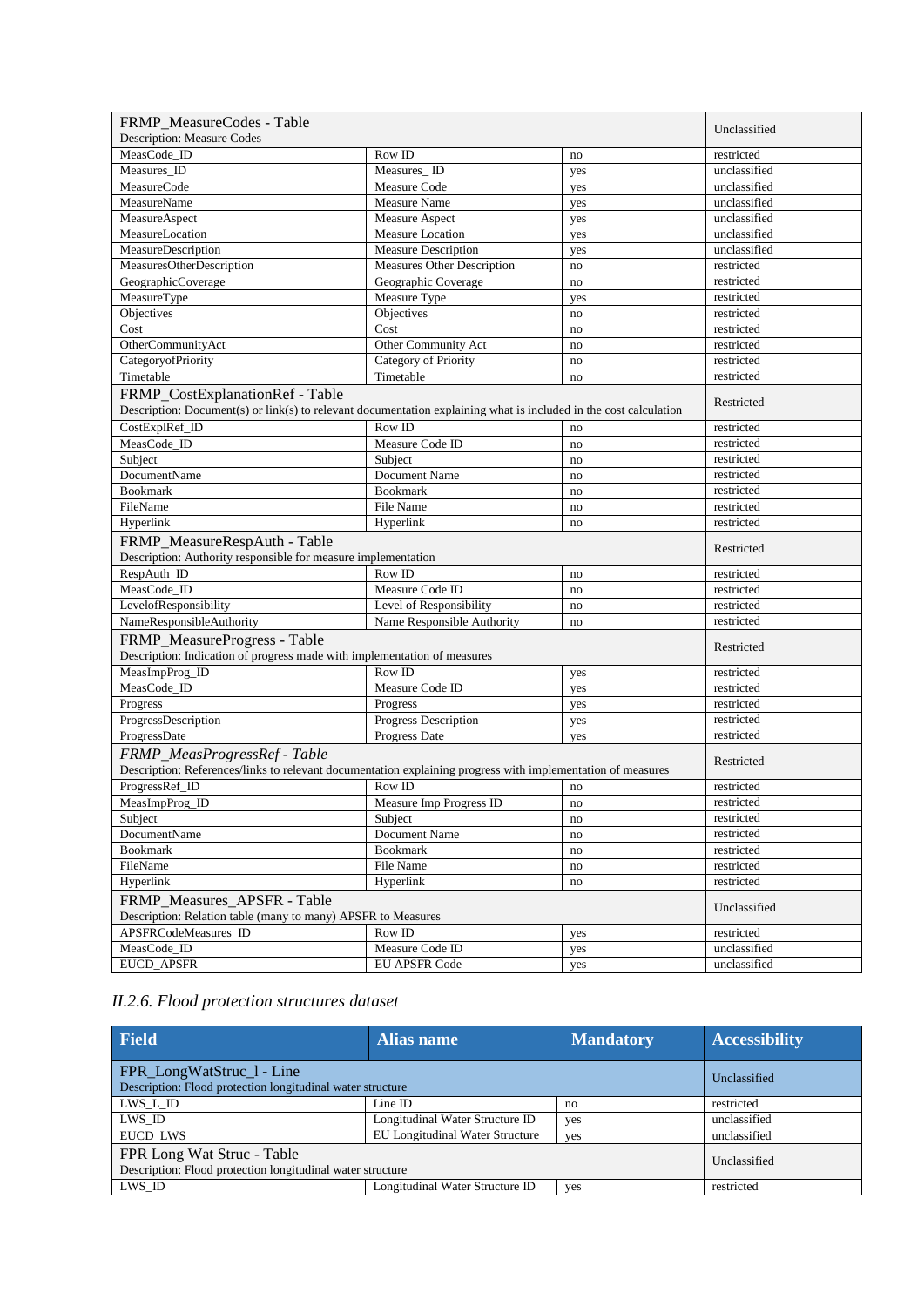| FRMP_MeasureCodes - Table<br>Description: Measure Codes | | | Unclassified |
|---|---|---|---|
| MeasCode_ID | Row ID | no | restricted |
| Measures_ID | Measures_ ID | yes | unclassified |
| MeasureCode | Measure Code | yes | unclassified |
| MeasureName | Measure Name | yes | unclassified |
| MeasureAspect | Measure Aspect | yes | unclassified |
| MeasureLocation | Measure Location | yes | unclassified |
| MeasureDescription | Measure Description | yes | unclassified |
| MeasuresOtherDescription | Measures Other Description | no | restricted |
| GeographicCoverage | Geographic Coverage | no | restricted |
| MeasureType | Measure Type | yes | restricted |
| Objectives | Objectives | no | restricted |
| Cost | Cost | no | restricted |
| OtherCommunityAct | Other Community Act | no | restricted |
| CategoryofPriority | Category of Priority | no | restricted |
| Timetable | Timetable | no | restricted |
| FRMP_CostExplanationRef - Table<br>Description: Document(s) or link(s) to relevant documentation explaining what is included in the cost calculation | | | Restricted |
| CostExplRef_ID | Row ID | no | restricted |
| MeasCode_ID | Measure Code ID | no | restricted |
| Subject | Subject | no | restricted |
| DocumentName | Document Name | no | restricted |
| Bookmark | Bookmark | no | restricted |
| FileName | File Name | no | restricted |
| Hyperlink | Hyperlink | no | restricted |
| FRMP_MeasureRespAuth - Table<br>Description: Authority responsible for measure implementation | | | Restricted |
| RespAuth_ID | Row ID | no | restricted |
| MeasCode_ID | Measure Code ID | no | restricted |
| LevelofResponsibility | Level of Responsibility | no | restricted |
| NameResponsibleAuthority | Name Responsible Authority | no | restricted |
| FRMP_MeasureProgress - Table<br>Description: Indication of progress made with implementation of measures | | | Restricted |
| MeasImpProg_ID | Row ID | yes | restricted |
| MeasCode_ID | Measure Code ID | yes | restricted |
| Progress | Progress | yes | restricted |
| ProgressDescription | Progress Description | yes | restricted |
| ProgressDate | Progress Date | yes | restricted |
| *FRMP_MeasProgressRef - Table*<br>Description: References/links to relevant documentation explaining progress with implementation of measures | | | Restricted |
| ProgressRef_ID | Row ID | no | restricted |
| MeasImpProg_ID | Measure Imp Progress ID | no | restricted |
| Subject | Subject | no | restricted |
| DocumentName | Document Name | no | restricted |
| Bookmark | Bookmark | no | restricted |
| FileName | File Name | no | restricted |
| Hyperlink | Hyperlink | no | restricted |
| FRMP_Measures_APSFR - Table<br>Description: Relation table (many to many) APSFR to Measures | | | Unclassified |
| APSFRCodeMeasures_ID | Row ID | yes | restricted |
| MeasCode_ID | Measure Code ID | yes | unclassified |
| EUCD_APSFR | EU APSFR Code | yes | unclassified |

### *II.2.6. Flood protection structures dataset*

| Field | Alias name | Mandatory | Accessibility |
|---|---|---|---|
| FPR_LongWatStruc_l - Line<br>Description: Flood protection longitudinal water structure | | | Unclassified |
| LWS_L_ID | Line ID | no | restricted |
| LWS_ID | Longitudinal Water Structure ID | yes | unclassified |
| EUCD_LWS | EU Longitudinal Water Structure | yes | unclassified |
| FPR Long Wat Struc - Table<br>Description: Flood protection longitudinal water structure | | | Unclassified |
| LWS_ID | Longitudinal Water Structure ID | yes | restricted |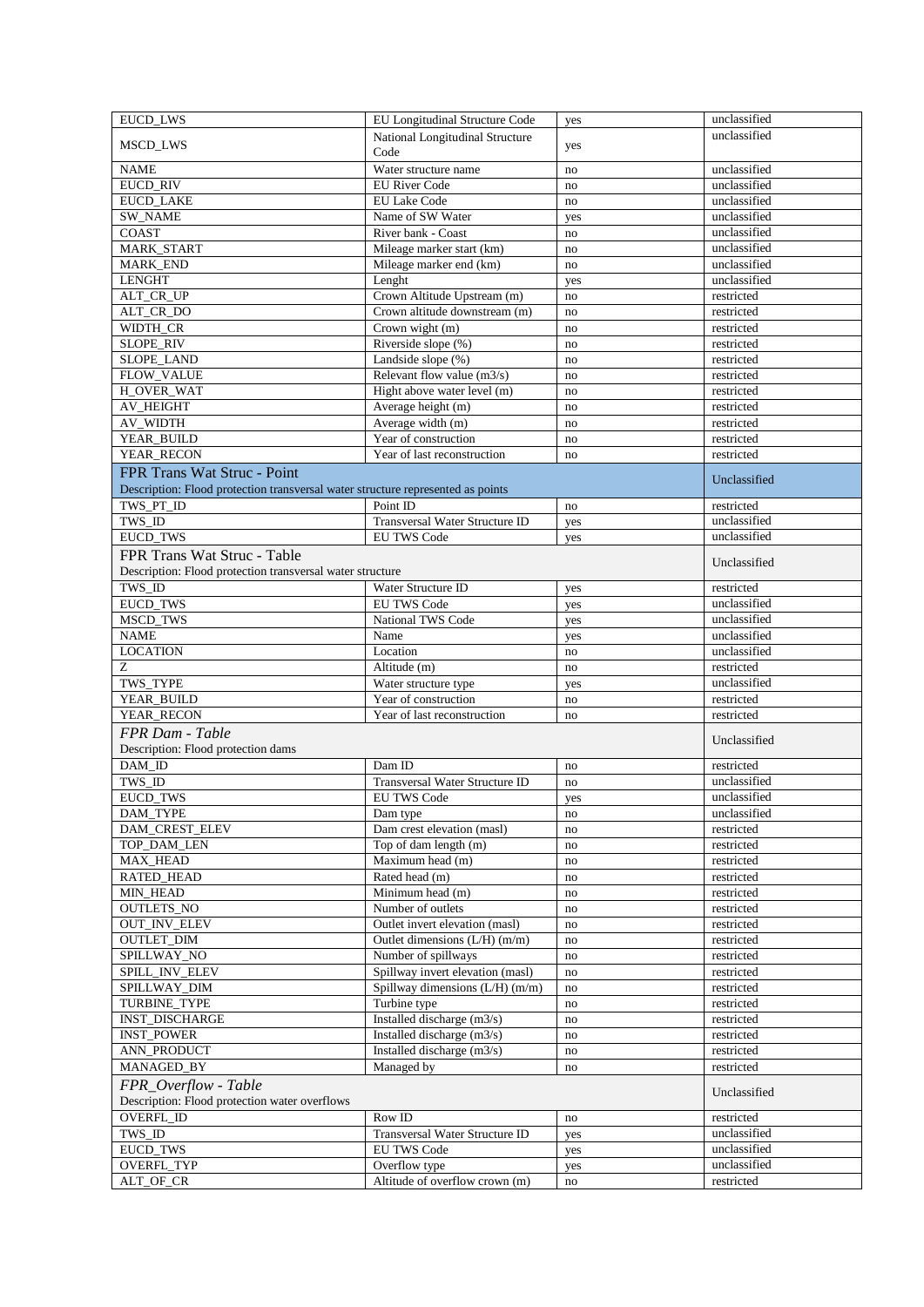| | | | |
|---|---|---|---|
| EUCD_LWS | EU Longitudinal Structure Code | yes | unclassified |
| MSCD_LWS | National Longitudinal Structure Code | yes | unclassified |
| NAME | Water structure name | no | unclassified |
| EUCD_RIV | EU River Code | no | unclassified |
| EUCD_LAKE | EU Lake Code | no | unclassified |
| SW_NAME | Name of SW Water | yes | unclassified |
| COAST | River bank - Coast | no | unclassified |
| MARK_START | Mileage marker start (km) | no | unclassified |
| MARK_END | Mileage marker end (km) | no | unclassified |
| LENGHT | Lenght | yes | unclassified |
| ALT_CR_UP | Crown Altitude Upstream (m) | no | restricted |
| ALT_CR_DO | Crown altitude downstream (m) | no | restricted |
| WIDTH_CR | Crown wight (m) | no | restricted |
| SLOPE_RIV | Riverside slope (%) | no | restricted |
| SLOPE_LAND | Landside slope (%) | no | restricted |
| FLOW_VALUE | Relevant flow value (m3/s) | no | restricted |
| H_OVER_WAT | Hight above water level (m) | no | restricted |
| AV_HEIGHT | Average height (m) | no | restricted |
| AV_WIDTH | Average width (m) | no | restricted |
| YEAR_BUILD | Year of construction | no | restricted |
| YEAR_RECON | Year of last reconstruction | no | restricted |
| FPR Trans Wat Struc - Point<br>Description: Flood protection transversal water structure represented as points | | | Unclassified |
| TWS_PT_ID | Point ID | no | restricted |
| TWS_ID | Transversal Water Structure ID | yes | unclassified |
| EUCD_TWS | EU TWS Code | yes | unclassified |
| FPR Trans Wat Struc - Table<br>Description: Flood protection transversal water structure | | | Unclassified |
| TWS_ID | Water Structure ID | yes | restricted |
| EUCD_TWS | EU TWS Code | yes | unclassified |
| MSCD_TWS | National TWS Code | yes | unclassified |
| NAME | Name | yes | unclassified |
| LOCATION | Location | no | unclassified |
| Z | Altitude (m) | no | restricted |
| TWS_TYPE | Water structure type | yes | unclassified |
| YEAR_BUILD | Year of construction | no | restricted |
| YEAR_RECON | Year of last reconstruction | no | restricted |
| *FPR Dam - Table*<br>Description: Flood protection dams | | | Unclassified |
| DAM_ID | Dam ID | no | restricted |
| TWS_ID | Transversal Water Structure ID | no | unclassified |
| EUCD_TWS | EU TWS Code | yes | unclassified |
| DAM_TYPE | Dam type | no | unclassified |
| DAM_CREST_ELEV | Dam crest elevation (masl) | no | restricted |
| TOP_DAM_LEN | Top of dam length (m) | no | restricted |
| MAX_HEAD | Maximum head (m) | no | restricted |
| RATED_HEAD | Rated head (m) | no | restricted |
| MIN_HEAD | Minimum head (m) | no | restricted |
| OUTLETS_NO | Number of outlets | no | restricted |
| OUT_INV_ELEV | Outlet invert elevation (masl) | no | restricted |
| OUTLET_DIM | Outlet dimensions (L/H) (m/m) | no | restricted |
| SPILLWAY_NO | Number of spillways | no | restricted |
| SPILL_INV_ELEV | Spillway invert elevation (masl) | no | restricted |
| SPILLWAY_DIM | Spillway dimensions (L/H) (m/m) | no | restricted |
| TURBINE_TYPE | Turbine type | no | restricted |
| INST_DISCHARGE | Installed discharge (m3/s) | no | restricted |
| INST_POWER | Installed discharge (m3/s) | no | restricted |
| ANN_PRODUCT | Installed discharge (m3/s) | no | restricted |
| MANAGED_BY | Managed by | no | restricted |
| *FPR_Overflow - Table*<br>Description: Flood protection water overflows | | | Unclassified |
| OVERFL_ID | Row ID | no | restricted |
| TWS_ID | Transversal Water Structure ID | yes | unclassified |
| EUCD_TWS | EU TWS Code | yes | unclassified |
| OVERFL_TYP | Overflow type | yes | unclassified |
| ALT_OF_CR | Altitude of overflow crown (m) | no | restricted |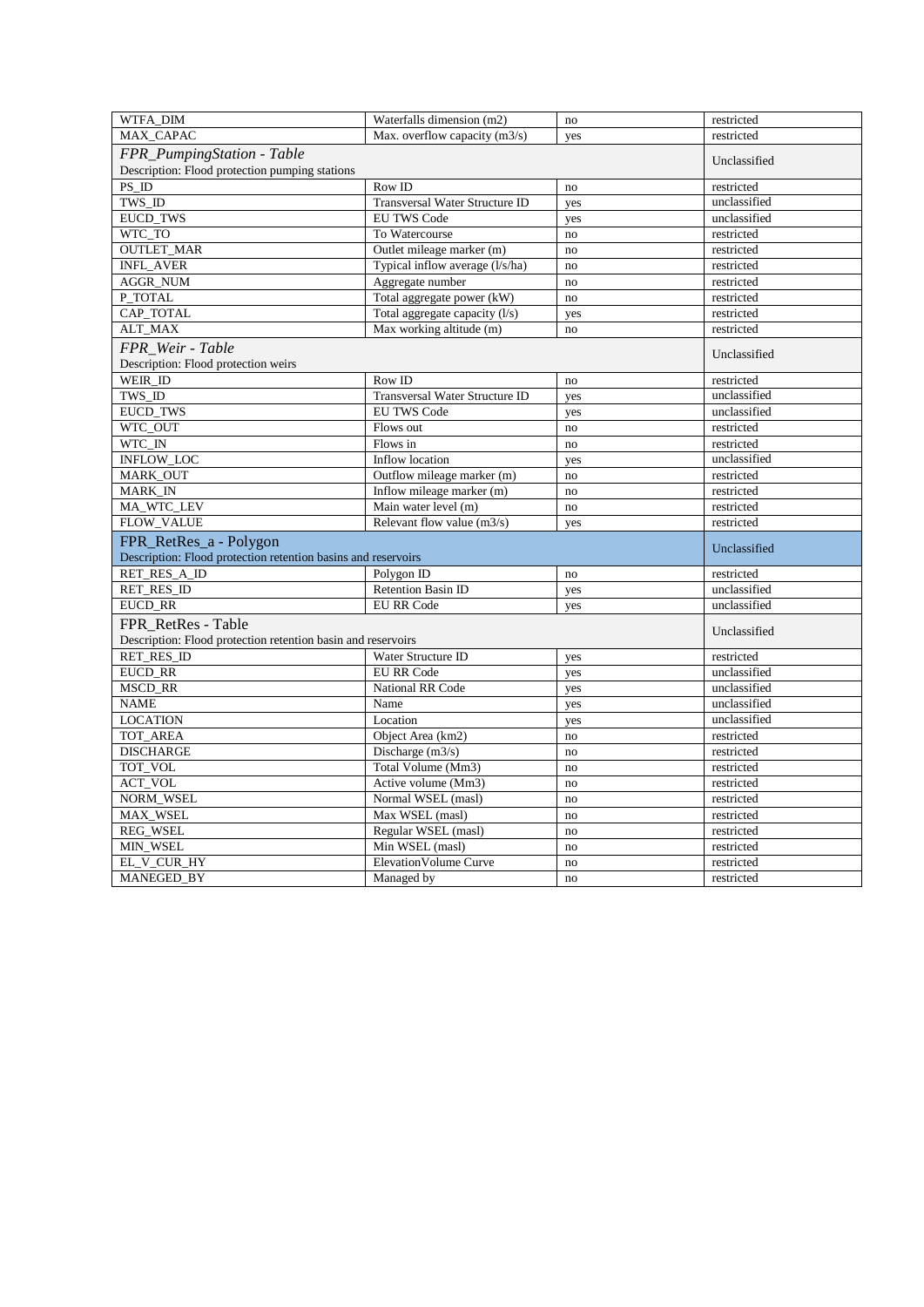| WTFA_DIM | Waterfalls dimension (m2) | no | restricted |
|---|---|---|---|
| MAX_CAPAC | Max. overflow capacity (m3/s) | yes | restricted |
| *FPR_PumpingStation - Table*<br>Description: Flood protection pumping stations | | | Unclassified |
| PS_ID | Row ID | no | restricted |
| TWS_ID | Transversal Water Structure ID | yes | unclassified |
| EUCD_TWS | EU TWS Code | yes | unclassified |
| WTC_TO | To Watercourse | no | restricted |
| OUTLET_MAR | Outlet mileage marker (m) | no | restricted |
| INFL_AVER | Typical inflow average (l/s/ha) | no | restricted |
| AGGR_NUM | Aggregate number | no | restricted |
| P_TOTAL | Total aggregate power (kW) | no | restricted |
| CAP_TOTAL | Total aggregate capacity (l/s) | yes | restricted |
| ALT_MAX | Max working altitude (m) | no | restricted |
| *FPR_Weir - Table*<br>Description: Flood protection weirs | | | Unclassified |
| WEIR_ID | Row ID | no | restricted |
| TWS_ID | Transversal Water Structure ID | yes | unclassified |
| EUCD_TWS | EU TWS Code | yes | unclassified |
| WTC_OUT | Flows out | no | restricted |
| WTC_IN | Flows in | no | restricted |
| INFLOW_LOC | Inflow location | yes | unclassified |
| MARK_OUT | Outflow mileage marker (m) | no | restricted |
| MARK_IN | Inflow mileage marker (m) | no | restricted |
| MA_WTC_LEV | Main water level (m) | no | restricted |
| FLOW_VALUE | Relevant flow value (m3/s) | yes | restricted |
| FPR_RetRes_a - Polygon<br>Description: Flood protection retention basins and reservoirs | | | Unclassified |
| RET_RES_A_ID | Polygon ID | no | restricted |
| RET_RES_ID | Retention Basin ID | yes | unclassified |
| EUCD_RR | EU RR Code | yes | unclassified |
| FPR_RetRes - Table<br>Description: Flood protection retention basin and reservoirs | | | Unclassified |
| RET_RES_ID | Water Structure ID | yes | restricted |
| EUCD_RR | EU RR Code | yes | unclassified |
| MSCD_RR | National RR Code | yes | unclassified |
| NAME | Name | yes | unclassified |
| LOCATION | Location | yes | unclassified |
| TOT_AREA | Object Area (km2) | no | restricted |
| DISCHARGE | Discharge (m3/s) | no | restricted |
| TOT_VOL | Total Volume (Mm3) | no | restricted |
| ACT_VOL | Active volume (Mm3) | no | restricted |
| NORM_WSEL | Normal WSEL (masl) | no | restricted |
| MAX_WSEL | Max WSEL (masl) | no | restricted |
| REG_WSEL | Regular WSEL (masl) | no | restricted |
| MIN_WSEL | Min WSEL (masl) | no | restricted |
| EL_V_CUR_HY | ElevationVolume Curve | no | restricted |
| MANEGED_BY | Managed by | no | restricted |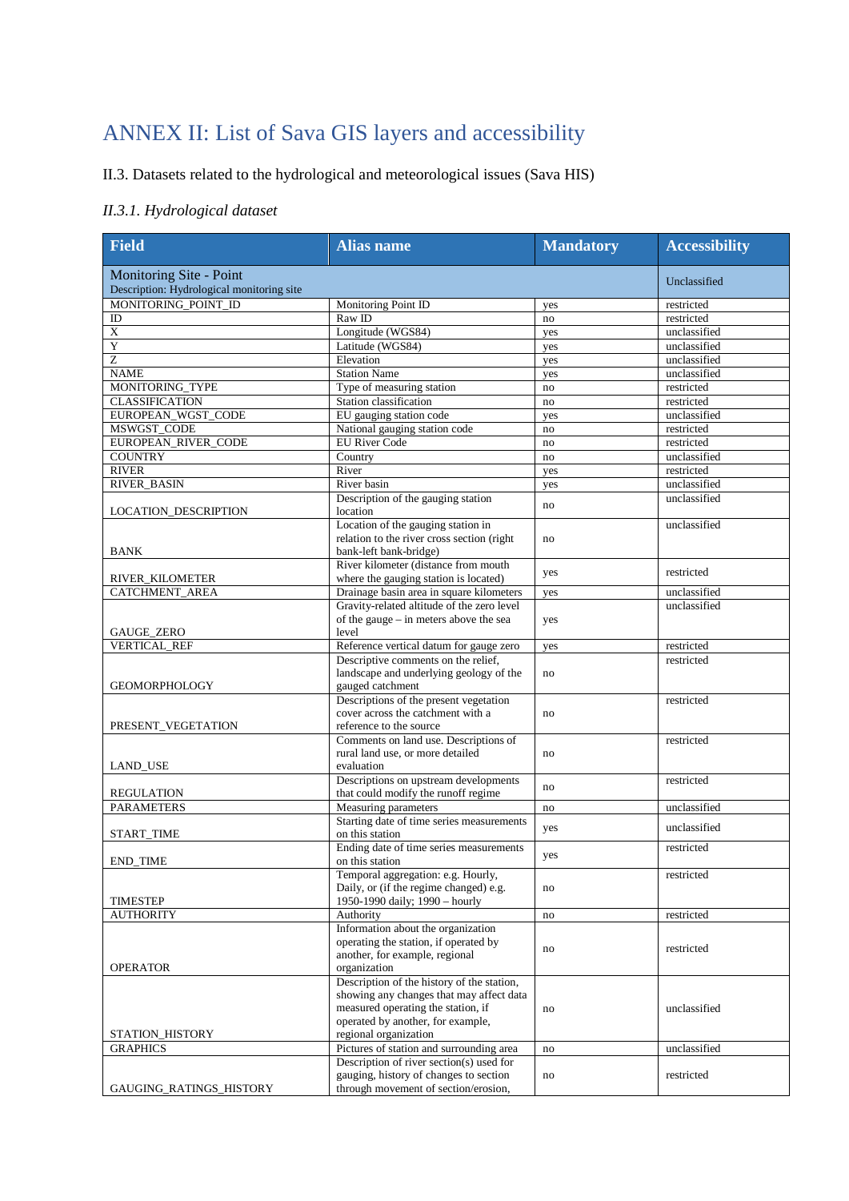# ANNEX II: List of Sava GIS layers and accessibility

## II.3. Datasets related to the hydrological and meteorological issues (Sava HIS)

### *II.3.1. Hydrological dataset*

| Field | Alias name | Mandatory | Accessibility |
|---|---|---|---|
| Monitoring Site - Point<br>Description: Hydrological monitoring site | | | Unclassified |
| MONITORING_POINT_ID | Monitoring Point ID | yes | restricted |
| ID | Raw ID | no | restricted |
| X | Longitude (WGS84) | yes | unclassified |
| Y | Latitude (WGS84) | yes | unclassified |
| Z | Elevation | yes | unclassified |
| NAME | Station Name | yes | unclassified |
| MONITORING_TYPE | Type of measuring station | no | restricted |
| CLASSIFICATION | Station classification | no | restricted |
| EUROPEAN_WGST_CODE | EU gauging station code | yes | unclassified |
| MSWGST_CODE | National gauging station code | no | restricted |
| EUROPEAN_RIVER_CODE | EU River Code | no | restricted |
| COUNTRY | Country | no | unclassified |
| RIVER | River | yes | restricted |
| RIVER_BASIN | River basin | yes | unclassified |
| LOCATION_DESCRIPTION | Description of the gauging station location | no | unclassified |
| BANK | Location of the gauging station in relation to the river cross section (right bank-left bank-bridge) | no | unclassified |
| RIVER_KILOMETER | River kilometer (distance from mouth where the gauging station is located) | yes | restricted |
| CATCHMENT_AREA | Drainage basin area in square kilometers | yes | unclassified |
| GAUGE_ZERO | Gravity-related altitude of the zero level of the gauge – in meters above the sea level | yes | unclassified |
| VERTICAL_REF | Reference vertical datum for gauge zero | yes | restricted |
| GEOMORPHOLOGY | Descriptive comments on the relief, landscape and underlying geology of the gauged catchment | no | restricted |
| PRESENT_VEGETATION | Descriptions of the present vegetation cover across the catchment with a reference to the source | no | restricted |
| LAND_USE | Comments on land use. Descriptions of rural land use, or more detailed evaluation | no | restricted |
| REGULATION | Descriptions on upstream developments that could modify the runoff regime | no | restricted |
| PARAMETERS | Measuring parameters | no | unclassified |
| START_TIME | Starting date of time series measurements on this station | yes | unclassified |
| END_TIME | Ending date of time series measurements on this station | yes | restricted |
| TIMESTEP | Temporal aggregation: e.g. Hourly, Daily, or (if the regime changed) e.g. 1950-1990 daily; 1990 – hourly | no | restricted |
| AUTHORITY | Authority | no | restricted |
| OPERATOR | Information about the organization operating the station, if operated by another, for example, regional organization | no | restricted |
| STATION_HISTORY | Description of the history of the station, showing any changes that may affect data measured operating the station, if operated by another, for example, regional organization | no | unclassified |
| GRAPHICS | Pictures of station and surrounding area | no | unclassified |
| GAUGING_RATINGS_HISTORY | Description of river section(s) used for gauging, history of changes to section through movement of section/erosion, | no | restricted |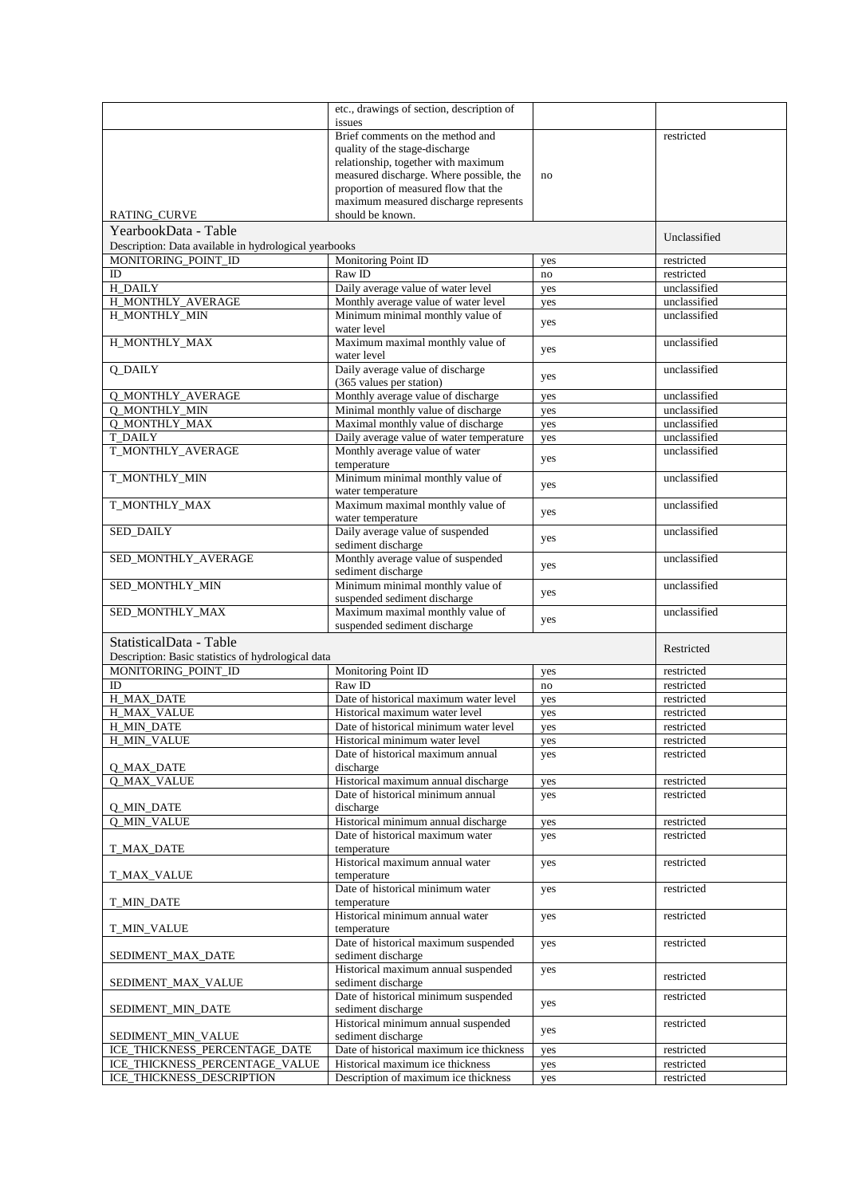| | | | |
|---|---|---|---|
| | etc., drawings of section, description of issues | | |
| RATING_CURVE | Brief comments on the method and quality of the stage-discharge relationship, together with maximum measured discharge. Where possible, the proportion of measured flow that the maximum measured discharge represents should be known. | no | restricted |
| YearbookData - Table<br>Description: Data available in hydrological yearbooks | | | Unclassified |
| MONITORING_POINT_ID | Monitoring Point ID | yes | restricted |
| ID | Raw ID | no | restricted |
| H_DAILY | Daily average value of water level | yes | unclassified |
| H_MONTHLY_AVERAGE | Monthly average value of water level | yes | unclassified |
| H_MONTHLY_MIN | Minimum minimal monthly value of water level | yes | unclassified |
| H_MONTHLY_MAX | Maximum maximal monthly value of water level | yes | unclassified |
| Q_DAILY | Daily average value of discharge (365 values per station) | yes | unclassified |
| Q_MONTHLY_AVERAGE | Monthly average value of discharge | yes | unclassified |
| Q_MONTHLY_MIN | Minimal monthly value of discharge | yes | unclassified |
| Q_MONTHLY_MAX | Maximal monthly value of discharge | yes | unclassified |
| T_DAILY | Daily average value of water temperature | yes | unclassified |
| T_MONTHLY_AVERAGE | Monthly average value of water temperature | yes | unclassified |
| T_MONTHLY_MIN | Minimum minimal monthly value of water temperature | yes | unclassified |
| T_MONTHLY_MAX | Maximum maximal monthly value of water temperature | yes | unclassified |
| SED_DAILY | Daily average value of suspended sediment discharge | yes | unclassified |
| SED_MONTHLY_AVERAGE | Monthly average value of suspended sediment discharge | yes | unclassified |
| SED_MONTHLY_MIN | Minimum minimal monthly value of suspended sediment discharge | yes | unclassified |
| SED_MONTHLY_MAX | Maximum maximal monthly value of suspended sediment discharge | yes | unclassified |
| StatisticalData - Table<br>Description: Basic statistics of hydrological data | | | Restricted |
| MONITORING_POINT_ID | Monitoring Point ID | yes | restricted |
| ID | Raw ID | no | restricted |
| H_MAX_DATE | Date of historical maximum water level | yes | restricted |
| H_MAX_VALUE | Historical maximum water level | yes | restricted |
| H_MIN_DATE | Date of historical minimum water level | yes | restricted |
| H_MIN_VALUE | Historical minimum water level | yes | restricted |
| Q_MAX_DATE | Date of historical maximum annual discharge | yes | restricted |
| Q_MAX_VALUE | Historical maximum annual discharge | yes | restricted |
| Q_MIN_DATE | Date of historical minimum annual discharge | yes | restricted |
| Q_MIN_VALUE | Historical minimum annual discharge | yes | restricted |
| T_MAX_DATE | Date of historical maximum water temperature | yes | restricted |
| T_MAX_VALUE | Historical maximum annual water temperature | yes | restricted |
| T_MIN_DATE | Date of historical minimum water temperature | yes | restricted |
| T_MIN_VALUE | Historical minimum annual water temperature | yes | restricted |
| SEDIMENT_MAX_DATE | Date of historical maximum suspended sediment discharge | yes | restricted |
| SEDIMENT_MAX_VALUE | Historical maximum annual suspended sediment discharge | yes | restricted |
| SEDIMENT_MIN_DATE | Date of historical minimum suspended sediment discharge | yes | restricted |
| SEDIMENT_MIN_VALUE | Historical minimum annual suspended sediment discharge | yes | restricted |
| ICE_THICKNESS_PERCENTAGE_DATE | Date of historical maximum ice thickness | yes | restricted |
| ICE_THICKNESS_PERCENTAGE_VALUE | Historical maximum ice thickness | yes | restricted |
| ICE_THICKNESS_DESCRIPTION | Description of maximum ice thickness | yes | restricted |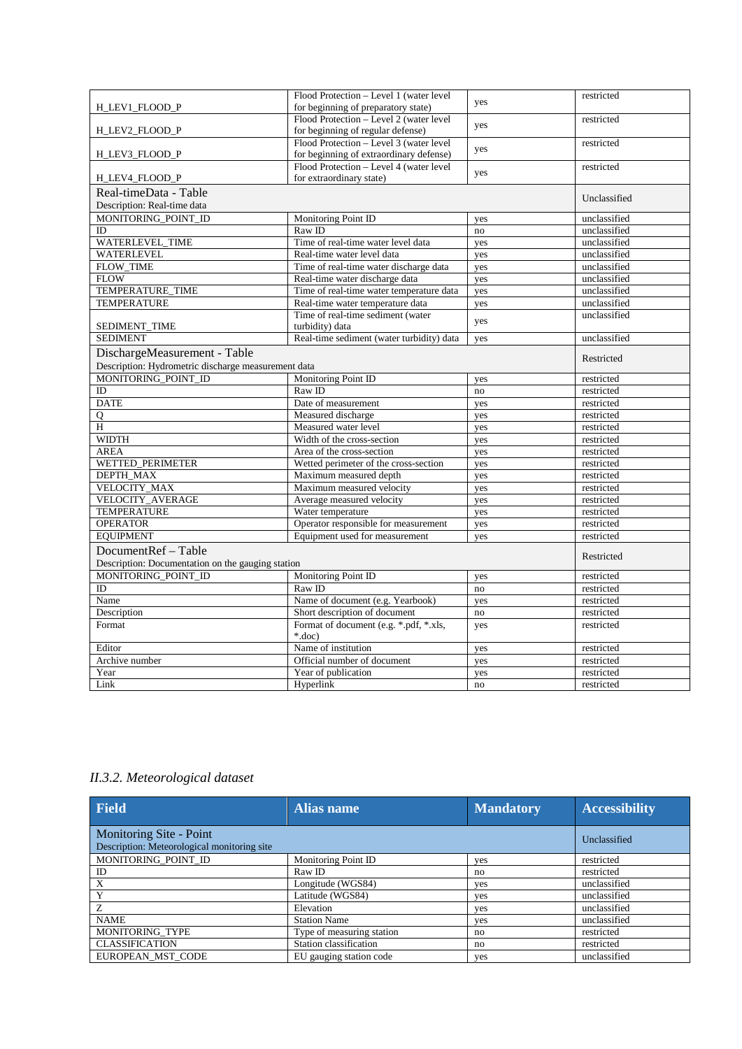| | | | |
|---|---|---|---|
| H_LEV1_FLOOD_P | Flood Protection – Level 1 (water level for beginning of preparatory state) | yes | restricted |
| H_LEV2_FLOOD_P | Flood Protection – Level 2 (water level for beginning of regular defense) | yes | restricted |
| H_LEV3_FLOOD_P | Flood Protection – Level 3 (water level for beginning of extraordinary defense) | yes | restricted |
| H_LEV4_FLOOD_P | Flood Protection – Level 4 (water level for extraordinary state) | yes | restricted |
| Real-timeData - Table<br>Description: Real-time data | | | Unclassified |
| MONITORING_POINT_ID | Monitoring Point ID | yes | unclassified |
| ID | Raw ID | no | unclassified |
| WATERLEVEL_TIME | Time of real-time water level data | yes | unclassified |
| WATERLEVEL | Real-time water level data | yes | unclassified |
| FLOW_TIME | Time of real-time water discharge data | yes | unclassified |
| FLOW | Real-time water discharge data | yes | unclassified |
| TEMPERATURE_TIME | Time of real-time water temperature data | yes | unclassified |
| TEMPERATURE | Real-time water temperature data | yes | unclassified |
| SEDIMENT_TIME | Time of real-time sediment (water turbidity) data | yes | unclassified |
| SEDIMENT | Real-time sediment (water turbidity) data | yes | unclassified |
| DischargeMeasurement - Table<br>Description: Hydrometric discharge measurement data | | | Restricted |
| MONITORING_POINT_ID | Monitoring Point ID | yes | restricted |
| ID | Raw ID | no | restricted |
| DATE | Date of measurement | yes | restricted |
| Q | Measured discharge | yes | restricted |
| H | Measured water level | yes | restricted |
| WIDTH | Width of the cross-section | yes | restricted |
| AREA | Area of the cross-section | yes | restricted |
| WETTED_PERIMETER | Wetted perimeter of the cross-section | yes | restricted |
| DEPTH_MAX | Maximum measured depth | yes | restricted |
| VELOCITY_MAX | Maximum measured velocity | yes | restricted |
| VELOCITY_AVERAGE | Average measured velocity | yes | restricted |
| TEMPERATURE | Water temperature | yes | restricted |
| OPERATOR | Operator responsible for measurement | yes | restricted |
| EQUIPMENT | Equipment used for measurement | yes | restricted |
| DocumentRef – Table<br>Description: Documentation on the gauging station | | | Restricted |
| MONITORING_POINT_ID | Monitoring Point ID | yes | restricted |
| ID | Raw ID | no | restricted |
| Name | Name of document (e.g. Yearbook) | yes | restricted |
| Description | Short description of document | no | restricted |
| Format | Format of document (e.g. *.pdf, *.xls, *.doc) | yes | restricted |
| Editor | Name of institution | yes | restricted |
| Archive number | Official number of document | yes | restricted |
| Year | Year of publication | yes | restricted |
| Link | Hyperlink | no | restricted |

### *II.3.2. Meteorological dataset*

| Field | Alias name | Mandatory | Accessibility |
|---|---|---|---|
| Monitoring Site - Point<br>Description: Meteorological monitoring site | | | Unclassified |
| MONITORING_POINT_ID | Monitoring Point ID | yes | restricted |
| ID | Raw ID | no | restricted |
| X | Longitude (WGS84) | yes | unclassified |
| Y | Latitude (WGS84) | yes | unclassified |
| Z | Elevation | yes | unclassified |
| NAME | Station Name | yes | unclassified |
| MONITORING_TYPE | Type of measuring station | no | restricted |
| CLASSIFICATION | Station classification | no | restricted |
| EUROPEAN_MST_CODE | EU gauging station code | yes | unclassified |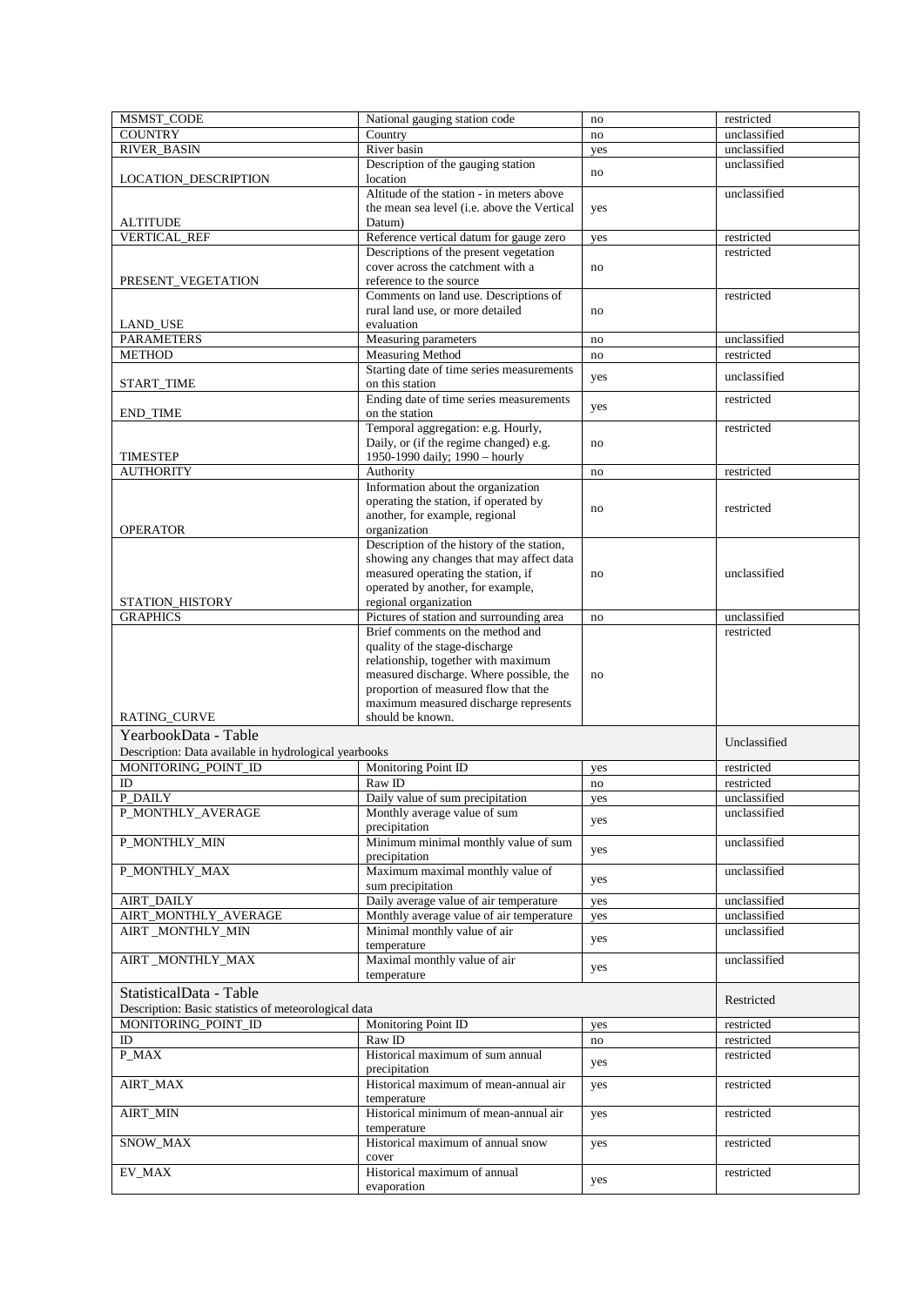| | | | |
|---|---|---|---|
| MSMST_CODE | National gauging station code | no | restricted |
| COUNTRY | Country | no | unclassified |
| RIVER_BASIN | River basin | yes | unclassified |
| LOCATION_DESCRIPTION | Description of the gauging station location | no | unclassified |
| ALTITUDE | Altitude of the station - in meters above the mean sea level (i.e. above the Vertical Datum) | yes | unclassified |
| VERTICAL_REF | Reference vertical datum for gauge zero | yes | restricted |
| PRESENT_VEGETATION | Descriptions of the present vegetation cover across the catchment with a reference to the source | no | restricted |
| LAND_USE | Comments on land use. Descriptions of rural land use, or more detailed evaluation | no | restricted |
| PARAMETERS | Measuring parameters | no | unclassified |
| METHOD | Measuring Method | no | restricted |
| START_TIME | Starting date of time series measurements on this station | yes | unclassified |
| END_TIME | Ending date of time series measurements on the station | yes | restricted |
| TIMESTEP | Temporal aggregation: e.g. Hourly, Daily, or (if the regime changed) e.g. 1950-1990 daily; 1990 – hourly | no | restricted |
| AUTHORITY | Authority | no | restricted |
| OPERATOR | Information about the organization operating the station, if operated by another, for example, regional organization | no | restricted |
| STATION_HISTORY | Description of the history of the station, showing any changes that may affect data measured operating the station, if operated by another, for example, regional organization | no | unclassified |
| GRAPHICS | Pictures of station and surrounding area | no | unclassified |
| RATING_CURVE | Brief comments on the method and quality of the stage-discharge relationship, together with maximum measured discharge. Where possible, the proportion of measured flow that the maximum measured discharge represents should be known. | no | restricted |
| **YearbookData - Table**<br>Description: Data available in hydrological yearbooks | | | Unclassified |
| MONITORING_POINT_ID | Monitoring Point ID | yes | restricted |
| ID | Raw ID | no | restricted |
| P_DAILY | Daily value of sum precipitation | yes | unclassified |
| P_MONTHLY_AVERAGE | Monthly average value of sum precipitation | yes | unclassified |
| P_MONTHLY_MIN | Minimum minimal monthly value of sum precipitation | yes | unclassified |
| P_MONTHLY_MAX | Maximum maximal monthly value of sum precipitation | yes | unclassified |
| AIRT_DAILY | Daily average value of air temperature | yes | unclassified |
| AIRT_MONTHLY_AVERAGE | Monthly average value of air temperature | yes | unclassified |
| AIRT _MONTHLY_MIN | Minimal monthly value of air temperature | yes | unclassified |
| AIRT _MONTHLY_MAX | Maximal monthly value of air temperature | yes | unclassified |
| **StatisticalData - Table**<br>Description: Basic statistics of meteorological data | | | Restricted |
| MONITORING_POINT_ID | Monitoring Point ID | yes | restricted |
| ID | Raw ID | no | restricted |
| P_MAX | Historical maximum of sum annual precipitation | yes | restricted |
| AIRT_MAX | Historical maximum of mean-annual air temperature | yes | restricted |
| AIRT_MIN | Historical minimum of mean-annual air temperature | yes | restricted |
| SNOW_MAX | Historical maximum of annual snow cover | yes | restricted |
| EV_MAX | Historical maximum of annual evaporation | yes | restricted |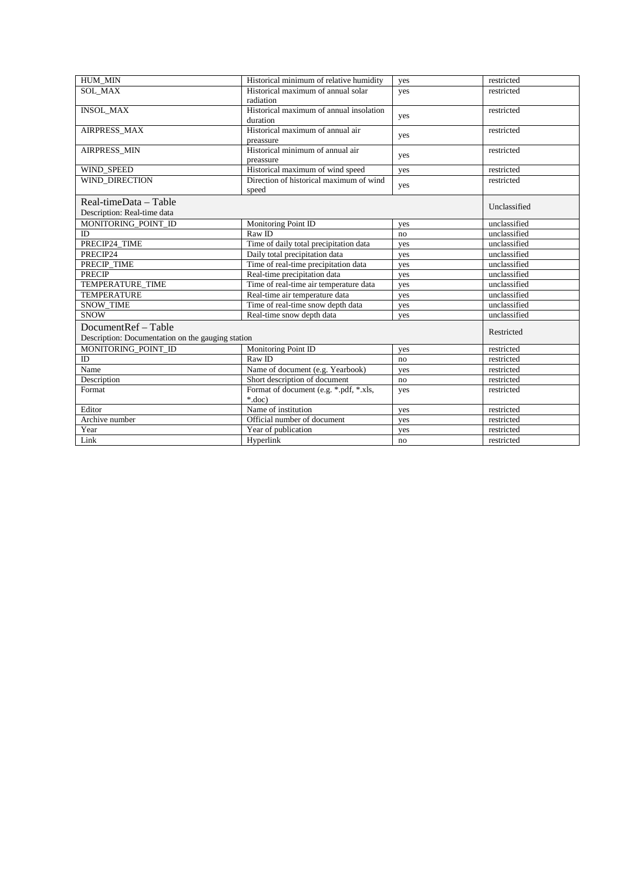| | | | |
|---|---|---|---|
| HUM_MIN | Historical minimum of relative humidity | yes | restricted |
| SOL_MAX | Historical maximum of annual solar radiation | yes | restricted |
| INSOL_MAX | Historical maximum of annual insolation duration | yes | restricted |
| AIRPRESS_MAX | Historical maximum of annual air preassure | yes | restricted |
| AIRPRESS_MIN | Historical minimum of annual air preassure | yes | restricted |
| WIND_SPEED | Historical maximum of wind speed | yes | restricted |
| WIND_DIRECTION | Direction of historical maximum of wind speed | yes | restricted |
| Real-timeData – Table<br>Description: Real-time data | | | Unclassified |
| MONITORING_POINT_ID | Monitoring Point ID | yes | unclassified |
| ID | Raw ID | no | unclassified |
| PRECIP24_TIME | Time of daily total precipitation data | yes | unclassified |
| PRECIP24 | Daily total precipitation data | yes | unclassified |
| PRECIP_TIME | Time of real-time precipitation data | yes | unclassified |
| PRECIP | Real-time precipitation data | yes | unclassified |
| TEMPERATURE_TIME | Time of real-time air temperature data | yes | unclassified |
| TEMPERATURE | Real-time air temperature data | yes | unclassified |
| SNOW_TIME | Time of real-time snow depth data | yes | unclassified |
| SNOW | Real-time snow depth data | yes | unclassified |
| DocumentRef – Table<br>Description: Documentation on the gauging station | | | Restricted |
| MONITORING_POINT_ID | Monitoring Point ID | yes | restricted |
| ID | Raw ID | no | restricted |
| Name | Name of document (e.g. Yearbook) | yes | restricted |
| Description | Short description of document | no | restricted |
| Format | Format of document (e.g. *.pdf, *.xls, *.doc) | yes | restricted |
| Editor | Name of institution | yes | restricted |
| Archive number | Official number of document | yes | restricted |
| Year | Year of publication | yes | restricted |
| Link | Hyperlink | no | restricted |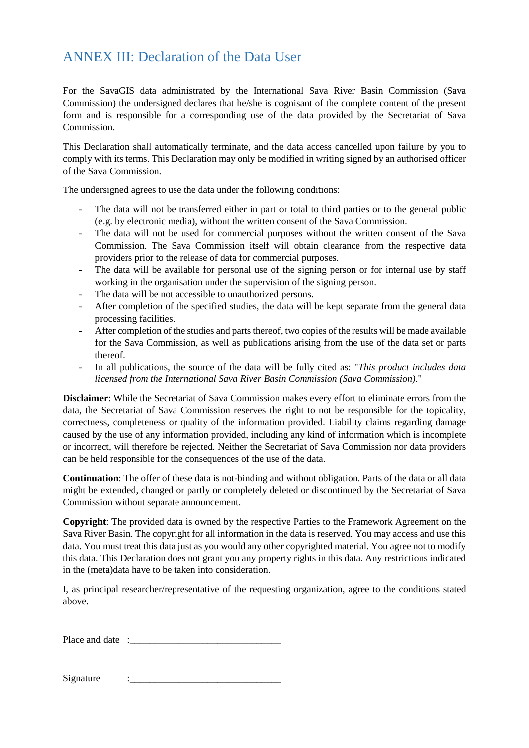# ANNEX III: Declaration of the Data User

For the SavaGIS data administrated by the International Sava River Basin Commission (Sava Commission) the undersigned declares that he/she is cognisant of the complete content of the present form and is responsible for a corresponding use of the data provided by the Secretariat of Sava Commission.

This Declaration shall automatically terminate, and the data access cancelled upon failure by you to comply with its terms. This Declaration may only be modified in writing signed by an authorised officer of the Sava Commission.

The undersigned agrees to use the data under the following conditions:

- The data will not be transferred either in part or total to third parties or to the general public (e.g. by electronic media), without the written consent of the Sava Commission.
- The data will not be used for commercial purposes without the written consent of the Sava Commission. The Sava Commission itself will obtain clearance from the respective data providers prior to the release of data for commercial purposes.
- The data will be available for personal use of the signing person or for internal use by staff working in the organisation under the supervision of the signing person.
- The data will be not accessible to unauthorized persons.
- After completion of the specified studies, the data will be kept separate from the general data processing facilities.
- After completion of the studies and parts thereof, two copies of the results will be made available for the Sava Commission, as well as publications arising from the use of the data set or parts thereof.
- In all publications, the source of the data will be fully cited as: "*This product includes data licensed from the International Sava River Basin Commission (Sava Commission)*."

**Disclaimer**: While the Secretariat of Sava Commission makes every effort to eliminate errors from the data, the Secretariat of Sava Commission reserves the right to not be responsible for the topicality, correctness, completeness or quality of the information provided. Liability claims regarding damage caused by the use of any information provided, including any kind of information which is incomplete or incorrect, will therefore be rejected. Neither the Secretariat of Sava Commission nor data providers can be held responsible for the consequences of the use of the data.

**Continuation**: The offer of these data is not-binding and without obligation. Parts of the data or all data might be extended, changed or partly or completely deleted or discontinued by the Secretariat of Sava Commission without separate announcement.

**Copyright**: The provided data is owned by the respective Parties to the Framework Agreement on the Sava River Basin. The copyright for all information in the data is reserved. You may access and use this data. You must treat this data just as you would any other copyrighted material. You agree not to modify this data. This Declaration does not grant you any property rights in this data. Any restrictions indicated in the (meta)data have to be taken into consideration.

I, as principal researcher/representative of the requesting organization, agree to the conditions stated above.

Place and date :_______________________________

Signature :_______________________________